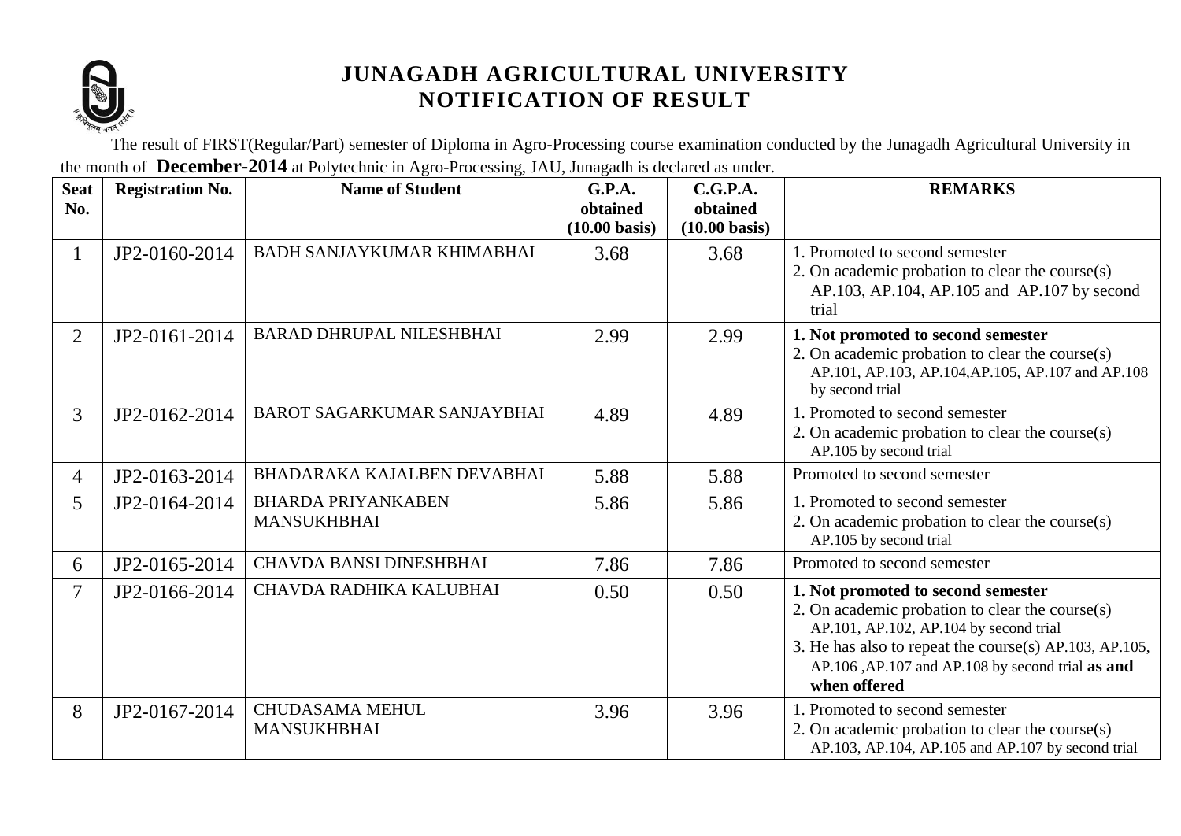# JUNAGADH AGRICULTURAL UNIVERSITY
# NOTIFICATION OF RESULT

The result of FIRST(Regular/Part) semester of Diploma in Agro-Processing course examination conducted by the Junagadh Agricultural University in the month of **December-2014** at Polytechnic in Agro-Processing, JAU, Junagadh is declared as under.

| Seat No. | Registration No. | Name of Student | G.P.A. obtained (10.00 basis) | C.G.P.A. obtained (10.00 basis) | REMARKS |
|---|---|---|---|---|---|
| 1 | JP2-0160-2014 | BADH SANJAYKUMAR KHIMABHAI | 3.68 | 3.68 | 1. Promoted to second semester<br>2. On academic probation to clear the course(s) AP.103, AP.104, AP.105 and AP.107 by second trial |
| 2 | JP2-0161-2014 | BARAD DHRUPAL NILESHBHAI | 2.99 | 2.99 | **1. Not promoted to second semester**<br>2. On academic probation to clear the course(s) AP.101, AP.103, AP.104,AP.105, AP.107 and AP.108 by second trial |
| 3 | JP2-0162-2014 | BAROT SAGARKUMAR SANJAYBHAI | 4.89 | 4.89 | 1. Promoted to second semester<br>2. On academic probation to clear the course(s) AP.105 by second trial |
| 4 | JP2-0163-2014 | BHADARAKA KAJALBEN DEVABHAI | 5.88 | 5.88 | Promoted to second semester |
| 5 | JP2-0164-2014 | BHARDA PRIYANKABEN MANSUKHBHAI | 5.86 | 5.86 | 1. Promoted to second semester<br>2. On academic probation to clear the course(s) AP.105 by second trial |
| 6 | JP2-0165-2014 | CHAVDA BANSI DINESHBHAI | 7.86 | 7.86 | Promoted to second semester |
| 7 | JP2-0166-2014 | CHAVDA RADHIKA KALUBHAI | 0.50 | 0.50 | **1. Not promoted to second semester**<br>2. On academic probation to clear the course(s) AP.101, AP.102, AP.104 by second trial<br>3. He has also to repeat the course(s) AP.103, AP.105, AP.106 ,AP.107 and AP.108 by second trial **as and when offered** |
| 8 | JP2-0167-2014 | CHUDASAMA MEHUL MANSUKHBHAI | 3.96 | 3.96 | 1. Promoted to second semester<br>2. On academic probation to clear the course(s) AP.103, AP.104, AP.105 and AP.107 by second trial |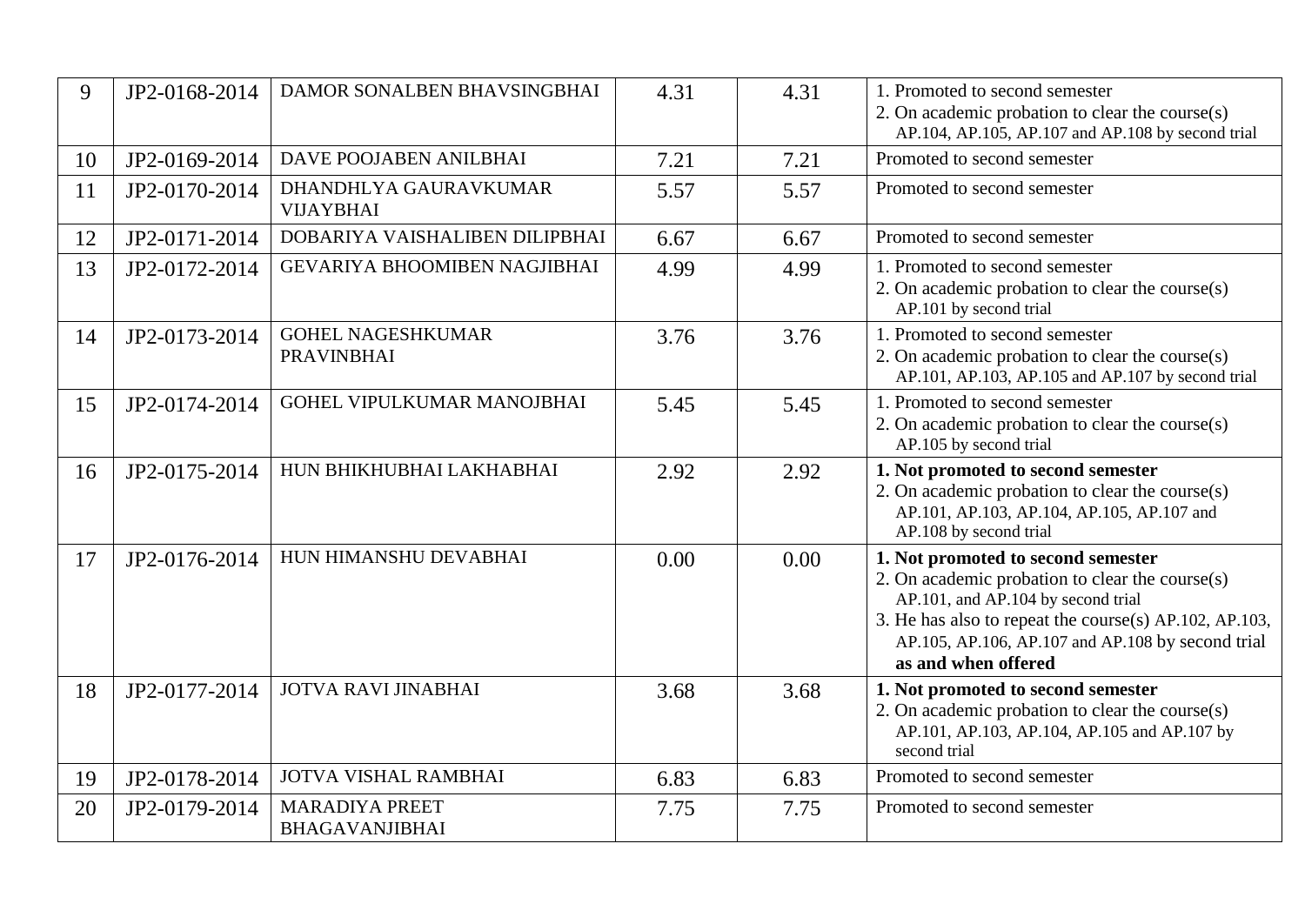| 9 | JP2-0168-2014 | DAMOR SONALBEN BHAVSINGBHAI | 4.31 | 4.31 | 1. Promoted to second semester<br>2. On academic probation to clear the course(s) AP.104, AP.105, AP.107 and AP.108 by second trial |
|---|---|---|---|---|---|
| 10 | JP2-0169-2014 | DAVE POOJABEN ANILBHAI | 7.21 | 7.21 | Promoted to second semester |
| 11 | JP2-0170-2014 | DHANDHLYA GAURAVKUMAR VIJAYBHAI | 5.57 | 5.57 | Promoted to second semester |
| 12 | JP2-0171-2014 | DOBARIYA VAISHALIBEN DILIPBHAI | 6.67 | 6.67 | Promoted to second semester |
| 13 | JP2-0172-2014 | GEVARIYA BHOOMIBEN NAGJIBHAI | 4.99 | 4.99 | 1. Promoted to second semester<br>2. On academic probation to clear the course(s) AP.101 by second trial |
| 14 | JP2-0173-2014 | GOHEL NAGESHKUMAR PRAVINBHAI | 3.76 | 3.76 | 1. Promoted to second semester<br>2. On academic probation to clear the course(s) AP.101, AP.103, AP.105 and AP.107 by second trial |
| 15 | JP2-0174-2014 | GOHEL VIPULKUMAR MANOJBHAI | 5.45 | 5.45 | 1. Promoted to second semester<br>2. On academic probation to clear the course(s) AP.105 by second trial |
| 16 | JP2-0175-2014 | HUN BHIKHUBHAI LAKHABHAI | 2.92 | 2.92 | **1. Not promoted to second semester**<br>2. On academic probation to clear the course(s) AP.101, AP.103, AP.104, AP.105, AP.107 and AP.108 by second trial |
| 17 | JP2-0176-2014 | HUN HIMANSHU DEVABHAI | 0.00 | 0.00 | **1. Not promoted to second semester**<br>2. On academic probation to clear the course(s) AP.101, and AP.104 by second trial<br>3. He has also to repeat the course(s) AP.102, AP.103, AP.105, AP.106, AP.107 and AP.108 by second trial **as and when offered** |
| 18 | JP2-0177-2014 | JOTVA RAVI JINABHAI | 3.68 | 3.68 | **1. Not promoted to second semester**<br>2. On academic probation to clear the course(s) AP.101, AP.103, AP.104, AP.105 and AP.107 by second trial |
| 19 | JP2-0178-2014 | JOTVA VISHAL RAMBHAI | 6.83 | 6.83 | Promoted to second semester |
| 20 | JP2-0179-2014 | MARADIYA PREET BHAGAVANJIBHAI | 7.75 | 7.75 | Promoted to second semester |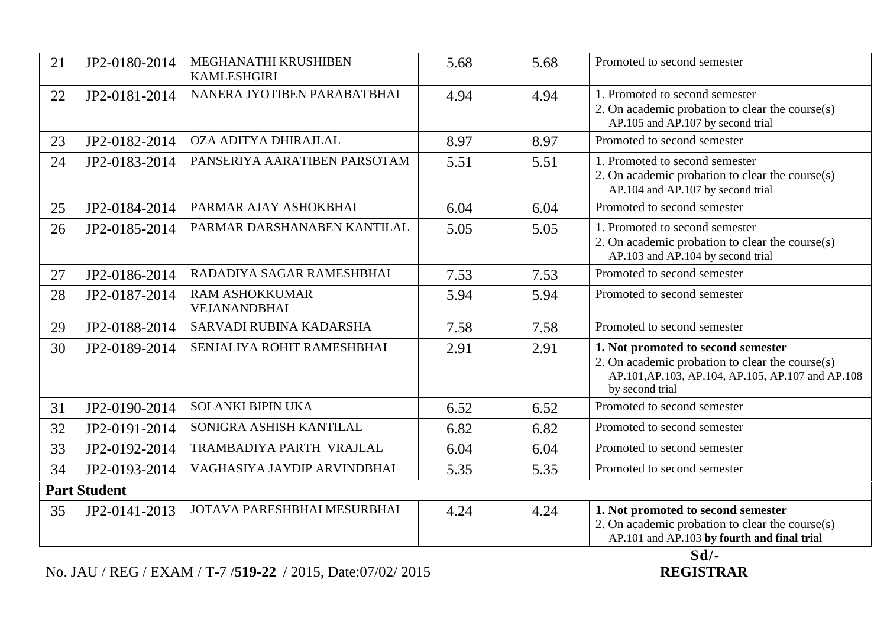| | | | | | |
|---|---|---|---|---|---|
| 21 | JP2-0180-2014 | MEGHANATHI KRUSHIBEN KAMLESHGIRI | 5.68 | 5.68 | Promoted to second semester |
| 22 | JP2-0181-2014 | NANERA JYOTIBEN PARABATBHAI | 4.94 | 4.94 | 1. Promoted to second semester<br>2. On academic probation to clear the course(s) AP.105 and AP.107 by second trial |
| 23 | JP2-0182-2014 | OZA ADITYA DHIRAJLAL | 8.97 | 8.97 | Promoted to second semester |
| 24 | JP2-0183-2014 | PANSERIYA AARATIBEN PARSOTAM | 5.51 | 5.51 | 1. Promoted to second semester<br>2. On academic probation to clear the course(s) AP.104 and AP.107 by second trial |
| 25 | JP2-0184-2014 | PARMAR AJAY ASHOKBHAI | 6.04 | 6.04 | Promoted to second semester |
| 26 | JP2-0185-2014 | PARMAR DARSHANABEN KANTILAL | 5.05 | 5.05 | 1. Promoted to second semester<br>2. On academic probation to clear the course(s) AP.103 and AP.104 by second trial |
| 27 | JP2-0186-2014 | RADADIYA SAGAR RAMESHBHAI | 7.53 | 7.53 | Promoted to second semester |
| 28 | JP2-0187-2014 | RAM ASHOKKUMAR VEJANANDBHAI | 5.94 | 5.94 | Promoted to second semester |
| 29 | JP2-0188-2014 | SARVADI RUBINA KADARSHA | 7.58 | 7.58 | Promoted to second semester |
| 30 | JP2-0189-2014 | SENJALIYA ROHIT RAMESHBHAI | 2.91 | 2.91 | **1. Not promoted to second semester**<br>2. On academic probation to clear the course(s) AP.101,AP.103, AP.104, AP.105, AP.107 and AP.108 by second trial |
| 31 | JP2-0190-2014 | SOLANKI BIPIN UKA | 6.52 | 6.52 | Promoted to second semester |
| 32 | JP2-0191-2014 | SONIGRA ASHISH KANTILAL | 6.82 | 6.82 | Promoted to second semester |
| 33 | JP2-0192-2014 | TRAMBADIYA PARTH VRAJLAL | 6.04 | 6.04 | Promoted to second semester |
| 34 | JP2-0193-2014 | VAGHASIYA JAYDIP ARVINDBHAI | 5.35 | 5.35 | Promoted to second semester |
| **Part Student** | | | | | |
| 35 | JP2-0141-2013 | JOTAVA PARESHBHAI MESURBHAI | 4.24 | 4.24 | **1. Not promoted to second semester**<br>2. On academic probation to clear the course(s) AP.101 and AP.103 **by fourth and final trial** |

No. JAU / REG / EXAM / T-7 /**519-22** / 2015, Date:07/02/ 2015

**Sd/-**
**REGISTRAR**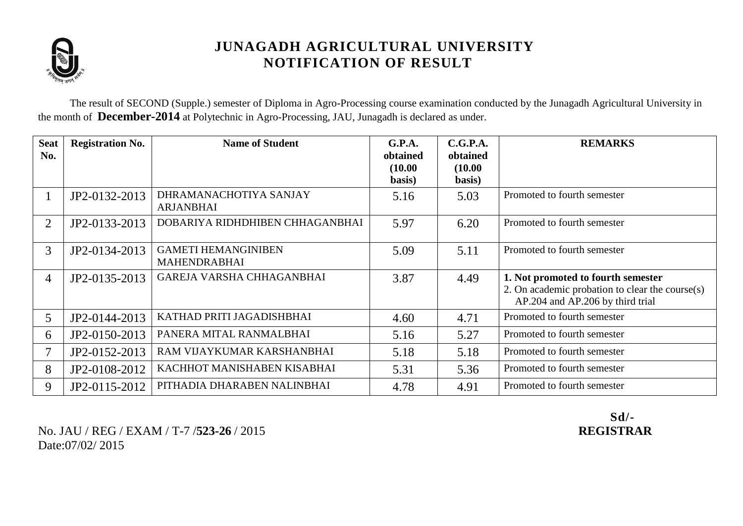# JUNAGADH AGRICULTURAL UNIVERSITY
## NOTIFICATION OF RESULT

The result of SECOND (Supple.) semester of Diploma in Agro-Processing course examination conducted by the Junagadh Agricultural University in the month of **December-2014** at Polytechnic in Agro-Processing, JAU, Junagadh is declared as under.

| Seat No. | Registration No. | Name of Student | G.P.A. obtained (10.00 basis) | C.G.P.A. obtained (10.00 basis) | REMARKS |
|---|---|---|---|---|---|
| 1 | JP2-0132-2013 | DHRAMANACHOTIYA SANJAY ARJANBHAI | 5.16 | 5.03 | Promoted to fourth semester |
| 2 | JP2-0133-2013 | DOBARIYA RIDHDHIBEN CHHAGANBHAI | 5.97 | 6.20 | Promoted to fourth semester |
| 3 | JP2-0134-2013 | GAMETI HEMANGINIBEN MAHENDRABHAI | 5.09 | 5.11 | Promoted to fourth semester |
| 4 | JP2-0135-2013 | GAREJA VARSHA CHHAGANBHAI | 3.87 | 4.49 | **1. Not promoted to fourth semester** 2. On academic probation to clear the course(s) AP.204 and AP.206 by third trial |
| 5 | JP2-0144-2013 | KATHAD PRITI JAGADISHBHAI | 4.60 | 4.71 | Promoted to fourth semester |
| 6 | JP2-0150-2013 | PANERA MITAL RANMALBHAI | 5.16 | 5.27 | Promoted to fourth semester |
| 7 | JP2-0152-2013 | RAM VIJAYKUMAR KARSHANBHAI | 5.18 | 5.18 | Promoted to fourth semester |
| 8 | JP2-0108-2012 | KACHHOT MANISHABEN KISABHAI | 5.31 | 5.36 | Promoted to fourth semester |
| 9 | JP2-0115-2012 | PITHADIA DHARABEN NALINBHAI | 4.78 | 4.91 | Promoted to fourth semester |

No. JAU / REG / EXAM / T-7 /**523-26** / 2015
Date:07/02/ 2015

**Sd/-**
**REGISTRAR**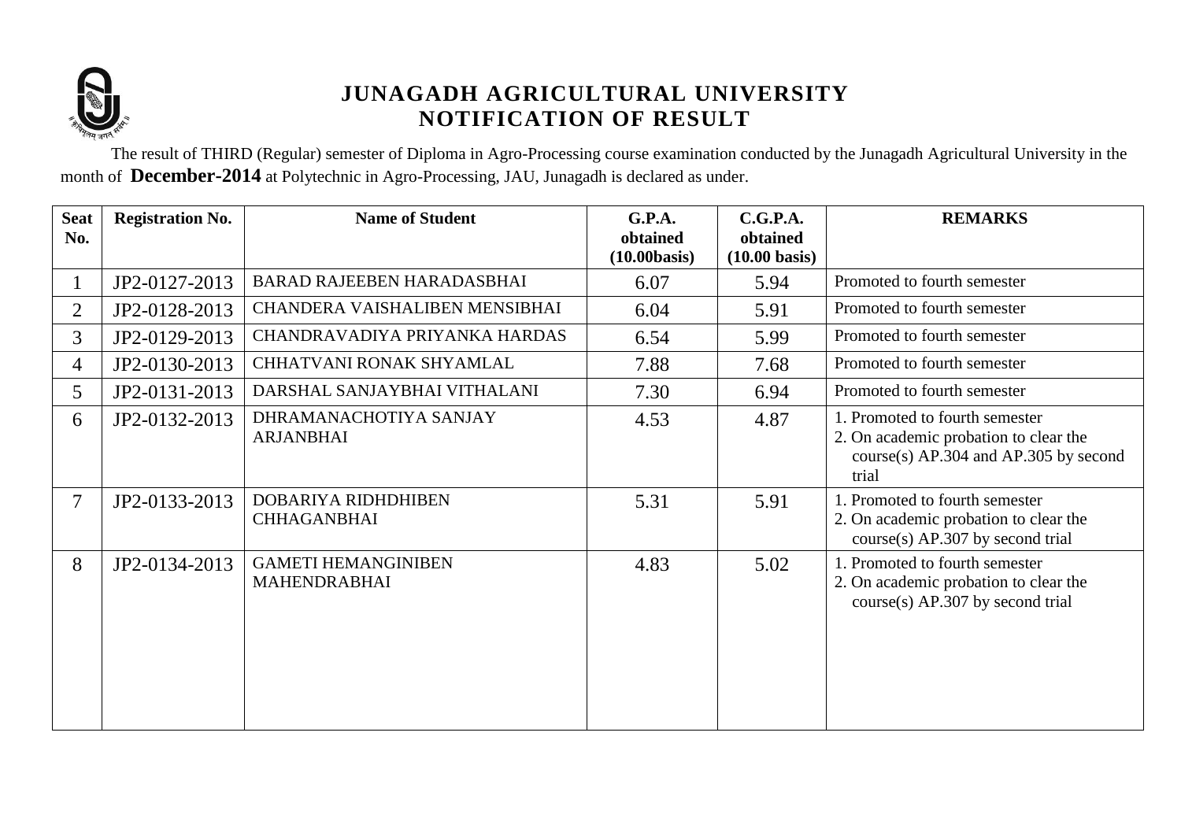# JUNAGADH AGRICULTURAL UNIVERSITY
## NOTIFICATION OF RESULT

The result of THIRD (Regular) semester of Diploma in Agro-Processing course examination conducted by the Junagadh Agricultural University in the month of **December-2014** at Polytechnic in Agro-Processing, JAU, Junagadh is declared as under.

| Seat No. | Registration No. | Name of Student | G.P.A. obtained (10.00basis) | C.G.P.A. obtained (10.00 basis) | REMARKS |
|---|---|---|---|---|---|
| 1 | JP2-0127-2013 | BARAD RAJEEBEN HARADASBHAI | 6.07 | 5.94 | Promoted to fourth semester |
| 2 | JP2-0128-2013 | CHANDERA VAISHALIBEN MENSIBHAI | 6.04 | 5.91 | Promoted to fourth semester |
| 3 | JP2-0129-2013 | CHANDRAVADIYA PRIYANKA HARDAS | 6.54 | 5.99 | Promoted to fourth semester |
| 4 | JP2-0130-2013 | CHHATVANI RONAK SHYAMLAL | 7.88 | 7.68 | Promoted to fourth semester |
| 5 | JP2-0131-2013 | DARSHAL SANJAYBHAI VITHALANI | 7.30 | 6.94 | Promoted to fourth semester |
| 6 | JP2-0132-2013 | DHRAMANACHOTIYA SANJAY ARJANBHAI | 4.53 | 4.87 | 1. Promoted to fourth semester 2. On academic probation to clear the course(s) AP.304 and AP.305 by second trial |
| 7 | JP2-0133-2013 | DOBARIYA RIDHDHIBEN CHHAGANBHAI | 5.31 | 5.91 | 1. Promoted to fourth semester 2. On academic probation to clear the course(s) AP.307 by second trial |
| 8 | JP2-0134-2013 | GAMETI HEMANGINIBEN MAHENDRABHAI | 4.83 | 5.02 | 1. Promoted to fourth semester 2. On academic probation to clear the course(s) AP.307 by second trial |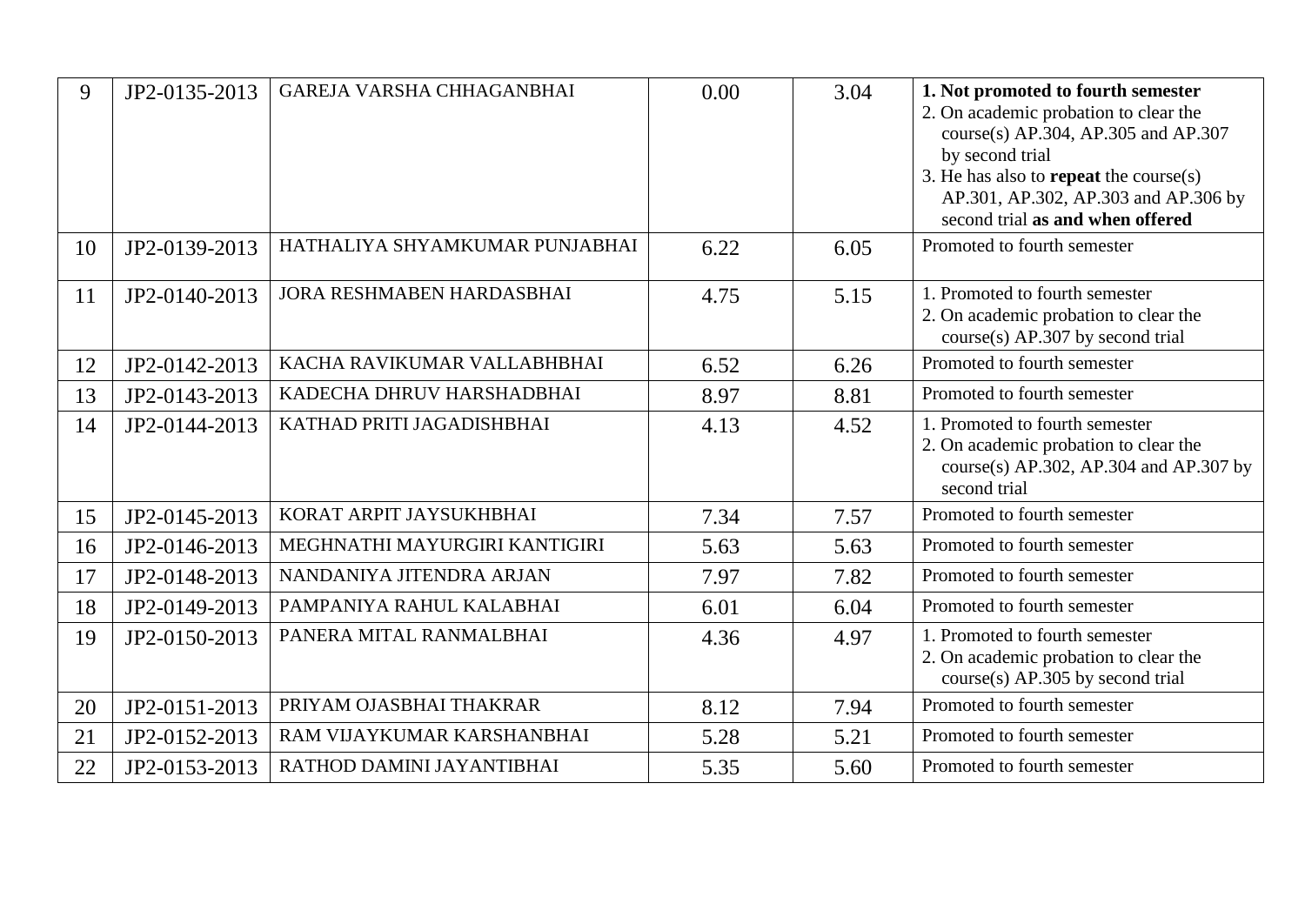| 9 | JP2-0135-2013 | GAREJA VARSHA CHHAGANBHAI | 0.00 | 3.04 | **1. Not promoted to fourth semester**<br>2. On academic probation to clear the course(s) AP.304, AP.305 and AP.307 by second trial<br>3. He has also to **repeat** the course(s) AP.301, AP.302, AP.303 and AP.306 by second trial **as and when offered** |
|---|---|---|---|---|---|
| 10 | JP2-0139-2013 | HATHALIYA SHYAMKUMAR PUNJABHAI | 6.22 | 6.05 | Promoted to fourth semester |
| 11 | JP2-0140-2013 | JORA RESHMABEN HARDASBHAI | 4.75 | 5.15 | 1. Promoted to fourth semester<br>2. On academic probation to clear the course(s) AP.307 by second trial |
| 12 | JP2-0142-2013 | KACHA RAVIKUMAR VALLABHBHAI | 6.52 | 6.26 | Promoted to fourth semester |
| 13 | JP2-0143-2013 | KADECHA DHRUV HARSHADBHAI | 8.97 | 8.81 | Promoted to fourth semester |
| 14 | JP2-0144-2013 | KATHAD PRITI JAGADISHBHAI | 4.13 | 4.52 | 1. Promoted to fourth semester<br>2. On academic probation to clear the course(s) AP.302, AP.304 and AP.307 by second trial |
| 15 | JP2-0145-2013 | KORAT ARPIT JAYSUKHBHAI | 7.34 | 7.57 | Promoted to fourth semester |
| 16 | JP2-0146-2013 | MEGHNATHI MAYURGIRI KANTIGIRI | 5.63 | 5.63 | Promoted to fourth semester |
| 17 | JP2-0148-2013 | NANDANIYA JITENDRA ARJAN | 7.97 | 7.82 | Promoted to fourth semester |
| 18 | JP2-0149-2013 | PAMPANIYA RAHUL KALABHAI | 6.01 | 6.04 | Promoted to fourth semester |
| 19 | JP2-0150-2013 | PANERA MITAL RANMALBHAI | 4.36 | 4.97 | 1. Promoted to fourth semester<br>2. On academic probation to clear the course(s) AP.305 by second trial |
| 20 | JP2-0151-2013 | PRIYAM OJASBHAI THAKRAR | 8.12 | 7.94 | Promoted to fourth semester |
| 21 | JP2-0152-2013 | RAM VIJAYKUMAR KARSHANBHAI | 5.28 | 5.21 | Promoted to fourth semester |
| 22 | JP2-0153-2013 | RATHOD DAMINI JAYANTIBHAI | 5.35 | 5.60 | Promoted to fourth semester |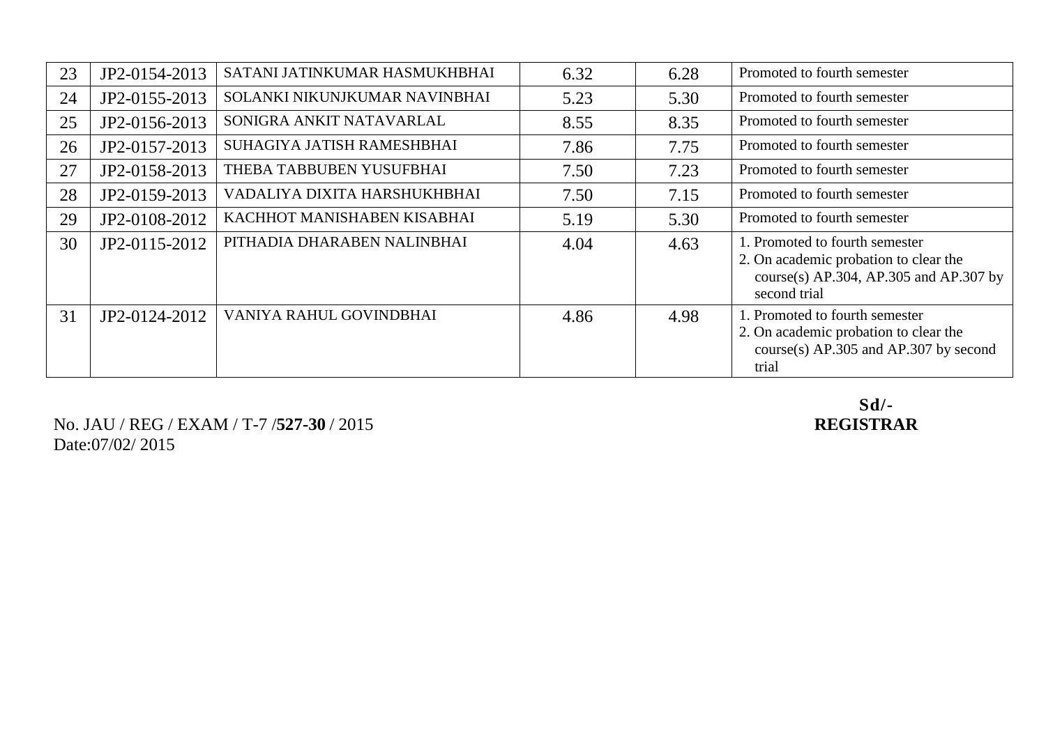| | | | | | |
|---|---|---|---|---|---|
| 23 | JP2-0154-2013 | SATANI JATINKUMAR HASMUKHBHAI | 6.32 | 6.28 | Promoted to fourth semester |
| 24 | JP2-0155-2013 | SOLANKI NIKUNJKUMAR NAVINBHAI | 5.23 | 5.30 | Promoted to fourth semester |
| 25 | JP2-0156-2013 | SONIGRA ANKIT NATAVARLAL | 8.55 | 8.35 | Promoted to fourth semester |
| 26 | JP2-0157-2013 | SUHAGIYA JATISH RAMESHBHAI | 7.86 | 7.75 | Promoted to fourth semester |
| 27 | JP2-0158-2013 | THEBA TABBUBEN YUSUFBHAI | 7.50 | 7.23 | Promoted to fourth semester |
| 28 | JP2-0159-2013 | VADALIYA DIXITA HARSHUKHBHAI | 7.50 | 7.15 | Promoted to fourth semester |
| 29 | JP2-0108-2012 | KACHHOT MANISHABEN KISABHAI | 5.19 | 5.30 | Promoted to fourth semester |
| 30 | JP2-0115-2012 | PITHADIA DHARABEN NALINBHAI | 4.04 | 4.63 | 1. Promoted to fourth semester<br>2. On academic probation to clear the course(s) AP.304, AP.305 and AP.307 by second trial |
| 31 | JP2-0124-2012 | VANIYA RAHUL GOVINDBHAI | 4.86 | 4.98 | 1. Promoted to fourth semester<br>2. On academic probation to clear the course(s) AP.305 and AP.307 by second trial |

No. JAU / REG / EXAM / T-7 /**527-30** / 2015
Date:07/02/ 2015

**Sd/-**
**REGISTRAR**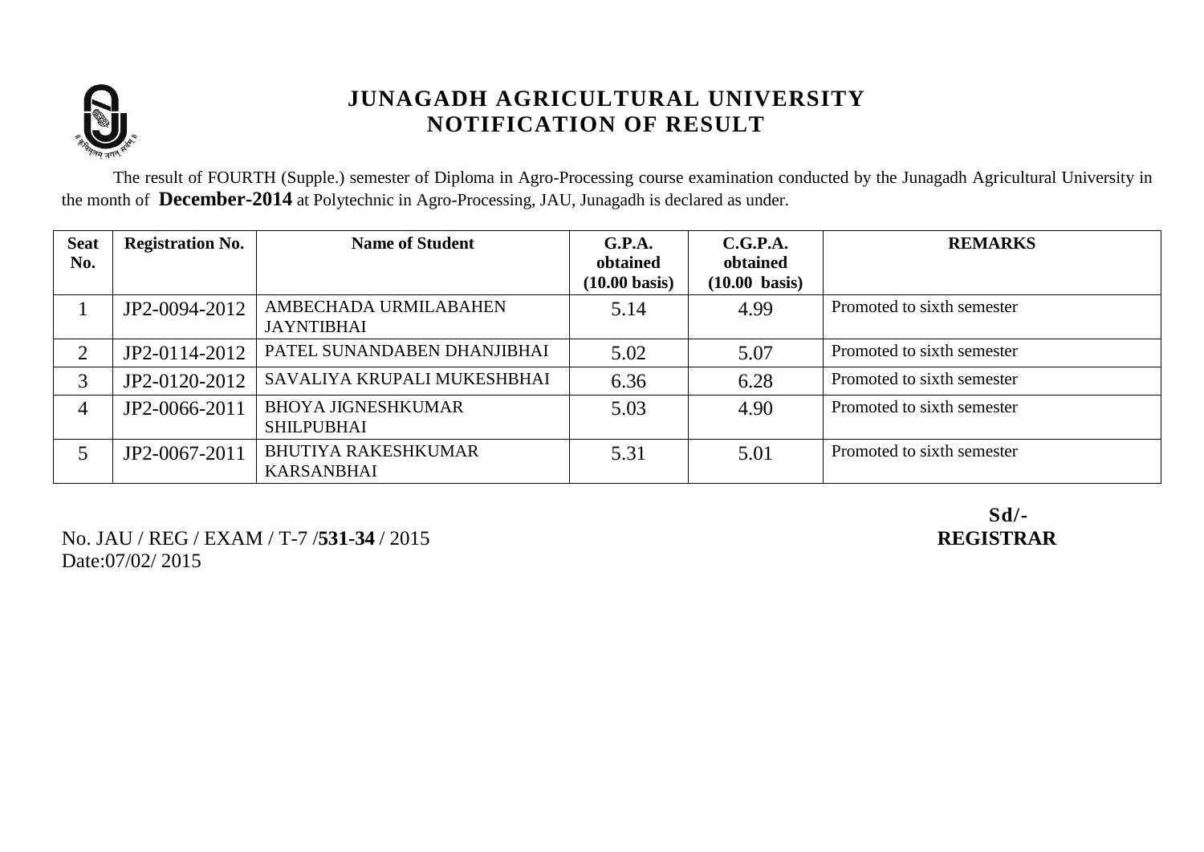# JUNAGADH AGRICULTURAL UNIVERSITY
## NOTIFICATION OF RESULT

The result of FOURTH (Supple.) semester of Diploma in Agro-Processing course examination conducted by the Junagadh Agricultural University in the month of **December-2014** at Polytechnic in Agro-Processing, JAU, Junagadh is declared as under.

| Seat No. | Registration No. | Name of Student | G.P.A. obtained (10.00 basis) | C.G.P.A. obtained (10.00 basis) | REMARKS |
|---|---|---|---|---|---|
| 1 | JP2-0094-2012 | AMBECHADA URMILABAHEN JAYNTIBHAI | 5.14 | 4.99 | Promoted to sixth semester |
| 2 | JP2-0114-2012 | PATEL SUNANDABEN DHANJIBHAI | 5.02 | 5.07 | Promoted to sixth semester |
| 3 | JP2-0120-2012 | SAVALIYA KRUPALI MUKESHBHAI | 6.36 | 6.28 | Promoted to sixth semester |
| 4 | JP2-0066-2011 | BHOYA JIGNESHKUMAR SHILPUBHAI | 5.03 | 4.90 | Promoted to sixth semester |
| 5 | JP2-0067-2011 | BHUTIYA RAKESHKUMAR KARSANBHAI | 5.31 | 5.01 | Promoted to sixth semester |

No. JAU / REG / EXAM / T-7 /**531-34** / 2015
Date:07/02/ 2015

**Sd/-**
**REGISTRAR**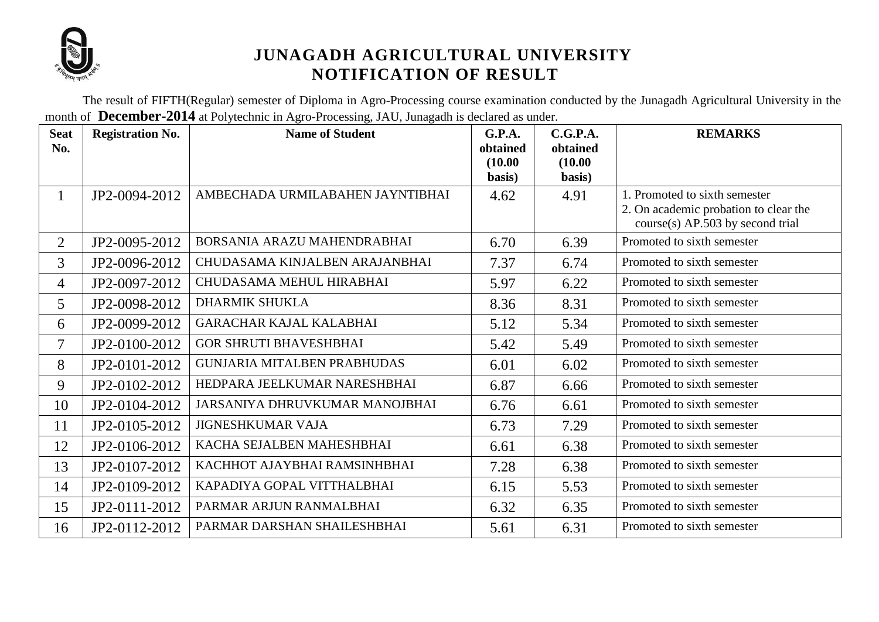# JUNAGADH AGRICULTURAL UNIVERSITY
## NOTIFICATION OF RESULT

The result of FIFTH(Regular) semester of Diploma in Agro-Processing course examination conducted by the Junagadh Agricultural University in the month of **December-2014** at Polytechnic in Agro-Processing, JAU, Junagadh is declared as under.

| Seat No. | Registration No. | Name of Student | G.P.A. obtained (10.00 basis) | C.G.P.A. obtained (10.00 basis) | REMARKS |
|---|---|---|---|---|---|
| 1 | JP2-0094-2012 | AMBECHADA URMILABAHEN JAYNTIBHAI | 4.62 | 4.91 | 1. Promoted to sixth semester 2. On academic probation to clear the course(s) AP.503 by second trial |
| 2 | JP2-0095-2012 | BORSANIA ARAZU MAHENDRABHAI | 6.70 | 6.39 | Promoted to sixth semester |
| 3 | JP2-0096-2012 | CHUDASAMA KINJALBEN ARAJANBHAI | 7.37 | 6.74 | Promoted to sixth semester |
| 4 | JP2-0097-2012 | CHUDASAMA MEHUL HIRABHAI | 5.97 | 6.22 | Promoted to sixth semester |
| 5 | JP2-0098-2012 | DHARMIK SHUKLA | 8.36 | 8.31 | Promoted to sixth semester |
| 6 | JP2-0099-2012 | GARACHAR KAJAL KALABHAI | 5.12 | 5.34 | Promoted to sixth semester |
| 7 | JP2-0100-2012 | GOR SHRUTI BHAVESHBHAI | 5.42 | 5.49 | Promoted to sixth semester |
| 8 | JP2-0101-2012 | GUNJARIA MITALBEN PRABHUDAS | 6.01 | 6.02 | Promoted to sixth semester |
| 9 | JP2-0102-2012 | HEDPARA JEELKUMAR NARESHBHAI | 6.87 | 6.66 | Promoted to sixth semester |
| 10 | JP2-0104-2012 | JARSANIYA DHRUVKUMAR MANOJBHAI | 6.76 | 6.61 | Promoted to sixth semester |
| 11 | JP2-0105-2012 | JIGNESHKUMAR VAJA | 6.73 | 7.29 | Promoted to sixth semester |
| 12 | JP2-0106-2012 | KACHA SEJALBEN MAHESHBHAI | 6.61 | 6.38 | Promoted to sixth semester |
| 13 | JP2-0107-2012 | KACHHOT AJAYBHAI RAMSINHBHAI | 7.28 | 6.38 | Promoted to sixth semester |
| 14 | JP2-0109-2012 | KAPADIYA GOPAL VITTHALBHAI | 6.15 | 5.53 | Promoted to sixth semester |
| 15 | JP2-0111-2012 | PARMAR ARJUN RANMALBHAI | 6.32 | 6.35 | Promoted to sixth semester |
| 16 | JP2-0112-2012 | PARMAR DARSHAN SHAILESHBHAI | 5.61 | 6.31 | Promoted to sixth semester |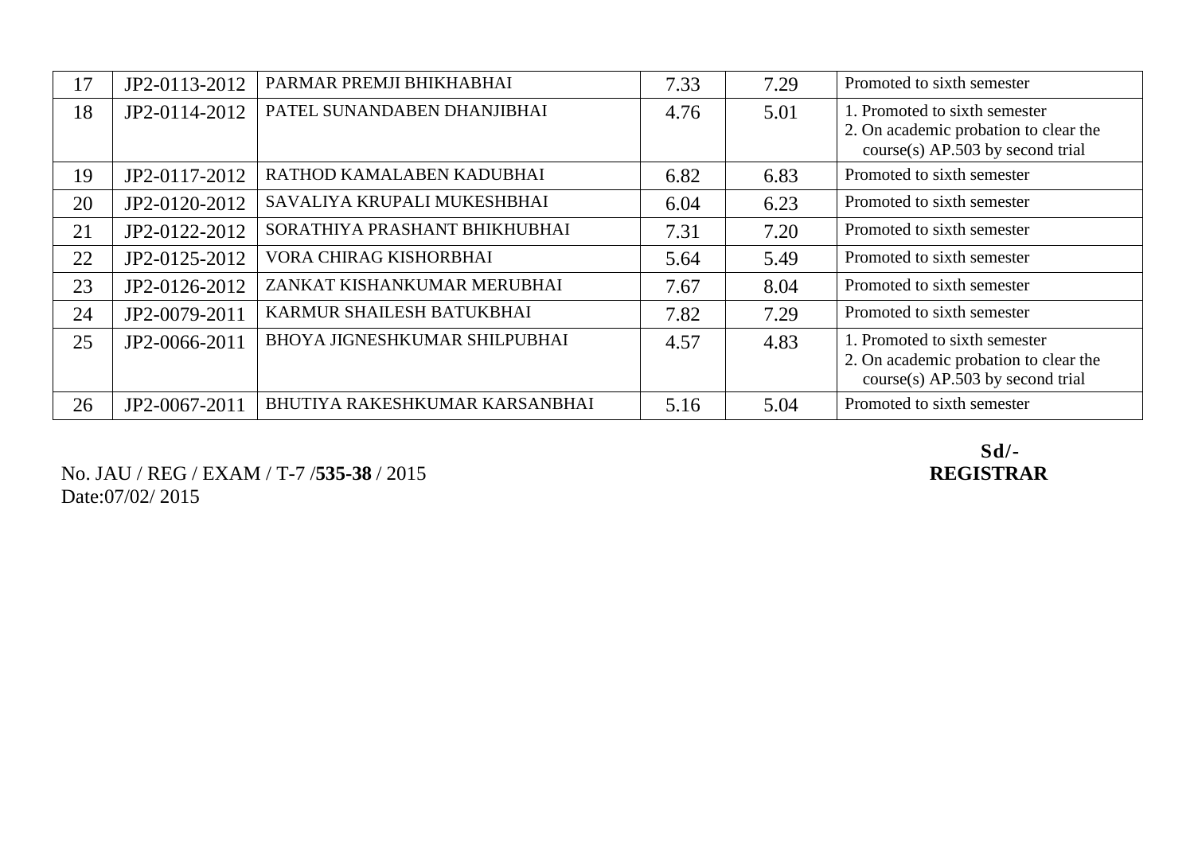| 17 | JP2-0113-2012 | PARMAR PREMJI BHIKHABHAI | 7.33 | 7.29 | Promoted to sixth semester |
|---|---|---|---|---|---|
| 18 | JP2-0114-2012 | PATEL SUNANDABEN DHANJIBHAI | 4.76 | 5.01 | 1. Promoted to sixth semester<br>2. On academic probation to clear the course(s) AP.503 by second trial |
| 19 | JP2-0117-2012 | RATHOD KAMALABEN KADUBHAI | 6.82 | 6.83 | Promoted to sixth semester |
| 20 | JP2-0120-2012 | SAVALIYA KRUPALI MUKESHBHAI | 6.04 | 6.23 | Promoted to sixth semester |
| 21 | JP2-0122-2012 | SORATHIYA PRASHANT BHIKHUBHAI | 7.31 | 7.20 | Promoted to sixth semester |
| 22 | JP2-0125-2012 | VORA CHIRAG KISHORBHAI | 5.64 | 5.49 | Promoted to sixth semester |
| 23 | JP2-0126-2012 | ZANKAT KISHANKUMAR MERUBHAI | 7.67 | 8.04 | Promoted to sixth semester |
| 24 | JP2-0079-2011 | KARMUR SHAILESH BATUKBHAI | 7.82 | 7.29 | Promoted to sixth semester |
| 25 | JP2-0066-2011 | BHOYA JIGNESHKUMAR SHILPUBHAI | 4.57 | 4.83 | 1. Promoted to sixth semester<br>2. On academic probation to clear the course(s) AP.503 by second trial |
| 26 | JP2-0067-2011 | BHUTIYA RAKESHKUMAR KARSANBHAI | 5.16 | 5.04 | Promoted to sixth semester |

**Sd/-**
**REGISTRAR**

No. JAU / REG / EXAM / T-7 /**535-38** / 2015
Date:07/02/ 2015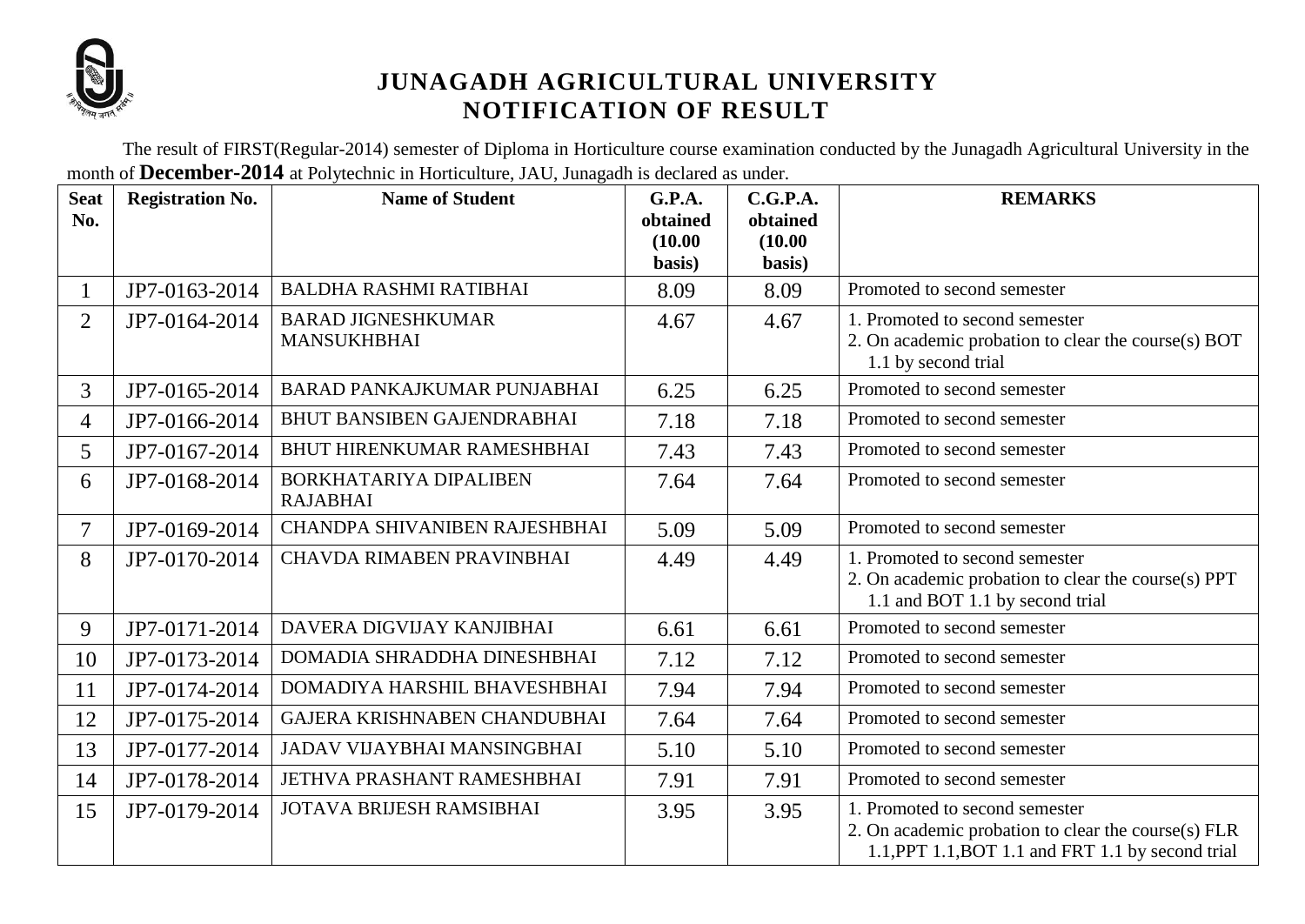# JUNAGADH AGRICULTURAL UNIVERSITY
## NOTIFICATION OF RESULT

The result of FIRST(Regular-2014) semester of Diploma in Horticulture course examination conducted by the Junagadh Agricultural University in the month of **December-2014** at Polytechnic in Horticulture, JAU, Junagadh is declared as under.

| Seat No. | Registration No. | Name of Student | G.P.A. obtained (10.00 basis) | C.G.P.A. obtained (10.00 basis) | REMARKS |
|---|---|---|---|---|---|
| 1 | JP7-0163-2014 | BALDHA RASHMI RATIBHAI | 8.09 | 8.09 | Promoted to second semester |
| 2 | JP7-0164-2014 | BARAD JIGNESHKUMAR MANSUKHBHAI | 4.67 | 4.67 | 1. Promoted to second semester 2. On academic probation to clear the course(s) BOT 1.1 by second trial |
| 3 | JP7-0165-2014 | BARAD PANKAJKUMAR PUNJABHAI | 6.25 | 6.25 | Promoted to second semester |
| 4 | JP7-0166-2014 | BHUT BANSIBEN GAJENDRABHAI | 7.18 | 7.18 | Promoted to second semester |
| 5 | JP7-0167-2014 | BHUT HIRENKUMAR RAMESHBHAI | 7.43 | 7.43 | Promoted to second semester |
| 6 | JP7-0168-2014 | BORKHATARIYA DIPALIBEN RAJABHAI | 7.64 | 7.64 | Promoted to second semester |
| 7 | JP7-0169-2014 | CHANDPA SHIVANIBEN RAJESHBHAI | 5.09 | 5.09 | Promoted to second semester |
| 8 | JP7-0170-2014 | CHAVDA RIMABEN PRAVINBHAI | 4.49 | 4.49 | 1. Promoted to second semester 2. On academic probation to clear the course(s) PPT 1.1 and BOT 1.1 by second trial |
| 9 | JP7-0171-2014 | DAVERA DIGVIJAY KANJIBHAI | 6.61 | 6.61 | Promoted to second semester |
| 10 | JP7-0173-2014 | DOMADIA SHRADDHA DINESHBHAI | 7.12 | 7.12 | Promoted to second semester |
| 11 | JP7-0174-2014 | DOMADIYA HARSHIL BHAVESHBHAI | 7.94 | 7.94 | Promoted to second semester |
| 12 | JP7-0175-2014 | GAJERA KRISHNABEN CHANDUBHAI | 7.64 | 7.64 | Promoted to second semester |
| 13 | JP7-0177-2014 | JADAV VIJAYBHAI MANSINGBHAI | 5.10 | 5.10 | Promoted to second semester |
| 14 | JP7-0178-2014 | JETHVA PRASHANT RAMESHBHAI | 7.91 | 7.91 | Promoted to second semester |
| 15 | JP7-0179-2014 | JOTAVA BRIJESH RAMSIBHAI | 3.95 | 3.95 | 1. Promoted to second semester 2. On academic probation to clear the course(s) FLR 1.1,PPT 1.1,BOT 1.1 and FRT 1.1 by second trial |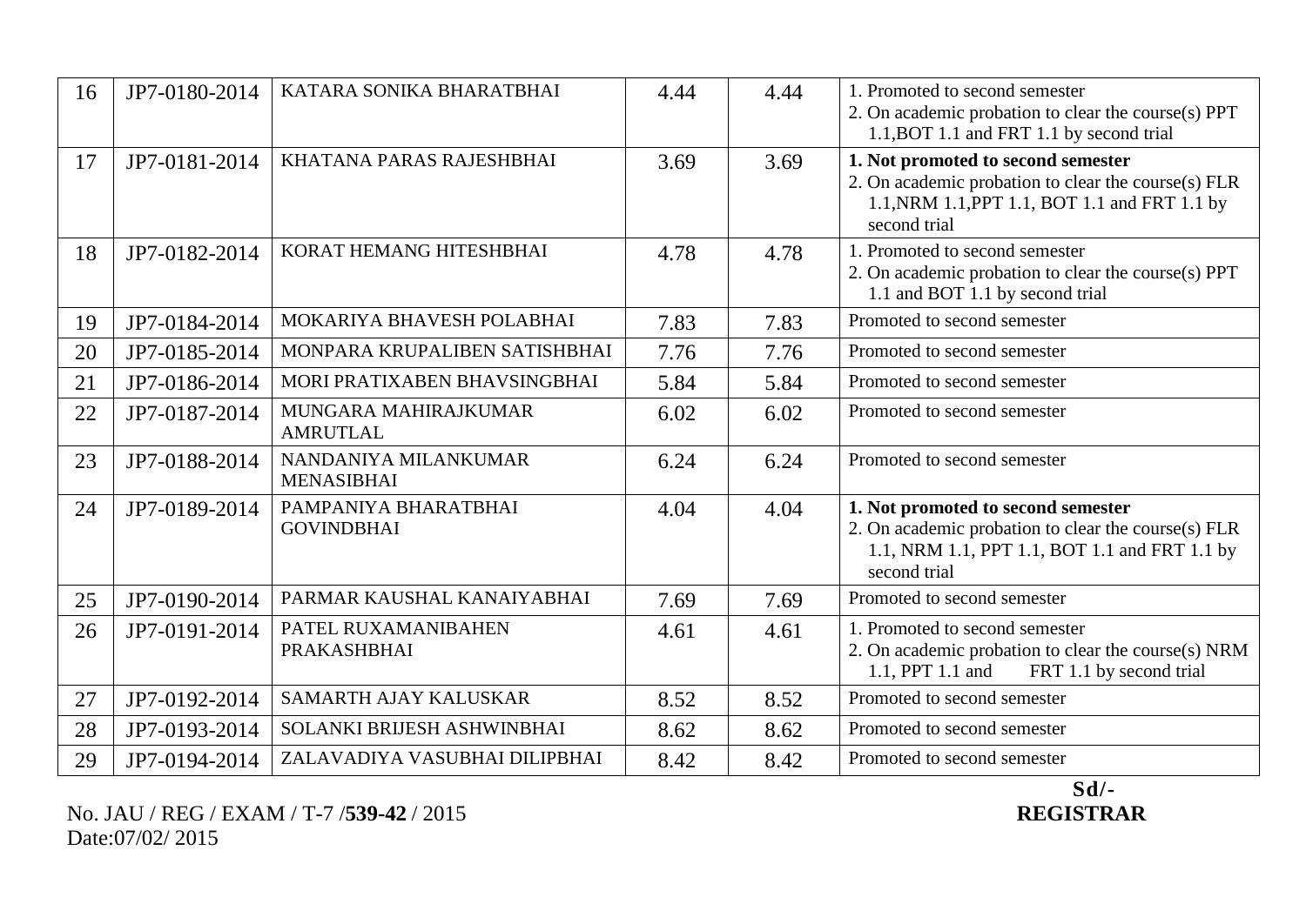| 16 | JP7-0180-2014 | KATARA SONIKA BHARATBHAI | 4.44 | 4.44 | 1. Promoted to second semester<br>2. On academic probation to clear the course(s) PPT 1.1,BOT 1.1 and FRT 1.1 by second trial |
|---|---|---|---|---|---|
| 17 | JP7-0181-2014 | KHATANA PARAS RAJESHBHAI | 3.69 | 3.69 | **1. Not promoted to second semester**<br>2. On academic probation to clear the course(s) FLR 1.1,NRM 1.1,PPT 1.1, BOT 1.1 and FRT 1.1 by second trial |
| 18 | JP7-0182-2014 | KORAT HEMANG HITESHBHAI | 4.78 | 4.78 | 1. Promoted to second semester<br>2. On academic probation to clear the course(s) PPT 1.1 and BOT 1.1 by second trial |
| 19 | JP7-0184-2014 | MOKARIYA BHAVESH POLABHAI | 7.83 | 7.83 | Promoted to second semester |
| 20 | JP7-0185-2014 | MONPARA KRUPALIBEN SATISHBHAI | 7.76 | 7.76 | Promoted to second semester |
| 21 | JP7-0186-2014 | MORI PRATIXABEN BHAVSINGBHAI | 5.84 | 5.84 | Promoted to second semester |
| 22 | JP7-0187-2014 | MUNGARA MAHIRAJKUMAR AMRUTLAL | 6.02 | 6.02 | Promoted to second semester |
| 23 | JP7-0188-2014 | NANDANIYA MILANKUMAR MENASIBHAI | 6.24 | 6.24 | Promoted to second semester |
| 24 | JP7-0189-2014 | PAMPANIYA BHARATBHAI GOVINDBHAI | 4.04 | 4.04 | **1. Not promoted to second semester**<br>2. On academic probation to clear the course(s) FLR 1.1, NRM 1.1, PPT 1.1, BOT 1.1 and FRT 1.1 by second trial |
| 25 | JP7-0190-2014 | PARMAR KAUSHAL KANAIYABHAI | 7.69 | 7.69 | Promoted to second semester |
| 26 | JP7-0191-2014 | PATEL RUXAMANIBAHEN PRAKASHBHAI | 4.61 | 4.61 | 1. Promoted to second semester<br>2. On academic probation to clear the course(s) NRM 1.1, PPT 1.1 and FRT 1.1 by second trial |
| 27 | JP7-0192-2014 | SAMARTH AJAY KALUSKAR | 8.52 | 8.52 | Promoted to second semester |
| 28 | JP7-0193-2014 | SOLANKI BRIJESH ASHWINBHAI | 8.62 | 8.62 | Promoted to second semester |
| 29 | JP7-0194-2014 | ZALAVADIYA VASUBHAI DILIPBHAI | 8.42 | 8.42 | Promoted to second semester |

**Sd/-**
**REGISTRAR**

No. JAU / REG / EXAM / T-7 /**539-42** / 2015
Date:07/02/ 2015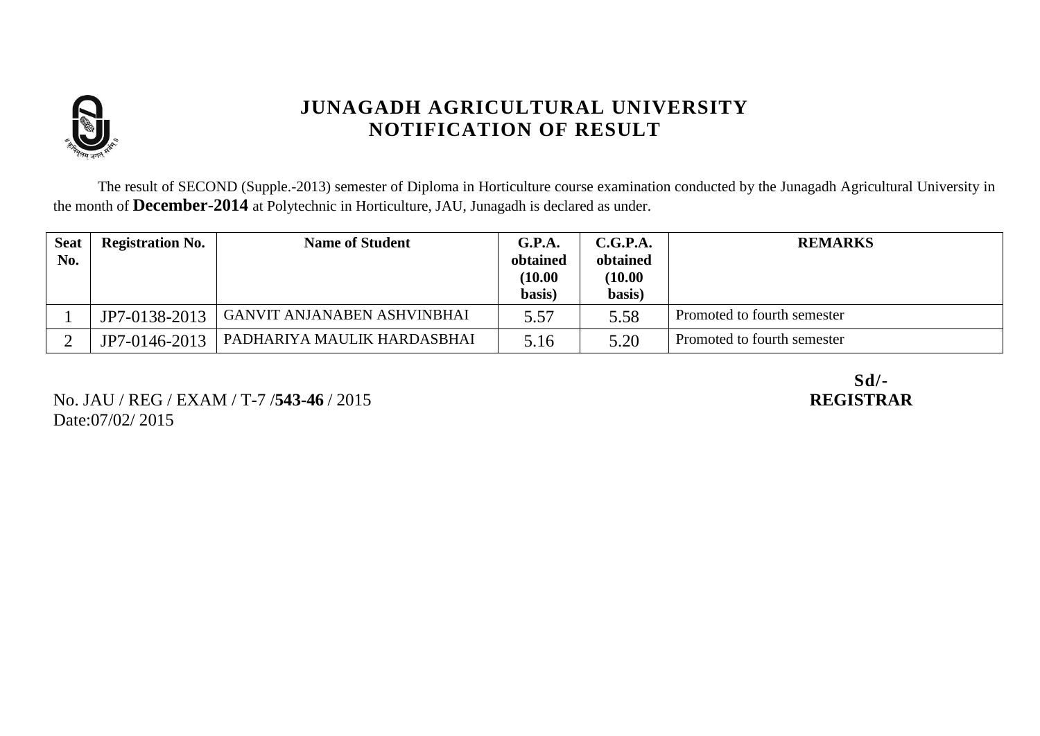# JUNAGADH AGRICULTURAL UNIVERSITY
## NOTIFICATION OF RESULT

The result of SECOND (Supple.-2013) semester of Diploma in Horticulture course examination conducted by the Junagadh Agricultural University in the month of **December-2014** at Polytechnic in Horticulture, JAU, Junagadh is declared as under.

| Seat No. | Registration No. | Name of Student | G.P.A. obtained (10.00 basis) | C.G.P.A. obtained (10.00 basis) | REMARKS |
|---|---|---|---|---|---|
| 1 | JP7-0138-2013 | GANVIT ANJANABEN ASHVINBHAI | 5.57 | 5.58 | Promoted to fourth semester |
| 2 | JP7-0146-2013 | PADHARIYA MAULIK HARDASBHAI | 5.16 | 5.20 | Promoted to fourth semester |

No. JAU / REG / EXAM / T-7 /**543-46** / 2015
Date:07/02/ 2015

**Sd/-**
**REGISTRAR**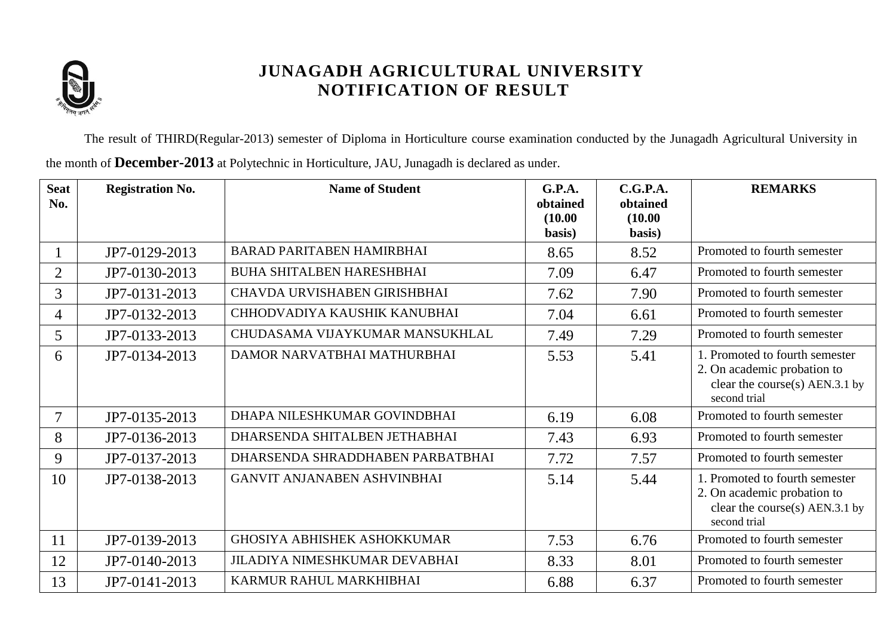# JUNAGADH AGRICULTURAL UNIVERSITY
## NOTIFICATION OF RESULT

The result of THIRD(Regular-2013) semester of Diploma in Horticulture course examination conducted by the Junagadh Agricultural University in the month of **December-2013** at Polytechnic in Horticulture, JAU, Junagadh is declared as under.

| Seat No. | Registration No. | Name of Student | G.P.A. obtained (10.00 basis) | C.G.P.A. obtained (10.00 basis) | REMARKS |
|---|---|---|---|---|---|
| 1 | JP7-0129-2013 | BARAD PARITABEN HAMIRBHAI | 8.65 | 8.52 | Promoted to fourth semester |
| 2 | JP7-0130-2013 | BUHA SHITALBEN HARESHBHAI | 7.09 | 6.47 | Promoted to fourth semester |
| 3 | JP7-0131-2013 | CHAVDA URVISHABEN GIRISHBHAI | 7.62 | 7.90 | Promoted to fourth semester |
| 4 | JP7-0132-2013 | CHHODVADIYA KAUSHIK KANUBHAI | 7.04 | 6.61 | Promoted to fourth semester |
| 5 | JP7-0133-2013 | CHUDASAMA VIJAYKUMAR MANSUKHLAL | 7.49 | 7.29 | Promoted to fourth semester |
| 6 | JP7-0134-2013 | DAMOR NARVATBHAI MATHURBHAI | 5.53 | 5.41 | 1. Promoted to fourth semester 2. On academic probation to clear the course(s) AEN.3.1 by second trial |
| 7 | JP7-0135-2013 | DHAPA NILESHKUMAR GOVINDBHAI | 6.19 | 6.08 | Promoted to fourth semester |
| 8 | JP7-0136-2013 | DHARSENDA SHITALBEN JETHABHAI | 7.43 | 6.93 | Promoted to fourth semester |
| 9 | JP7-0137-2013 | DHARSENDA SHRADDHABEN PARBATBHAI | 7.72 | 7.57 | Promoted to fourth semester |
| 10 | JP7-0138-2013 | GANVIT ANJANABEN ASHVINBHAI | 5.14 | 5.44 | 1. Promoted to fourth semester 2. On academic probation to clear the course(s) AEN.3.1 by second trial |
| 11 | JP7-0139-2013 | GHOSIYA ABHISHEK ASHOKKUMAR | 7.53 | 6.76 | Promoted to fourth semester |
| 12 | JP7-0140-2013 | JILADIYA NIMESHKUMAR DEVABHAI | 8.33 | 8.01 | Promoted to fourth semester |
| 13 | JP7-0141-2013 | KARMUR RAHUL MARKHIBHAI | 6.88 | 6.37 | Promoted to fourth semester |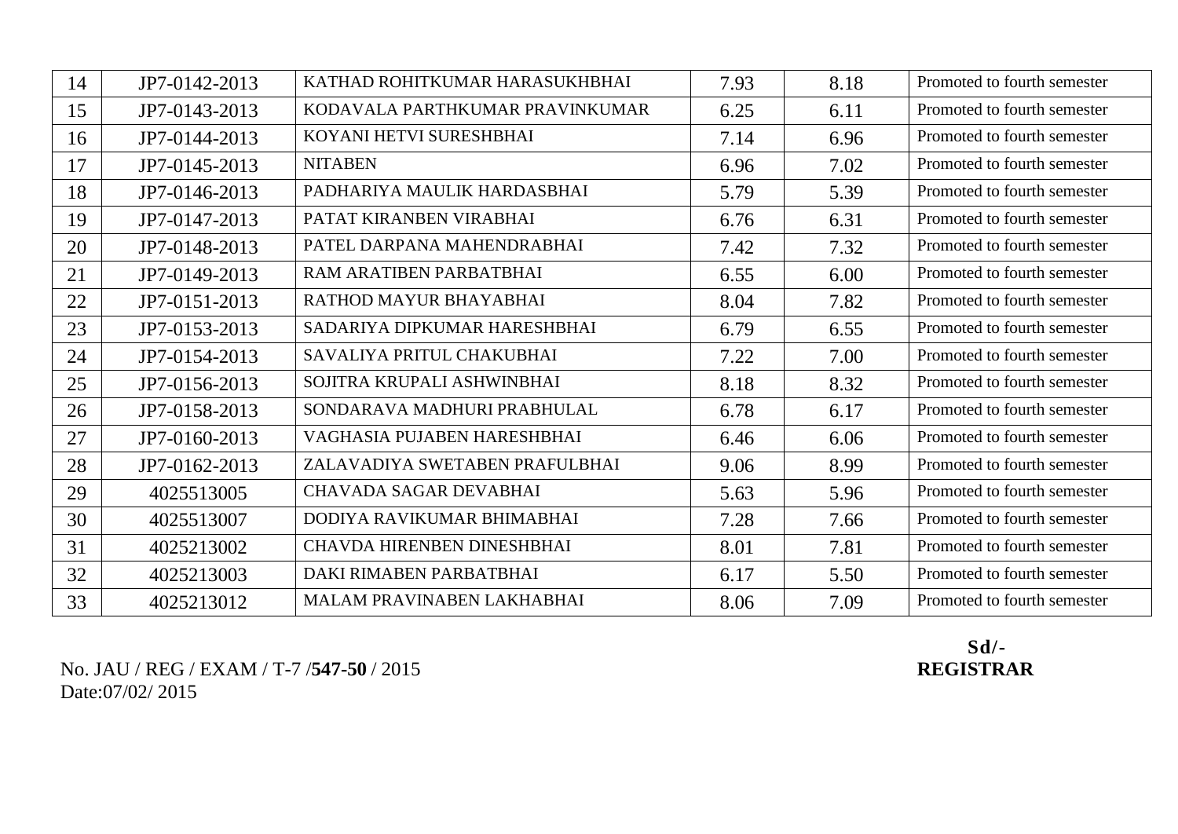| 14 | JP7-0142-2013 | KATHAD ROHITKUMAR HARASUKHBHAI | 7.93 | 8.18 | Promoted to fourth semester |
|---|---|---|---|---|---|
| 15 | JP7-0143-2013 | KODAVALA PARTHKUMAR PRAVINKUMAR | 6.25 | 6.11 | Promoted to fourth semester |
| 16 | JP7-0144-2013 | KOYANI HETVI SURESHBHAI | 7.14 | 6.96 | Promoted to fourth semester |
| 17 | JP7-0145-2013 | NITABEN | 6.96 | 7.02 | Promoted to fourth semester |
| 18 | JP7-0146-2013 | PADHARIYA MAULIK HARDASBHAI | 5.79 | 5.39 | Promoted to fourth semester |
| 19 | JP7-0147-2013 | PATAT KIRANBEN VIRABHAI | 6.76 | 6.31 | Promoted to fourth semester |
| 20 | JP7-0148-2013 | PATEL DARPANA MAHENDRABHAI | 7.42 | 7.32 | Promoted to fourth semester |
| 21 | JP7-0149-2013 | RAM ARATIBEN PARBATBHAI | 6.55 | 6.00 | Promoted to fourth semester |
| 22 | JP7-0151-2013 | RATHOD MAYUR BHAYABHAI | 8.04 | 7.82 | Promoted to fourth semester |
| 23 | JP7-0153-2013 | SADARIYA DIPKUMAR HARESHBHAI | 6.79 | 6.55 | Promoted to fourth semester |
| 24 | JP7-0154-2013 | SAVALIYA PRITUL CHAKUBHAI | 7.22 | 7.00 | Promoted to fourth semester |
| 25 | JP7-0156-2013 | SOJITRA KRUPALI ASHWINBHAI | 8.18 | 8.32 | Promoted to fourth semester |
| 26 | JP7-0158-2013 | SONDARAVA MADHURI PRABHULAL | 6.78 | 6.17 | Promoted to fourth semester |
| 27 | JP7-0160-2013 | VAGHASIA PUJABEN HARESHBHAI | 6.46 | 6.06 | Promoted to fourth semester |
| 28 | JP7-0162-2013 | ZALAVADIYA SWETABEN PRAFULBHAI | 9.06 | 8.99 | Promoted to fourth semester |
| 29 | 4025513005 | CHAVADA SAGAR DEVABHAI | 5.63 | 5.96 | Promoted to fourth semester |
| 30 | 4025513007 | DODIYA RAVIKUMAR BHIMABHAI | 7.28 | 7.66 | Promoted to fourth semester |
| 31 | 4025213002 | CHAVDA HIRENBEN DINESHBHAI | 8.01 | 7.81 | Promoted to fourth semester |
| 32 | 4025213003 | DAKI RIMABEN PARBATBHAI | 6.17 | 5.50 | Promoted to fourth semester |
| 33 | 4025213012 | MALAM PRAVINABEN LAKHABHAI | 8.06 | 7.09 | Promoted to fourth semester |

No. JAU / REG / EXAM / T-7 /**547-50** / 2015
Date:07/02/ 2015

**Sd/-**
**REGISTRAR**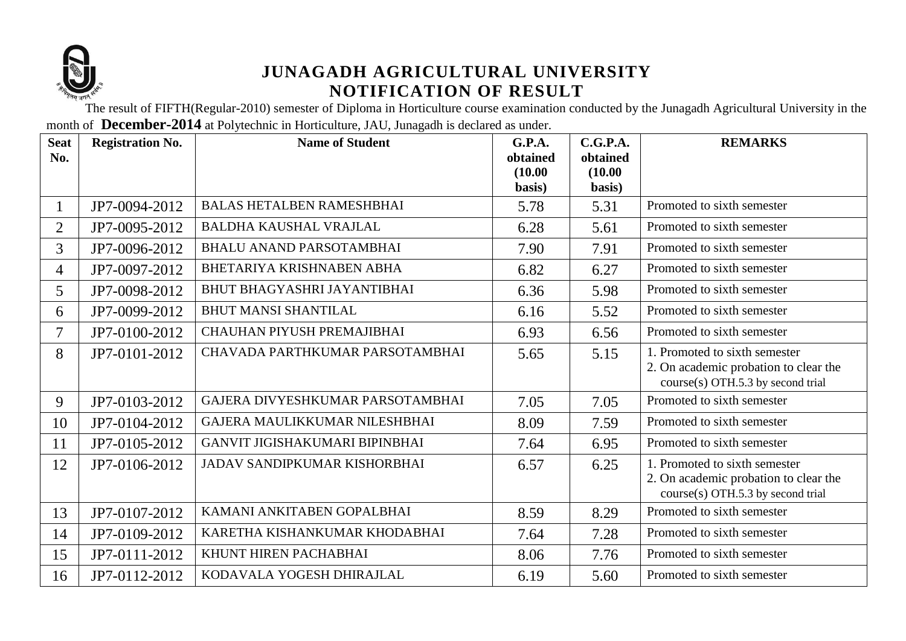# JUNAGADH AGRICULTURAL UNIVERSITY
## NOTIFICATION OF RESULT

The result of FIFTH(Regular-2010) semester of Diploma in Horticulture course examination conducted by the Junagadh Agricultural University in the month of **December-2014** at Polytechnic in Horticulture, JAU, Junagadh is declared as under.

| Seat No. | Registration No. | Name of Student | G.P.A. obtained (10.00 basis) | C.G.P.A. obtained (10.00 basis) | REMARKS |
|---|---|---|---|---|---|
| 1 | JP7-0094-2012 | BALAS HETALBEN RAMESHBHAI | 5.78 | 5.31 | Promoted to sixth semester |
| 2 | JP7-0095-2012 | BALDHA KAUSHAL VRAJLAL | 6.28 | 5.61 | Promoted to sixth semester |
| 3 | JP7-0096-2012 | BHALU ANAND PARSOTAMBHAI | 7.90 | 7.91 | Promoted to sixth semester |
| 4 | JP7-0097-2012 | BHETARIYA KRISHNABEN ABHA | 6.82 | 6.27 | Promoted to sixth semester |
| 5 | JP7-0098-2012 | BHUT BHAGYASHRI JAYANTIBHAI | 6.36 | 5.98 | Promoted to sixth semester |
| 6 | JP7-0099-2012 | BHUT MANSI SHANTILAL | 6.16 | 5.52 | Promoted to sixth semester |
| 7 | JP7-0100-2012 | CHAUHAN PIYUSH PREMAJIBHAI | 6.93 | 6.56 | Promoted to sixth semester |
| 8 | JP7-0101-2012 | CHAVADA PARTHKUMAR PARSOTAMBHAI | 5.65 | 5.15 | 1. Promoted to sixth semester 2. On academic probation to clear the course(s) OTH.5.3 by second trial |
| 9 | JP7-0103-2012 | GAJERA DIVYESHKUMAR PARSOTAMBHAI | 7.05 | 7.05 | Promoted to sixth semester |
| 10 | JP7-0104-2012 | GAJERA MAULIKKUMAR NILESHBHAI | 8.09 | 7.59 | Promoted to sixth semester |
| 11 | JP7-0105-2012 | GANVIT JIGISHAKUMARI BIPINBHAI | 7.64 | 6.95 | Promoted to sixth semester |
| 12 | JP7-0106-2012 | JADAV SANDIPKUMAR KISHORBHAI | 6.57 | 6.25 | 1. Promoted to sixth semester 2. On academic probation to clear the course(s) OTH.5.3 by second trial |
| 13 | JP7-0107-2012 | KAMANI ANKITABEN GOPALBHAI | 8.59 | 8.29 | Promoted to sixth semester |
| 14 | JP7-0109-2012 | KARETHA KISHANKUMAR KHODABHAI | 7.64 | 7.28 | Promoted to sixth semester |
| 15 | JP7-0111-2012 | KHUNT HIREN PACHABHAI | 8.06 | 7.76 | Promoted to sixth semester |
| 16 | JP7-0112-2012 | KODAVALA YOGESH DHIRAJLAL | 6.19 | 5.60 | Promoted to sixth semester |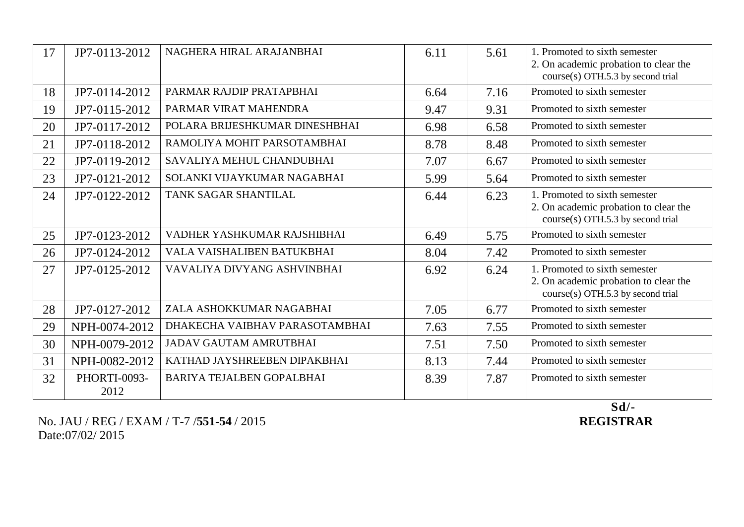| 17 | JP7-0113-2012 | NAGHERA HIRAL ARAJANBHAI | 6.11 | 5.61 | 1. Promoted to sixth semester<br>2. On academic probation to clear the course(s) OTH.5.3 by second trial |
|---|---|---|---|---|---|
| 18 | JP7-0114-2012 | PARMAR RAJDIP PRATAPBHAI | 6.64 | 7.16 | Promoted to sixth semester |
| 19 | JP7-0115-2012 | PARMAR VIRAT MAHENDRA | 9.47 | 9.31 | Promoted to sixth semester |
| 20 | JP7-0117-2012 | POLARA BRIJESHKUMAR DINESHBHAI | 6.98 | 6.58 | Promoted to sixth semester |
| 21 | JP7-0118-2012 | RAMOLIYA MOHIT PARSOTAMBHAI | 8.78 | 8.48 | Promoted to sixth semester |
| 22 | JP7-0119-2012 | SAVALIYA MEHUL CHANDUBHAI | 7.07 | 6.67 | Promoted to sixth semester |
| 23 | JP7-0121-2012 | SOLANKI VIJAYKUMAR NAGABHAI | 5.99 | 5.64 | Promoted to sixth semester |
| 24 | JP7-0122-2012 | TANK SAGAR SHANTILAL | 6.44 | 6.23 | 1. Promoted to sixth semester<br>2. On academic probation to clear the course(s) OTH.5.3 by second trial |
| 25 | JP7-0123-2012 | VADHER YASHKUMAR RAJSHIBHAI | 6.49 | 5.75 | Promoted to sixth semester |
| 26 | JP7-0124-2012 | VALA VAISHALIBEN BATUKBHAI | 8.04 | 7.42 | Promoted to sixth semester |
| 27 | JP7-0125-2012 | VAVALIYA DIVYANG ASHVINBHAI | 6.92 | 6.24 | 1. Promoted to sixth semester<br>2. On academic probation to clear the course(s) OTH.5.3 by second trial |
| 28 | JP7-0127-2012 | ZALA ASHOKKUMAR NAGABHAI | 7.05 | 6.77 | Promoted to sixth semester |
| 29 | NPH-0074-2012 | DHAKECHA VAIBHAV PARASOTAMBHAI | 7.63 | 7.55 | Promoted to sixth semester |
| 30 | NPH-0079-2012 | JADAV GAUTAM AMRUTBHAI | 7.51 | 7.50 | Promoted to sixth semester |
| 31 | NPH-0082-2012 | KATHAD JAYSHREEBEN DIPAKBHAI | 8.13 | 7.44 | Promoted to sixth semester |
| 32 | PHORTI-0093-2012 | BARIYA TEJALBEN GOPALBHAI | 8.39 | 7.87 | Promoted to sixth semester |

**Sd/-**
**REGISTRAR**

No. JAU / REG / EXAM / T-7 /**551-54** / 2015
Date:07/02/ 2015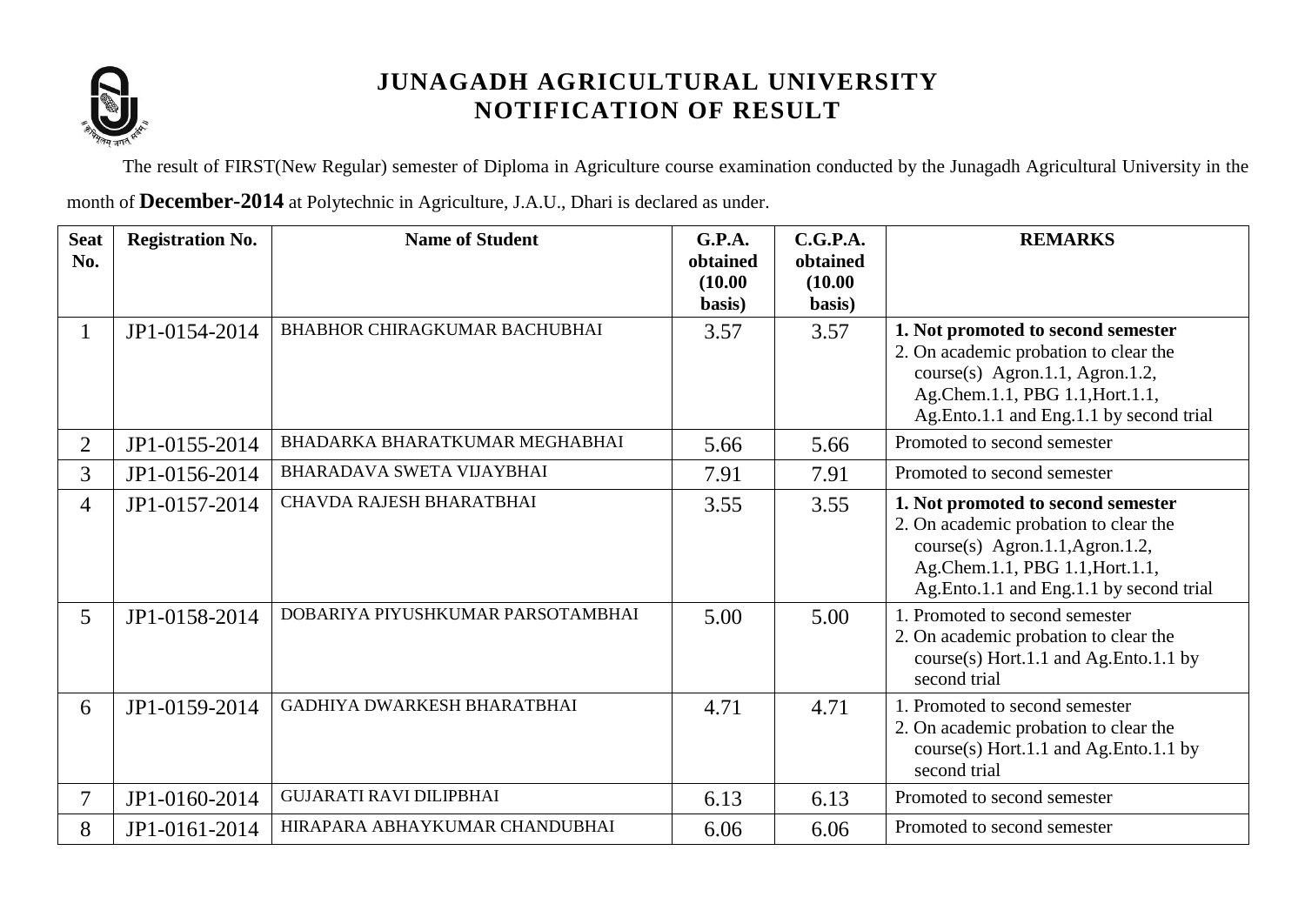# JUNAGADH AGRICULTURAL UNIVERSITY
## NOTIFICATION OF RESULT

The result of FIRST(New Regular) semester of Diploma in Agriculture course examination conducted by the Junagadh Agricultural University in the month of **December-2014** at Polytechnic in Agriculture, J.A.U., Dhari is declared as under.

| Seat No. | Registration No. | Name of Student | G.P.A. obtained (10.00 basis) | C.G.P.A. obtained (10.00 basis) | REMARKS |
|---|---|---|---|---|---|
| 1 | JP1-0154-2014 | BHABHOR CHIRAGKUMAR BACHUBHAI | 3.57 | 3.57 | **1. Not promoted to second semester** 2. On academic probation to clear the course(s) Agron.1.1, Agron.1.2, Ag.Chem.1.1, PBG 1.1,Hort.1.1, Ag.Ento.1.1 and Eng.1.1 by second trial |
| 2 | JP1-0155-2014 | BHADARKA BHARATKUMAR MEGHABHAI | 5.66 | 5.66 | Promoted to second semester |
| 3 | JP1-0156-2014 | BHARADAVA SWETA VIJAYBHAI | 7.91 | 7.91 | Promoted to second semester |
| 4 | JP1-0157-2014 | CHAVDA RAJESH BHARATBHAI | 3.55 | 3.55 | **1. Not promoted to second semester** 2. On academic probation to clear the course(s) Agron.1.1,Agron.1.2, Ag.Chem.1.1, PBG 1.1,Hort.1.1, Ag.Ento.1.1 and Eng.1.1 by second trial |
| 5 | JP1-0158-2014 | DOBARIYA PIYUSHKUMAR PARSOTAMBHAI | 5.00 | 5.00 | 1. Promoted to second semester 2. On academic probation to clear the course(s) Hort.1.1 and Ag.Ento.1.1 by second trial |
| 6 | JP1-0159-2014 | GADHIYA DWARKESH BHARATBHAI | 4.71 | 4.71 | 1. Promoted to second semester 2. On academic probation to clear the course(s) Hort.1.1 and Ag.Ento.1.1 by second trial |
| 7 | JP1-0160-2014 | GUJARATI RAVI DILIPBHAI | 6.13 | 6.13 | Promoted to second semester |
| 8 | JP1-0161-2014 | HIRAPARA ABHAYKUMAR CHANDUBHAI | 6.06 | 6.06 | Promoted to second semester |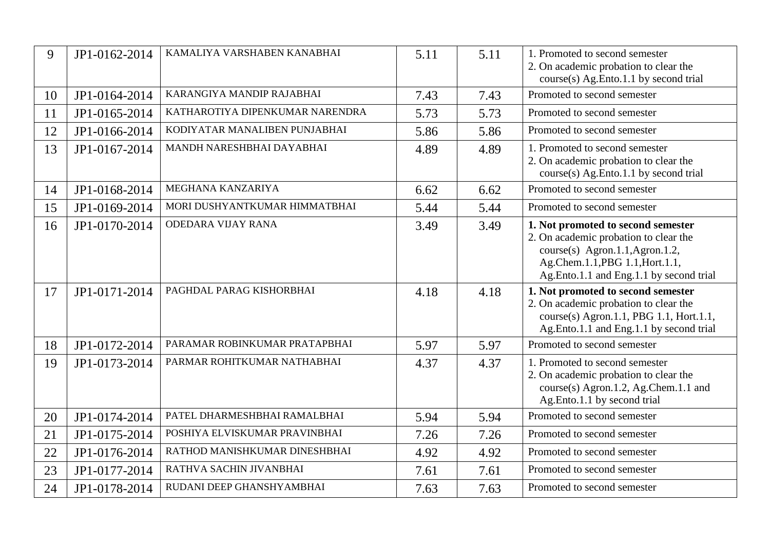| 9 | JP1-0162-2014 | KAMALIYA VARSHABEN KANABHAI | 5.11 | 5.11 | 1. Promoted to second semester<br>2. On academic probation to clear the course(s) Ag.Ento.1.1 by second trial |
|---|---|---|---|---|---|
| 10 | JP1-0164-2014 | KARANGIYA MANDIP RAJABHAI | 7.43 | 7.43 | Promoted to second semester |
| 11 | JP1-0165-2014 | KATHAROTIYA DIPENKUMAR NARENDRA | 5.73 | 5.73 | Promoted to second semester |
| 12 | JP1-0166-2014 | KODIYATAR MANALIBEN PUNJABHAI | 5.86 | 5.86 | Promoted to second semester |
| 13 | JP1-0167-2014 | MANDH NARESHBHAI DAYABHAI | 4.89 | 4.89 | 1. Promoted to second semester<br>2. On academic probation to clear the course(s) Ag.Ento.1.1 by second trial |
| 14 | JP1-0168-2014 | MEGHANA KANZARIYA | 6.62 | 6.62 | Promoted to second semester |
| 15 | JP1-0169-2014 | MORI DUSHYANTKUMAR HIMMATBHAI | 5.44 | 5.44 | Promoted to second semester |
| 16 | JP1-0170-2014 | ODEDARA VIJAY RANA | 3.49 | 3.49 | **1. Not promoted to second semester**<br>2. On academic probation to clear the course(s) Agron.1.1,Agron.1.2, Ag.Chem.1.1,PBG 1.1,Hort.1.1, Ag.Ento.1.1 and Eng.1.1 by second trial |
| 17 | JP1-0171-2014 | PAGHDAL PARAG KISHORBHAI | 4.18 | 4.18 | **1. Not promoted to second semester**<br>2. On academic probation to clear the course(s) Agron.1.1, PBG 1.1, Hort.1.1, Ag.Ento.1.1 and Eng.1.1 by second trial |
| 18 | JP1-0172-2014 | PARAMAR ROBINKUMAR PRATAPBHAI | 5.97 | 5.97 | Promoted to second semester |
| 19 | JP1-0173-2014 | PARMAR ROHITKUMAR NATHABHAI | 4.37 | 4.37 | 1. Promoted to second semester<br>2. On academic probation to clear the course(s) Agron.1.2, Ag.Chem.1.1 and Ag.Ento.1.1 by second trial |
| 20 | JP1-0174-2014 | PATEL DHARMESHBHAI RAMALBHAI | 5.94 | 5.94 | Promoted to second semester |
| 21 | JP1-0175-2014 | POSHIYA ELVISKUMAR PRAVINBHAI | 7.26 | 7.26 | Promoted to second semester |
| 22 | JP1-0176-2014 | RATHOD MANISHKUMAR DINESHBHAI | 4.92 | 4.92 | Promoted to second semester |
| 23 | JP1-0177-2014 | RATHVA SACHIN JIVANBHAI | 7.61 | 7.61 | Promoted to second semester |
| 24 | JP1-0178-2014 | RUDANI DEEP GHANSHYAMBHAI | 7.63 | 7.63 | Promoted to second semester |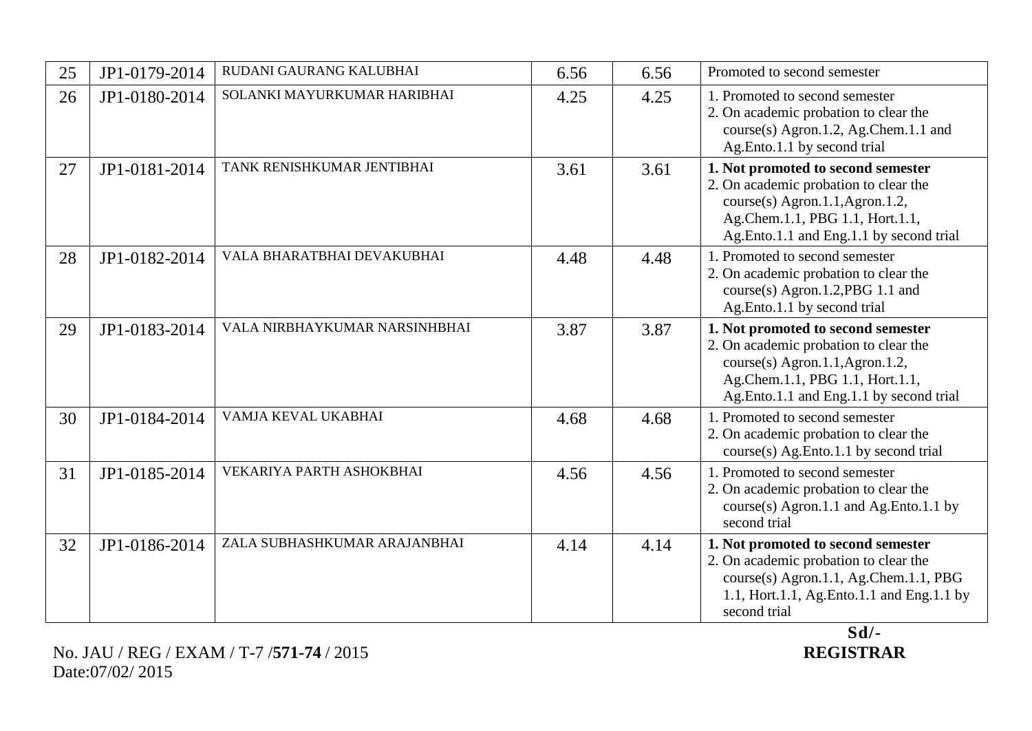| 25 | JP1-0179-2014 | RUDANI GAURANG KALUBHAI | 6.56 | 6.56 | Promoted to second semester |
|---|---|---|---|---|---|
| 26 | JP1-0180-2014 | SOLANKI MAYURKUMAR HARIBHAI | 4.25 | 4.25 | 1. Promoted to second semester<br>2. On academic probation to clear the course(s) Agron.1.2, Ag.Chem.1.1 and Ag.Ento.1.1 by second trial |
| 27 | JP1-0181-2014 | TANK RENISHKUMAR JENTIBHAI | 3.61 | 3.61 | **1. Not promoted to second semester**<br>2. On academic probation to clear the course(s) Agron.1.1,Agron.1.2, Ag.Chem.1.1, PBG 1.1, Hort.1.1, Ag.Ento.1.1 and Eng.1.1 by second trial |
| 28 | JP1-0182-2014 | VALA BHARATBHAI DEVAKUBHAI | 4.48 | 4.48 | 1. Promoted to second semester<br>2. On academic probation to clear the course(s) Agron.1.2,PBG 1.1 and Ag.Ento.1.1 by second trial |
| 29 | JP1-0183-2014 | VALA NIRBHAYKUMAR NARSINHBHAI | 3.87 | 3.87 | **1. Not promoted to second semester**<br>2. On academic probation to clear the course(s) Agron.1.1,Agron.1.2, Ag.Chem.1.1, PBG 1.1, Hort.1.1, Ag.Ento.1.1 and Eng.1.1 by second trial |
| 30 | JP1-0184-2014 | VAMJA KEVAL UKABHAI | 4.68 | 4.68 | 1. Promoted to second semester<br>2. On academic probation to clear the course(s) Ag.Ento.1.1 by second trial |
| 31 | JP1-0185-2014 | VEKARIYA PARTH ASHOKBHAI | 4.56 | 4.56 | 1. Promoted to second semester<br>2. On academic probation to clear the course(s) Agron.1.1 and Ag.Ento.1.1 by second trial |
| 32 | JP1-0186-2014 | ZALA SUBHASHKUMAR ARAJANBHAI | 4.14 | 4.14 | **1. Not promoted to second semester**<br>2. On academic probation to clear the course(s) Agron.1.1, Ag.Chem.1.1, PBG 1.1, Hort.1.1, Ag.Ento.1.1 and Eng.1.1 by second trial |

**Sd/-**
**REGISTRAR**

No. JAU / REG / EXAM / T-7 /**571-74** / 2015
Date:07/02/ 2015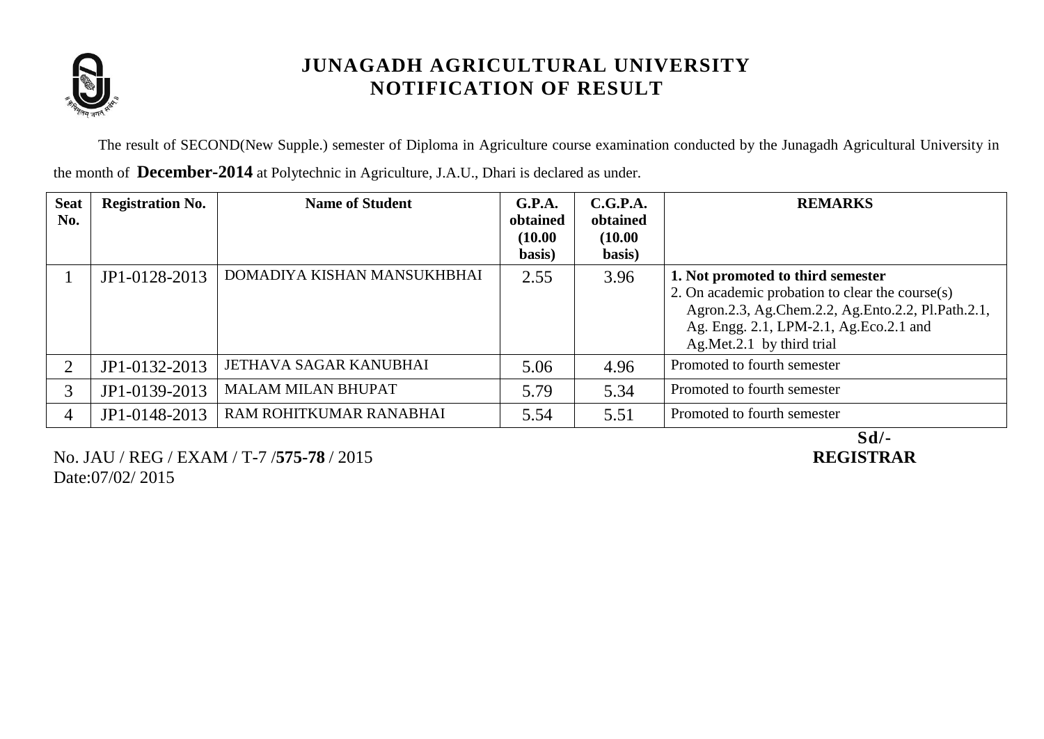# JUNAGADH AGRICULTURAL UNIVERSITY
## NOTIFICATION OF RESULT

The result of SECOND(New Supple.) semester of Diploma in Agriculture course examination conducted by the Junagadh Agricultural University in the month of **December-2014** at Polytechnic in Agriculture, J.A.U., Dhari is declared as under.

| Seat No. | Registration No. | Name of Student | G.P.A. obtained (10.00 basis) | C.G.P.A. obtained (10.00 basis) | REMARKS |
|---|---|---|---|---|---|
| 1 | JP1-0128-2013 | DOMADIYA KISHAN MANSUKHBHAI | 2.55 | 3.96 | **1. Not promoted to third semester** 2. On academic probation to clear the course(s) Agron.2.3, Ag.Chem.2.2, Ag.Ento.2.2, Pl.Path.2.1, Ag. Engg. 2.1, LPM-2.1, Ag.Eco.2.1 and Ag.Met.2.1 by third trial |
| 2 | JP1-0132-2013 | JETHAVA SAGAR KANUBHAI | 5.06 | 4.96 | Promoted to fourth semester |
| 3 | JP1-0139-2013 | MALAM MILAN BHUPAT | 5.79 | 5.34 | Promoted to fourth semester |
| 4 | JP1-0148-2013 | RAM ROHITKUMAR RANABHAI | 5.54 | 5.51 | Promoted to fourth semester |

No. JAU / REG / EXAM / T-7 /**575-78** / 2015
Date:07/02/ 2015

**Sd/-**
**REGISTRAR**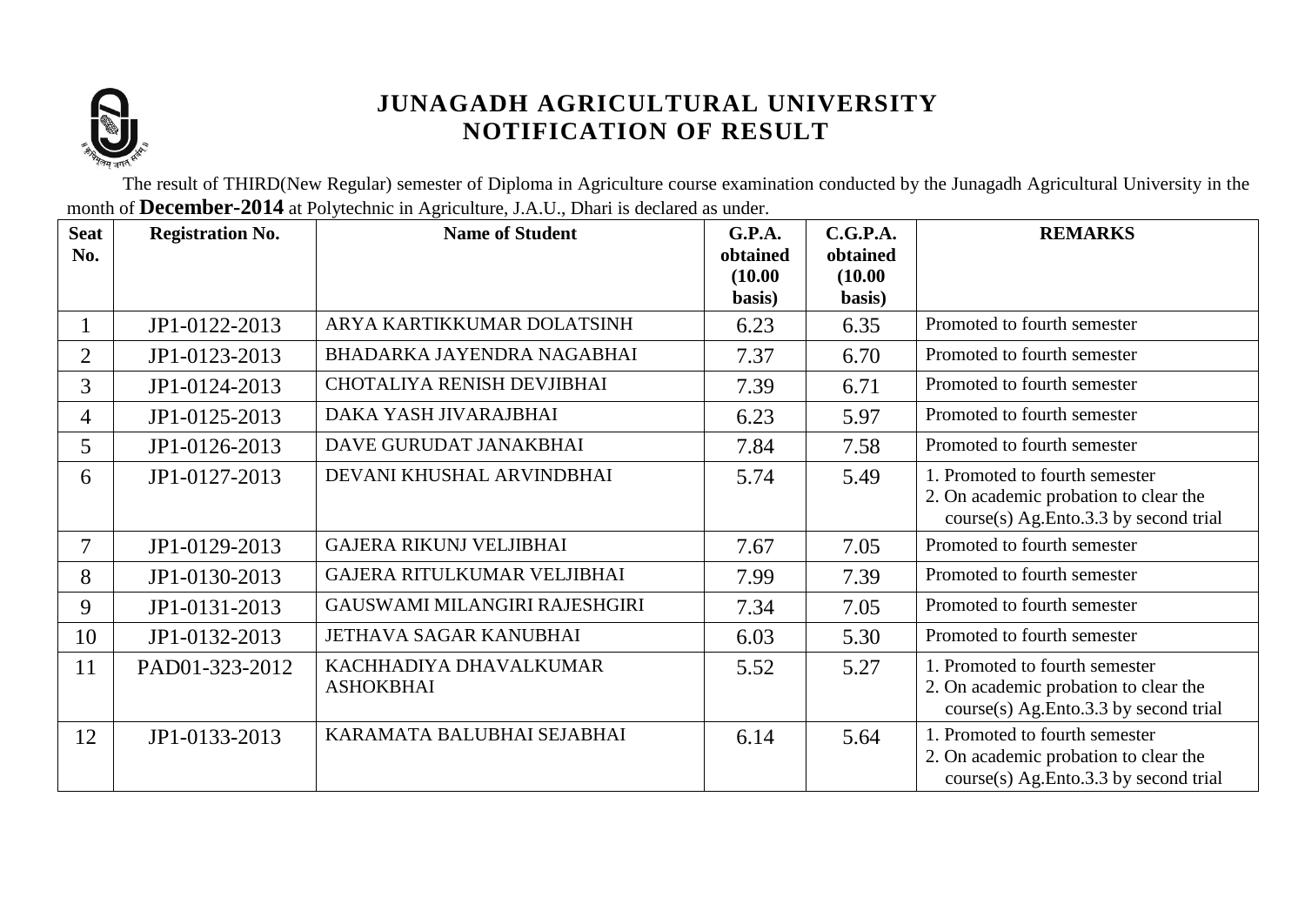# JUNAGADH AGRICULTURAL UNIVERSITY
## NOTIFICATION OF RESULT

The result of THIRD(New Regular) semester of Diploma in Agriculture course examination conducted by the Junagadh Agricultural University in the month of **December-2014** at Polytechnic in Agriculture, J.A.U., Dhari is declared as under.

| Seat No. | Registration No. | Name of Student | G.P.A. obtained (10.00 basis) | C.G.P.A. obtained (10.00 basis) | REMARKS |
|---|---|---|---|---|---|
| 1 | JP1-0122-2013 | ARYA KARTIKKUMAR DOLATSINH | 6.23 | 6.35 | Promoted to fourth semester |
| 2 | JP1-0123-2013 | BHADARKA JAYENDRA NAGABHAI | 7.37 | 6.70 | Promoted to fourth semester |
| 3 | JP1-0124-2013 | CHOTALIYA RENISH DEVJIBHAI | 7.39 | 6.71 | Promoted to fourth semester |
| 4 | JP1-0125-2013 | DAKA YASH JIVARAJBHAI | 6.23 | 5.97 | Promoted to fourth semester |
| 5 | JP1-0126-2013 | DAVE GURUDAT JANAKBHAI | 7.84 | 7.58 | Promoted to fourth semester |
| 6 | JP1-0127-2013 | DEVANI KHUSHAL ARVINDBHAI | 5.74 | 5.49 | 1. Promoted to fourth semester 2. On academic probation to clear the course(s) Ag.Ento.3.3 by second trial |
| 7 | JP1-0129-2013 | GAJERA RIKUNJ VELJIBHAI | 7.67 | 7.05 | Promoted to fourth semester |
| 8 | JP1-0130-2013 | GAJERA RITULKUMAR VELJIBHAI | 7.99 | 7.39 | Promoted to fourth semester |
| 9 | JP1-0131-2013 | GAUSWAMI MILANGIRI RAJESHGIRI | 7.34 | 7.05 | Promoted to fourth semester |
| 10 | JP1-0132-2013 | JETHAVA SAGAR KANUBHAI | 6.03 | 5.30 | Promoted to fourth semester |
| 11 | PAD01-323-2012 | KACHHADIYA DHAVALKUMAR ASHOKBHAI | 5.52 | 5.27 | 1. Promoted to fourth semester 2. On academic probation to clear the course(s) Ag.Ento.3.3 by second trial |
| 12 | JP1-0133-2013 | KARAMATA BALUBHAI SEJABHAI | 6.14 | 5.64 | 1. Promoted to fourth semester 2. On academic probation to clear the course(s) Ag.Ento.3.3 by second trial |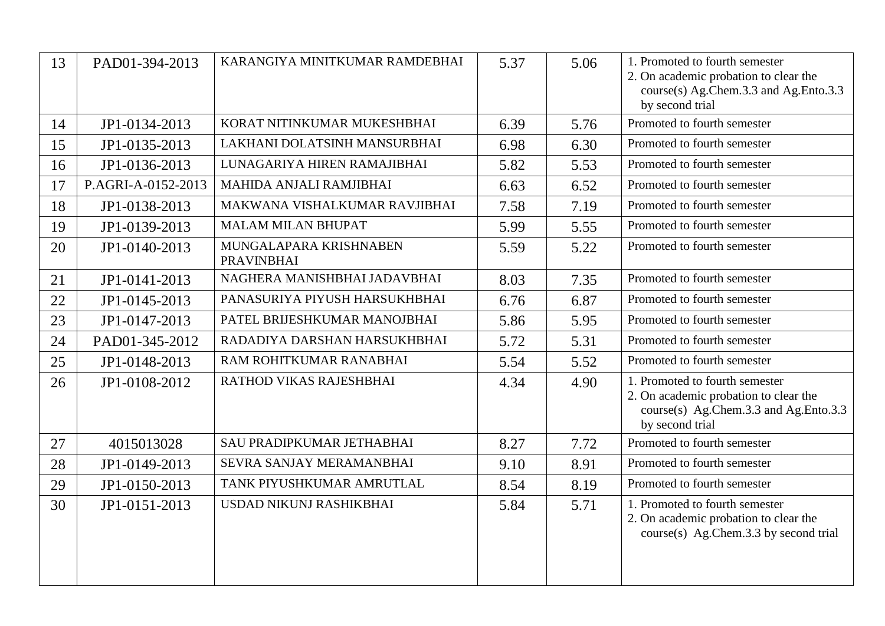| 13 | PAD01-394-2013 | KARANGIYA MINITKUMAR RAMDEBHAI | 5.37 | 5.06 | 1. Promoted to fourth semester<br>2. On academic probation to clear the course(s) Ag.Chem.3.3 and Ag.Ento.3.3 by second trial |
|---|---|---|---|---|---|
| 14 | JP1-0134-2013 | KORAT NITINKUMAR MUKESHBHAI | 6.39 | 5.76 | Promoted to fourth semester |
| 15 | JP1-0135-2013 | LAKHANI DOLATSINH MANSURBHAI | 6.98 | 6.30 | Promoted to fourth semester |
| 16 | JP1-0136-2013 | LUNAGARIYA HIREN RAMAJIBHAI | 5.82 | 5.53 | Promoted to fourth semester |
| 17 | P.AGRI-A-0152-2013 | MAHIDA ANJALI RAMJIBHAI | 6.63 | 6.52 | Promoted to fourth semester |
| 18 | JP1-0138-2013 | MAKWANA VISHALKUMAR RAVJIBHAI | 7.58 | 7.19 | Promoted to fourth semester |
| 19 | JP1-0139-2013 | MALAM MILAN BHUPAT | 5.99 | 5.55 | Promoted to fourth semester |
| 20 | JP1-0140-2013 | MUNGALAPARA KRISHNABEN PRAVINBHAI | 5.59 | 5.22 | Promoted to fourth semester |
| 21 | JP1-0141-2013 | NAGHERA MANISHBHAI JADAVBHAI | 8.03 | 7.35 | Promoted to fourth semester |
| 22 | JP1-0145-2013 | PANASURIYA PIYUSH HARSUKHBHAI | 6.76 | 6.87 | Promoted to fourth semester |
| 23 | JP1-0147-2013 | PATEL BRIJESHKUMAR MANOJBHAI | 5.86 | 5.95 | Promoted to fourth semester |
| 24 | PAD01-345-2012 | RADADIYA DARSHAN HARSUKHBHAI | 5.72 | 5.31 | Promoted to fourth semester |
| 25 | JP1-0148-2013 | RAM ROHITKUMAR RANABHAI | 5.54 | 5.52 | Promoted to fourth semester |
| 26 | JP1-0108-2012 | RATHOD VIKAS RAJESHBHAI | 4.34 | 4.90 | 1. Promoted to fourth semester<br>2. On academic probation to clear the course(s) Ag.Chem.3.3 and Ag.Ento.3.3 by second trial |
| 27 | 4015013028 | SAU PRADIPKUMAR JETHABHAI | 8.27 | 7.72 | Promoted to fourth semester |
| 28 | JP1-0149-2013 | SEVRA SANJAY MERAMANBHAI | 9.10 | 8.91 | Promoted to fourth semester |
| 29 | JP1-0150-2013 | TANK PIYUSHKUMAR AMRUTLAL | 8.54 | 8.19 | Promoted to fourth semester |
| 30 | JP1-0151-2013 | USDAD NIKUNJ RASHIKBHAI | 5.84 | 5.71 | 1. Promoted to fourth semester<br>2. On academic probation to clear the course(s) Ag.Chem.3.3 by second trial |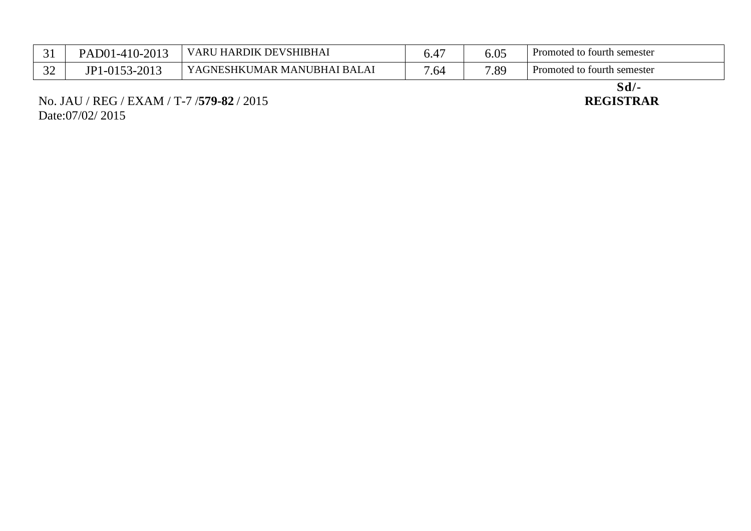| | | | | | |
|---|---|---|---|---|---|
| 31 | PAD01-410-2013 | VARU HARDIK DEVSHIBHAI | 6.47 | 6.05 | Promoted to fourth semester |
| 32 | JP1-0153-2013 | YAGNESHKUMAR MANUBHAI BALAI | 7.64 | 7.89 | Promoted to fourth semester |

**Sd/-**
**REGISTRAR**

No. JAU / REG / EXAM / T-7 /**579-82** / 2015
Date:07/02/ 2015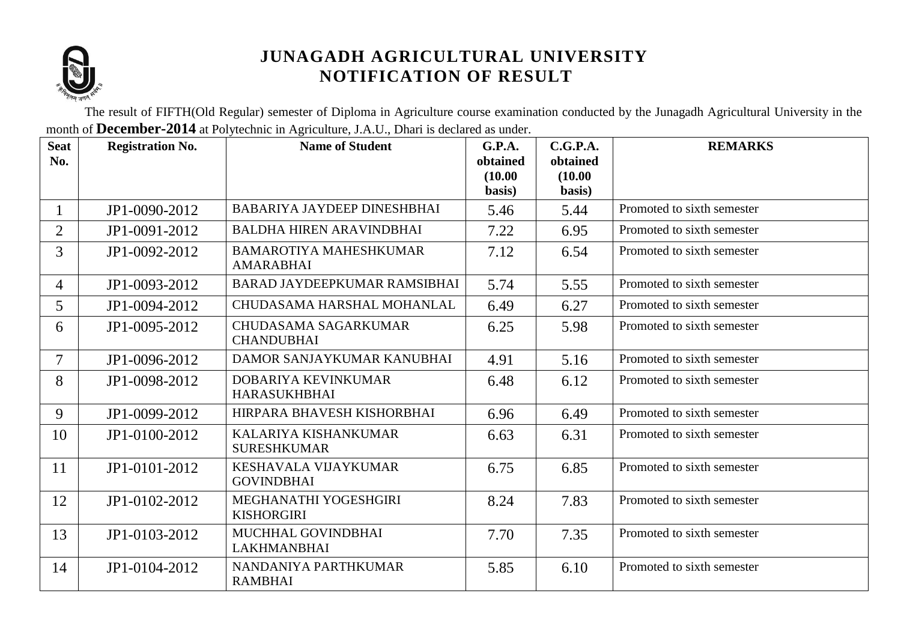# JUNAGADH AGRICULTURAL UNIVERSITY
## NOTIFICATION OF RESULT

The result of FIFTH(Old Regular) semester of Diploma in Agriculture course examination conducted by the Junagadh Agricultural University in the month of **December-2014** at Polytechnic in Agriculture, J.A.U., Dhari is declared as under.

| Seat No. | Registration No. | Name of Student | G.P.A. obtained (10.00 basis) | C.G.P.A. obtained (10.00 basis) | REMARKS |
|---|---|---|---|---|---|
| 1 | JP1-0090-2012 | BABARIYA JAYDEEP DINESHBHAI | 5.46 | 5.44 | Promoted to sixth semester |
| 2 | JP1-0091-2012 | BALDHA HIREN ARAVINDBHAI | 7.22 | 6.95 | Promoted to sixth semester |
| 3 | JP1-0092-2012 | BAMAROTIYA MAHESHKUMAR AMARABHAI | 7.12 | 6.54 | Promoted to sixth semester |
| 4 | JP1-0093-2012 | BARAD JAYDEEPKUMAR RAMSIBHAI | 5.74 | 5.55 | Promoted to sixth semester |
| 5 | JP1-0094-2012 | CHUDASAMA HARSHAL MOHANLAL | 6.49 | 6.27 | Promoted to sixth semester |
| 6 | JP1-0095-2012 | CHUDASAMA SAGARKUMAR CHANDUBHAI | 6.25 | 5.98 | Promoted to sixth semester |
| 7 | JP1-0096-2012 | DAMOR SANJAYKUMAR KANUBHAI | 4.91 | 5.16 | Promoted to sixth semester |
| 8 | JP1-0098-2012 | DOBARIYA KEVINKUMAR HARASUKHBHAI | 6.48 | 6.12 | Promoted to sixth semester |
| 9 | JP1-0099-2012 | HIRPARA BHAVESH KISHORBHAI | 6.96 | 6.49 | Promoted to sixth semester |
| 10 | JP1-0100-2012 | KALARIYA KISHANKUMAR SURESHKUMAR | 6.63 | 6.31 | Promoted to sixth semester |
| 11 | JP1-0101-2012 | KESHAVALA VIJAYKUMAR GOVINDBHAI | 6.75 | 6.85 | Promoted to sixth semester |
| 12 | JP1-0102-2012 | MEGHANATHI YOGESHGIRI KISHORGIRI | 8.24 | 7.83 | Promoted to sixth semester |
| 13 | JP1-0103-2012 | MUCHHAL GOVINDBHAI LAKHMANBHAI | 7.70 | 7.35 | Promoted to sixth semester |
| 14 | JP1-0104-2012 | NANDANIYA PARTHKUMAR RAMBHAI | 5.85 | 6.10 | Promoted to sixth semester |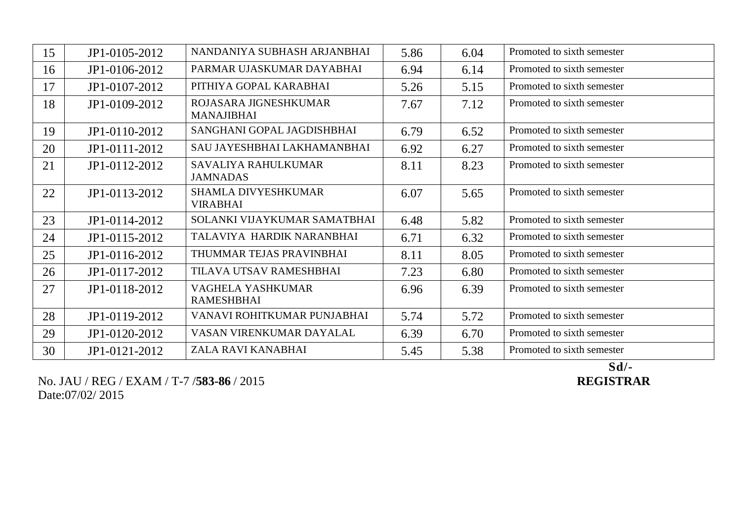| 15 | JP1-0105-2012 | NANDANIYA SUBHASH ARJANBHAI | 5.86 | 6.04 | Promoted to sixth semester |
|---|---|---|---|---|---|
| 16 | JP1-0106-2012 | PARMAR UJASKUMAR DAYABHAI | 6.94 | 6.14 | Promoted to sixth semester |
| 17 | JP1-0107-2012 | PITHIYA GOPAL KARABHAI | 5.26 | 5.15 | Promoted to sixth semester |
| 18 | JP1-0109-2012 | ROJASARA JIGNESHKUMAR MANAJIBHAI | 7.67 | 7.12 | Promoted to sixth semester |
| 19 | JP1-0110-2012 | SANGHANI GOPAL JAGDISHBHAI | 6.79 | 6.52 | Promoted to sixth semester |
| 20 | JP1-0111-2012 | SAU JAYESHBHAI LAKHAMANBHAI | 6.92 | 6.27 | Promoted to sixth semester |
| 21 | JP1-0112-2012 | SAVALIYA RAHULKUMAR JAMNADAS | 8.11 | 8.23 | Promoted to sixth semester |
| 22 | JP1-0113-2012 | SHAMLA DIVYESHKUMAR VIRABHAI | 6.07 | 5.65 | Promoted to sixth semester |
| 23 | JP1-0114-2012 | SOLANKI VIJAYKUMAR SAMATBHAI | 6.48 | 5.82 | Promoted to sixth semester |
| 24 | JP1-0115-2012 | TALAVIYA HARDIK NARANBHAI | 6.71 | 6.32 | Promoted to sixth semester |
| 25 | JP1-0116-2012 | THUMMAR TEJAS PRAVINBHAI | 8.11 | 8.05 | Promoted to sixth semester |
| 26 | JP1-0117-2012 | TILAVA UTSAV RAMESHBHAI | 7.23 | 6.80 | Promoted to sixth semester |
| 27 | JP1-0118-2012 | VAGHELA YASHKUMAR RAMESHBHAI | 6.96 | 6.39 | Promoted to sixth semester |
| 28 | JP1-0119-2012 | VANAVI ROHITKUMAR PUNJABHAI | 5.74 | 5.72 | Promoted to sixth semester |
| 29 | JP1-0120-2012 | VASAN VIRENKUMAR DAYALAL | 6.39 | 6.70 | Promoted to sixth semester |
| 30 | JP1-0121-2012 | ZALA RAVI KANABHAI | 5.45 | 5.38 | Promoted to sixth semester |

**Sd/-**
**REGISTRAR**

No. JAU / REG / EXAM / T-7 /**583-86** / 2015
Date:07/02/ 2015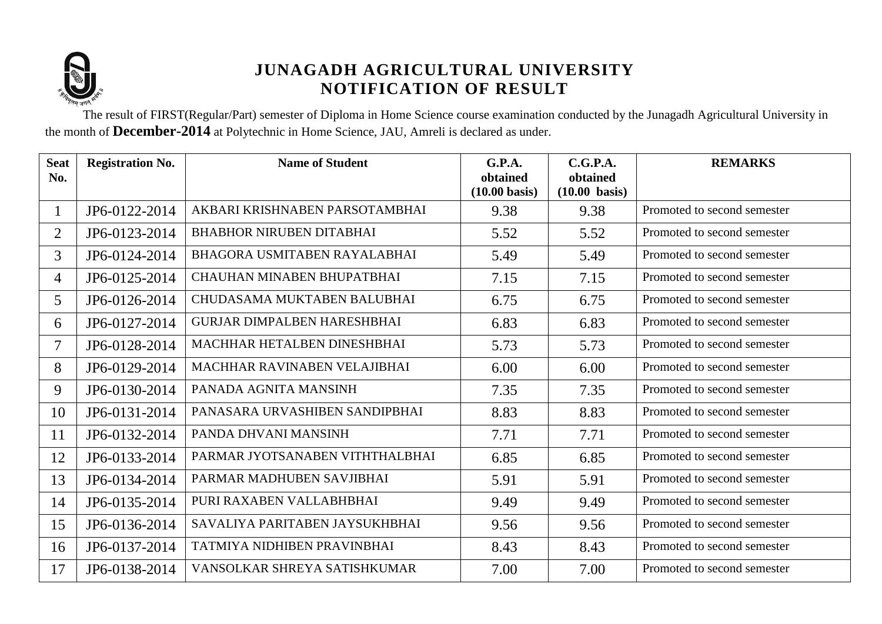# JUNAGADH AGRICULTURAL UNIVERSITY
## NOTIFICATION OF RESULT

The result of FIRST(Regular/Part) semester of Diploma in Home Science course examination conducted by the Junagadh Agricultural University in the month of **December-2014** at Polytechnic in Home Science, JAU, Amreli is declared as under.

| Seat No. | Registration No. | Name of Student | G.P.A. obtained (10.00 basis) | C.G.P.A. obtained (10.00 basis) | REMARKS |
|---|---|---|---|---|---|
| 1 | JP6-0122-2014 | AKBARI KRISHNABEN PARSOTAMBHAI | 9.38 | 9.38 | Promoted to second semester |
| 2 | JP6-0123-2014 | BHABHOR NIRUBEN DITABHAI | 5.52 | 5.52 | Promoted to second semester |
| 3 | JP6-0124-2014 | BHAGORA USMITABEN RAYALABHAI | 5.49 | 5.49 | Promoted to second semester |
| 4 | JP6-0125-2014 | CHAUHAN MINABEN BHUPATBHAI | 7.15 | 7.15 | Promoted to second semester |
| 5 | JP6-0126-2014 | CHUDASAMA MUKTABEN BALUBHAI | 6.75 | 6.75 | Promoted to second semester |
| 6 | JP6-0127-2014 | GURJAR DIMPALBEN HARESHBHAI | 6.83 | 6.83 | Promoted to second semester |
| 7 | JP6-0128-2014 | MACHHAR HETALBEN DINESHBHAI | 5.73 | 5.73 | Promoted to second semester |
| 8 | JP6-0129-2014 | MACHHAR RAVINABEN VELAJIBHAI | 6.00 | 6.00 | Promoted to second semester |
| 9 | JP6-0130-2014 | PANADA AGNITA MANSINH | 7.35 | 7.35 | Promoted to second semester |
| 10 | JP6-0131-2014 | PANASARA URVASHIBEN SANDIPBHAI | 8.83 | 8.83 | Promoted to second semester |
| 11 | JP6-0132-2014 | PANDA DHVANI MANSINH | 7.71 | 7.71 | Promoted to second semester |
| 12 | JP6-0133-2014 | PARMAR JYOTSANABEN VITHTHALBHAI | 6.85 | 6.85 | Promoted to second semester |
| 13 | JP6-0134-2014 | PARMAR MADHUBEN SAVJIBHAI | 5.91 | 5.91 | Promoted to second semester |
| 14 | JP6-0135-2014 | PURI RAXABEN VALLABHBHAI | 9.49 | 9.49 | Promoted to second semester |
| 15 | JP6-0136-2014 | SAVALIYA PARITABEN JAYSUKHBHAI | 9.56 | 9.56 | Promoted to second semester |
| 16 | JP6-0137-2014 | TATMIYA NIDHIBEN PRAVINBHAI | 8.43 | 8.43 | Promoted to second semester |
| 17 | JP6-0138-2014 | VANSOLKAR SHREYA SATISHKUMAR | 7.00 | 7.00 | Promoted to second semester |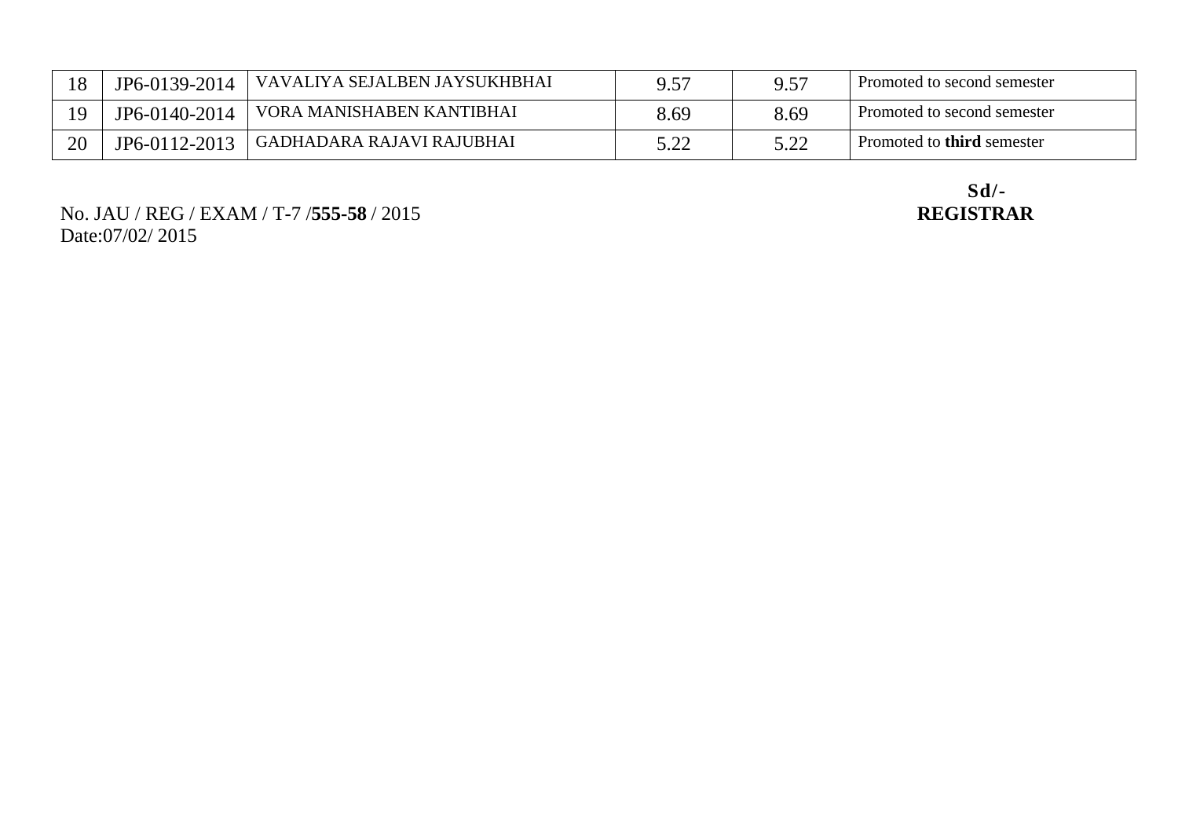| 18 | JP6-0139-2014 | VAVALIYA SEJALBEN JAYSUKHBHAI | 9.57 | 9.57 | Promoted to second semester |
|---|---|---|---|---|---|
| 19 | JP6-0140-2014 | VORA MANISHABEN KANTIBHAI | 8.69 | 8.69 | Promoted to second semester |
| 20 | JP6-0112-2013 | GADHADARA RAJAVI RAJUBHAI | 5.22 | 5.22 | Promoted to **third** semester |

No. JAU / REG / EXAM / T-7 /**555-58** / 2015
Date:07/02/ 2015

**Sd/-**
**REGISTRAR**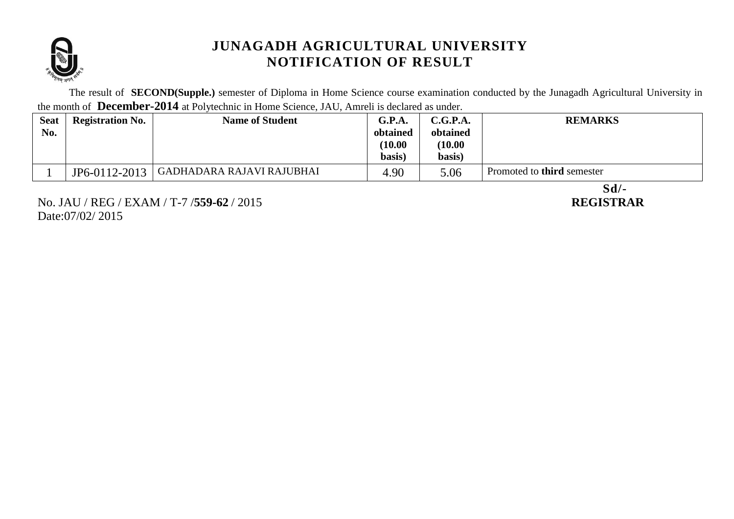# JUNAGADH AGRICULTURAL UNIVERSITY
## NOTIFICATION OF RESULT

The result of **SECOND(Supple.)** semester of Diploma in Home Science course examination conducted by the Junagadh Agricultural University in the month of **December-2014** at Polytechnic in Home Science, JAU, Amreli is declared as under.

| Seat No. | Registration No. | Name of Student | G.P.A. obtained (10.00 basis) | C.G.P.A. obtained (10.00 basis) | REMARKS |
|---|---|---|---|---|---|
| 1 | JP6-0112-2013 | GADHADARA RAJAVI RAJUBHAI | 4.90 | 5.06 | Promoted to **third** semester |

No. JAU / REG / EXAM / T-7 /**559-62** / 2015
Date:07/02/ 2015

**Sd/-**
**REGISTRAR**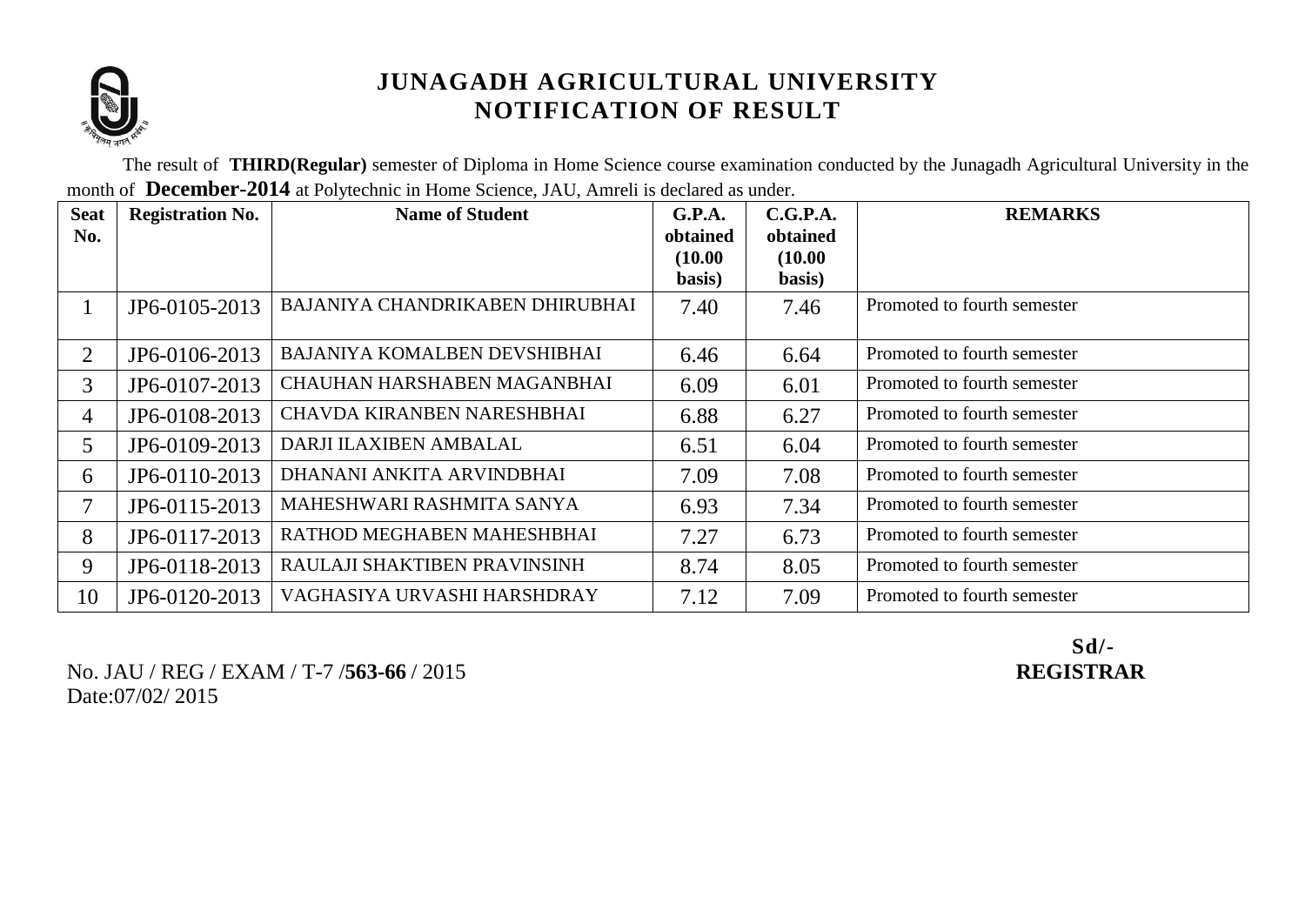# JUNAGADH AGRICULTURAL UNIVERSITY
## NOTIFICATION OF RESULT

The result of **THIRD(Regular)** semester of Diploma in Home Science course examination conducted by the Junagadh Agricultural University in the month of **December-2014** at Polytechnic in Home Science, JAU, Amreli is declared as under.

| Seat No. | Registration No. | Name of Student | G.P.A. obtained (10.00 basis) | C.G.P.A. obtained (10.00 basis) | REMARKS |
|---|---|---|---|---|---|
| 1 | JP6-0105-2013 | BAJANIYA CHANDRIKABEN DHIRUBHAI | 7.40 | 7.46 | Promoted to fourth semester |
| 2 | JP6-0106-2013 | BAJANIYA KOMALBEN DEVSHIBHAI | 6.46 | 6.64 | Promoted to fourth semester |
| 3 | JP6-0107-2013 | CHAUHAN HARSHABEN MAGANBHAI | 6.09 | 6.01 | Promoted to fourth semester |
| 4 | JP6-0108-2013 | CHAVDA KIRANBEN NARESHBHAI | 6.88 | 6.27 | Promoted to fourth semester |
| 5 | JP6-0109-2013 | DARJI ILAXIBEN AMBALAL | 6.51 | 6.04 | Promoted to fourth semester |
| 6 | JP6-0110-2013 | DHANANI ANKITA ARVINDBHAI | 7.09 | 7.08 | Promoted to fourth semester |
| 7 | JP6-0115-2013 | MAHESHWARI RASHMITA SANYA | 6.93 | 7.34 | Promoted to fourth semester |
| 8 | JP6-0117-2013 | RATHOD MEGHABEN MAHESHBHAI | 7.27 | 6.73 | Promoted to fourth semester |
| 9 | JP6-0118-2013 | RAULAJI SHAKTIBEN PRAVINSINH | 8.74 | 8.05 | Promoted to fourth semester |
| 10 | JP6-0120-2013 | VAGHASIYA URVASHI HARSHDRAY | 7.12 | 7.09 | Promoted to fourth semester |

No. JAU / REG / EXAM / T-7 /**563-66** / 2015
Date:07/02/ 2015

**Sd/-**
**REGISTRAR**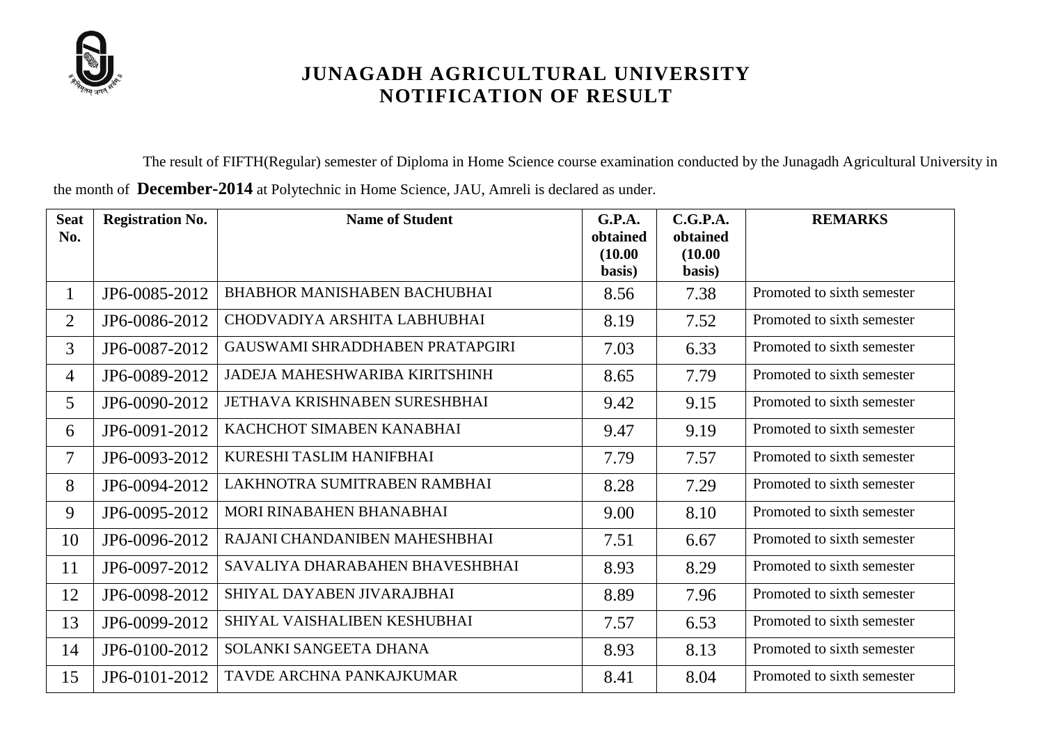# JUNAGADH AGRICULTURAL UNIVERSITY
## NOTIFICATION OF RESULT

The result of FIFTH(Regular) semester of Diploma in Home Science course examination conducted by the Junagadh Agricultural University in the month of **December-2014** at Polytechnic in Home Science, JAU, Amreli is declared as under.

| Seat No. | Registration No. | Name of Student | G.P.A. obtained (10.00 basis) | C.G.P.A. obtained (10.00 basis) | REMARKS |
|---|---|---|---|---|---|
| 1 | JP6-0085-2012 | BHABHOR MANISHABEN BACHUBHAI | 8.56 | 7.38 | Promoted to sixth semester |
| 2 | JP6-0086-2012 | CHODVADIYA ARSHITA LABHUBHAI | 8.19 | 7.52 | Promoted to sixth semester |
| 3 | JP6-0087-2012 | GAUSWAMI SHRADDHABEN PRATAPGIRI | 7.03 | 6.33 | Promoted to sixth semester |
| 4 | JP6-0089-2012 | JADEJA MAHESHWARIBA KIRITSHINH | 8.65 | 7.79 | Promoted to sixth semester |
| 5 | JP6-0090-2012 | JETHAVA KRISHNABEN SURESHBHAI | 9.42 | 9.15 | Promoted to sixth semester |
| 6 | JP6-0091-2012 | KACHCHOT SIMABEN KANABHAI | 9.47 | 9.19 | Promoted to sixth semester |
| 7 | JP6-0093-2012 | KURESHI TASLIM HANIFBHAI | 7.79 | 7.57 | Promoted to sixth semester |
| 8 | JP6-0094-2012 | LAKHNOTRA SUMITRABEN RAMBHAI | 8.28 | 7.29 | Promoted to sixth semester |
| 9 | JP6-0095-2012 | MORI RINABAHEN BHANABHAI | 9.00 | 8.10 | Promoted to sixth semester |
| 10 | JP6-0096-2012 | RAJANI CHANDANIBEN MAHESHBHAI | 7.51 | 6.67 | Promoted to sixth semester |
| 11 | JP6-0097-2012 | SAVALIYA DHARABAHEN BHAVESHBHAI | 8.93 | 8.29 | Promoted to sixth semester |
| 12 | JP6-0098-2012 | SHIYAL DAYABEN JIVARAJBHAI | 8.89 | 7.96 | Promoted to sixth semester |
| 13 | JP6-0099-2012 | SHIYAL VAISHALIBEN KESHUBHAI | 7.57 | 6.53 | Promoted to sixth semester |
| 14 | JP6-0100-2012 | SOLANKI SANGEETA DHANA | 8.93 | 8.13 | Promoted to sixth semester |
| 15 | JP6-0101-2012 | TAVDE ARCHNA PANKAJKUMAR | 8.41 | 8.04 | Promoted to sixth semester |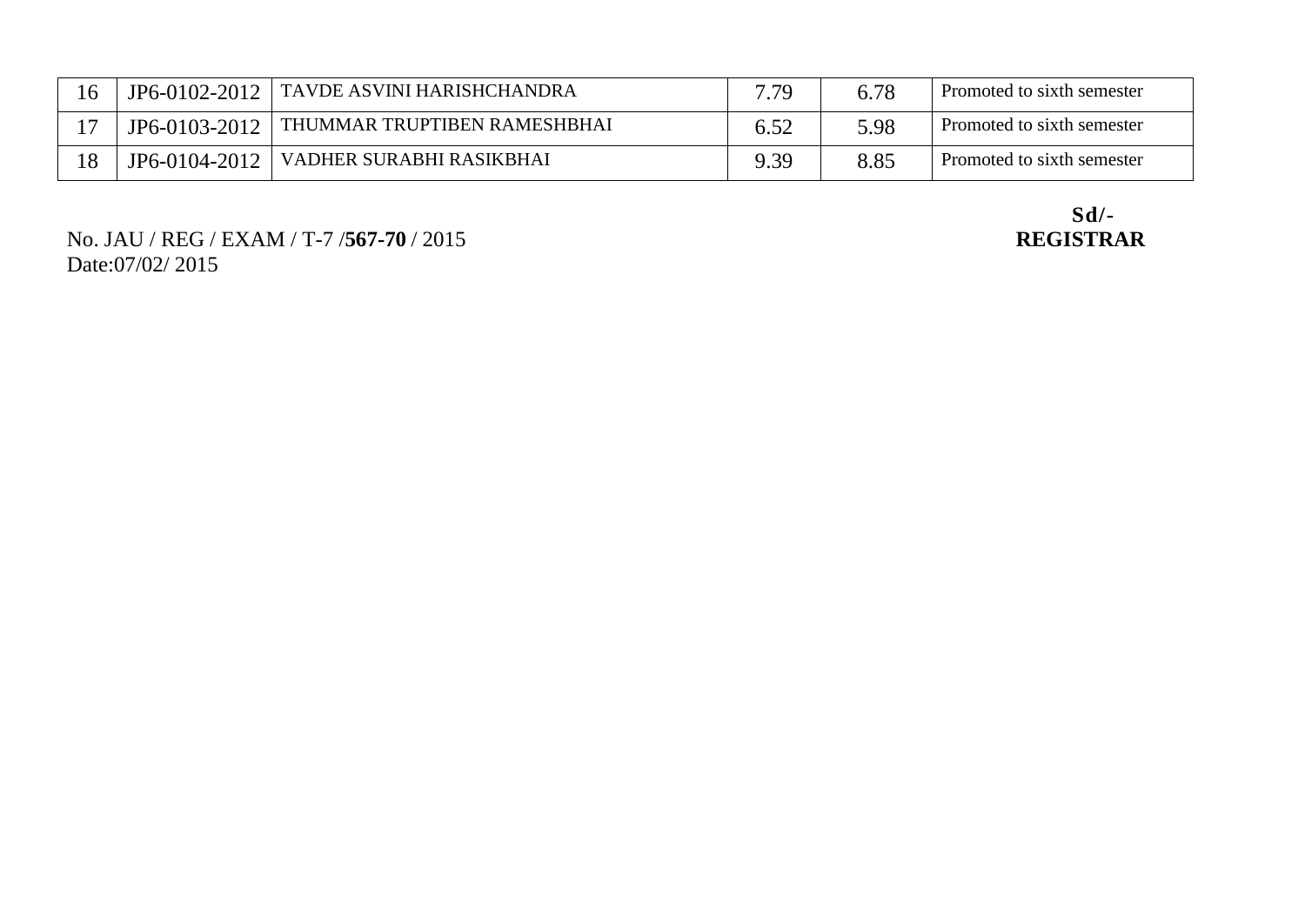| 16 | JP6-0102-2012 | TAVDE ASVINI HARISHCHANDRA | 7.79 | 6.78 | Promoted to sixth semester |
|---|---|---|---|---|---|
| 17 | JP6-0103-2012 | THUMMAR TRUPTIBEN RAMESHBHAI | 6.52 | 5.98 | Promoted to sixth semester |
| 18 | JP6-0104-2012 | VADHER SURABHI RASIKBHAI | 9.39 | 8.85 | Promoted to sixth semester |

No. JAU / REG / EXAM / T-7 /**567-70** / 2015
Date:07/02/ 2015

**Sd/-**
**REGISTRAR**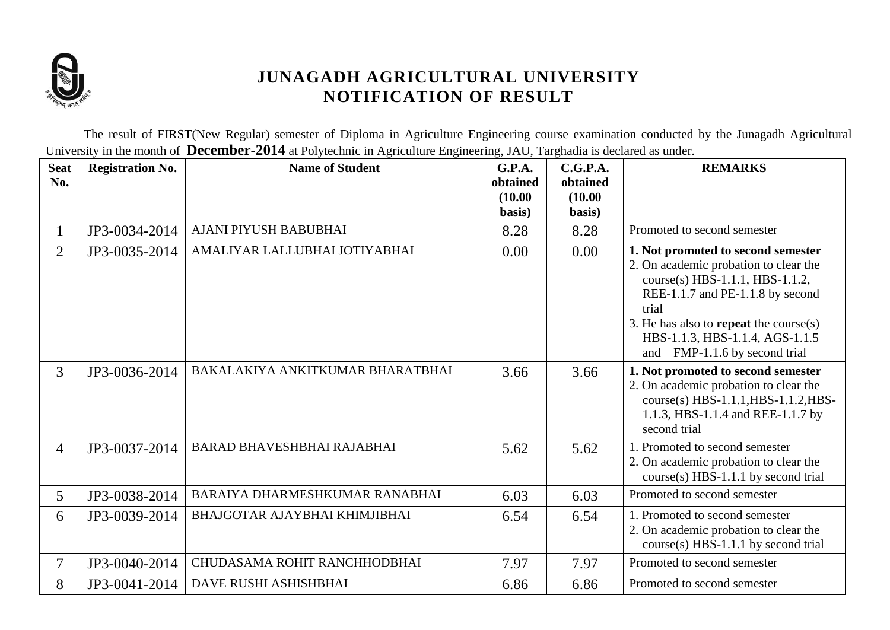# JUNAGADH AGRICULTURAL UNIVERSITY
## NOTIFICATION OF RESULT

The result of FIRST(New Regular) semester of Diploma in Agriculture Engineering course examination conducted by the Junagadh Agricultural University in the month of **December-2014** at Polytechnic in Agriculture Engineering, JAU, Targhadia is declared as under.

| Seat No. | Registration No. | Name of Student | G.P.A. obtained (10.00 basis) | C.G.P.A. obtained (10.00 basis) | REMARKS |
|---|---|---|---|---|---|
| 1 | JP3-0034-2014 | AJANI PIYUSH BABUBHAI | 8.28 | 8.28 | Promoted to second semester |
| 2 | JP3-0035-2014 | AMALIYAR LALLUBHAI JOTIYABHAI | 0.00 | 0.00 | **1. Not promoted to second semester** 2. On academic probation to clear the course(s) HBS-1.1.1, HBS-1.1.2, REE-1.1.7 and PE-1.1.8 by second trial 3. He has also to **repeat** the course(s) HBS-1.1.3, HBS-1.1.4, AGS-1.1.5 and FMP-1.1.6 by second trial |
| 3 | JP3-0036-2014 | BAKALAKIYA ANKITKUMAR BHARATBHAI | 3.66 | 3.66 | **1. Not promoted to second semester** 2. On academic probation to clear the course(s) HBS-1.1.1,HBS-1.1.2,HBS-1.1.3, HBS-1.1.4 and REE-1.1.7 by second trial |
| 4 | JP3-0037-2014 | BARAD BHAVESHBHAI RAJABHAI | 5.62 | 5.62 | 1. Promoted to second semester 2. On academic probation to clear the course(s) HBS-1.1.1 by second trial |
| 5 | JP3-0038-2014 | BARAIYA DHARMESHKUMAR RANABHAI | 6.03 | 6.03 | Promoted to second semester |
| 6 | JP3-0039-2014 | BHAJGOTAR AJAYBHAI KHIMJIBHAI | 6.54 | 6.54 | 1. Promoted to second semester 2. On academic probation to clear the course(s) HBS-1.1.1 by second trial |
| 7 | JP3-0040-2014 | CHUDASAMA ROHIT RANCHHODBHAI | 7.97 | 7.97 | Promoted to second semester |
| 8 | JP3-0041-2014 | DAVE RUSHI ASHISHBHAI | 6.86 | 6.86 | Promoted to second semester |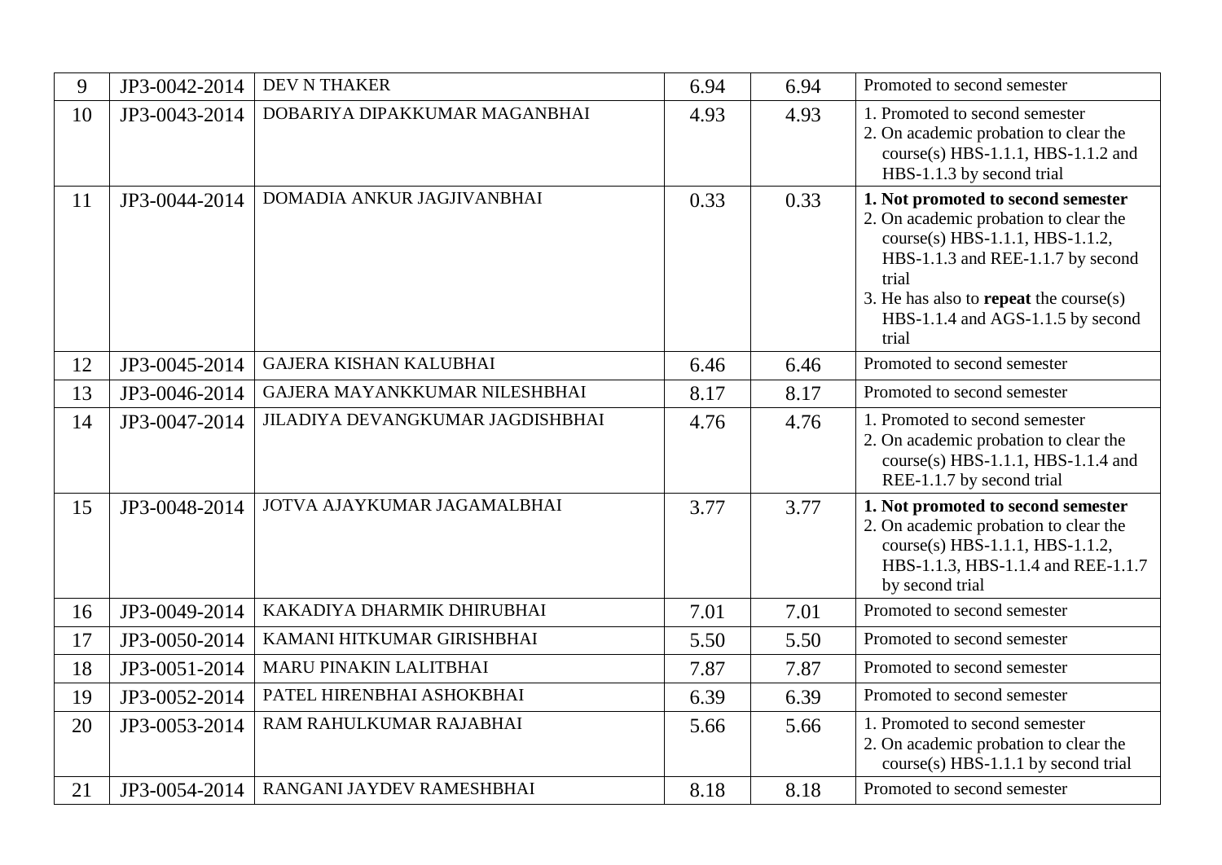| 9 | JP3-0042-2014 | DEV N THAKER | 6.94 | 6.94 | Promoted to second semester |
|---|---|---|---|---|---|
| 10 | JP3-0043-2014 | DOBARIYA DIPAKKUMAR MAGANBHAI | 4.93 | 4.93 | 1. Promoted to second semester<br>2. On academic probation to clear the course(s) HBS-1.1.1, HBS-1.1.2 and HBS-1.1.3 by second trial |
| 11 | JP3-0044-2014 | DOMADIA ANKUR JAGJIVANBHAI | 0.33 | 0.33 | **1. Not promoted to second semester**<br>2. On academic probation to clear the course(s) HBS-1.1.1, HBS-1.1.2, HBS-1.1.3 and REE-1.1.7 by second trial<br>3. He has also to **repeat** the course(s) HBS-1.1.4 and AGS-1.1.5 by second trial |
| 12 | JP3-0045-2014 | GAJERA KISHAN KALUBHAI | 6.46 | 6.46 | Promoted to second semester |
| 13 | JP3-0046-2014 | GAJERA MAYANKKUMAR NILESHBHAI | 8.17 | 8.17 | Promoted to second semester |
| 14 | JP3-0047-2014 | JILADIYA DEVANGKUMAR JAGDISHBHAI | 4.76 | 4.76 | 1. Promoted to second semester<br>2. On academic probation to clear the course(s) HBS-1.1.1, HBS-1.1.4 and REE-1.1.7 by second trial |
| 15 | JP3-0048-2014 | JOTVA AJAYKUMAR JAGAMALBHAI | 3.77 | 3.77 | **1. Not promoted to second semester**<br>2. On academic probation to clear the course(s) HBS-1.1.1, HBS-1.1.2, HBS-1.1.3, HBS-1.1.4 and REE-1.1.7 by second trial |
| 16 | JP3-0049-2014 | KAKADIYA DHARMIK DHIRUBHAI | 7.01 | 7.01 | Promoted to second semester |
| 17 | JP3-0050-2014 | KAMANI HITKUMAR GIRISHBHAI | 5.50 | 5.50 | Promoted to second semester |
| 18 | JP3-0051-2014 | MARU PINAKIN LALITBHAI | 7.87 | 7.87 | Promoted to second semester |
| 19 | JP3-0052-2014 | PATEL HIRENBHAI ASHOKBHAI | 6.39 | 6.39 | Promoted to second semester |
| 20 | JP3-0053-2014 | RAM RAHULKUMAR RAJABHAI | 5.66 | 5.66 | 1. Promoted to second semester<br>2. On academic probation to clear the course(s) HBS-1.1.1 by second trial |
| 21 | JP3-0054-2014 | RANGANI JAYDEV RAMESHBHAI | 8.18 | 8.18 | Promoted to second semester |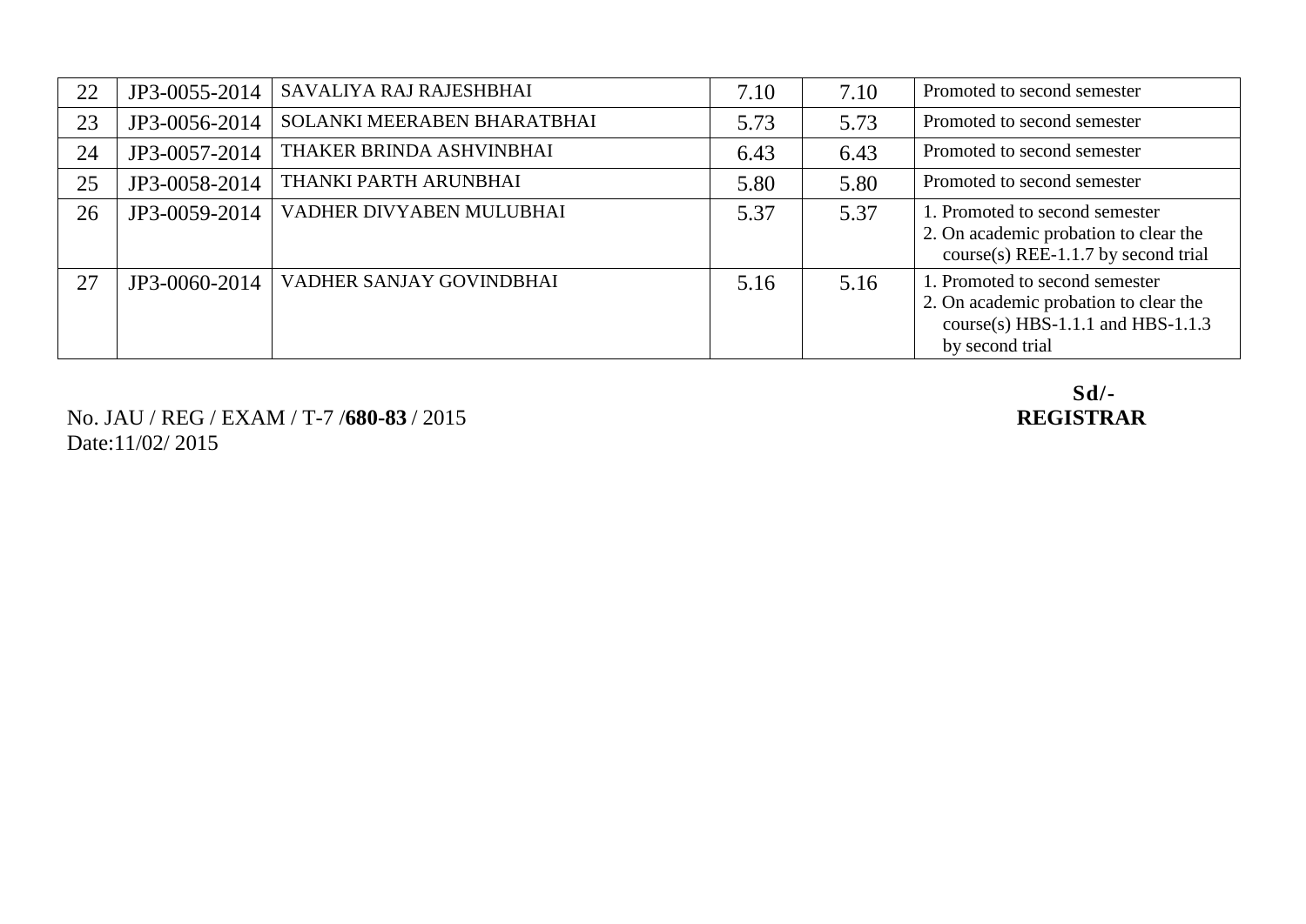| 22 | JP3-0055-2014 | SAVALIYA RAJ RAJESHBHAI | 7.10 | 7.10 | Promoted to second semester |
|---|---|---|---|---|---|
| 23 | JP3-0056-2014 | SOLANKI MEERABEN BHARATBHAI | 5.73 | 5.73 | Promoted to second semester |
| 24 | JP3-0057-2014 | THAKER BRINDA ASHVINBHAI | 6.43 | 6.43 | Promoted to second semester |
| 25 | JP3-0058-2014 | THANKI PARTH ARUNBHAI | 5.80 | 5.80 | Promoted to second semester |
| 26 | JP3-0059-2014 | VADHER DIVYABEN MULUBHAI | 5.37 | 5.37 | 1. Promoted to second semester<br>2. On academic probation to clear the course(s) REE-1.1.7 by second trial |
| 27 | JP3-0060-2014 | VADHER SANJAY GOVINDBHAI | 5.16 | 5.16 | 1. Promoted to second semester<br>2. On academic probation to clear the course(s) HBS-1.1.1 and HBS-1.1.3 by second trial |

**Sd/-**
**REGISTRAR**

No. JAU / REG / EXAM / T-7 /**680-83** / 2015
Date:11/02/ 2015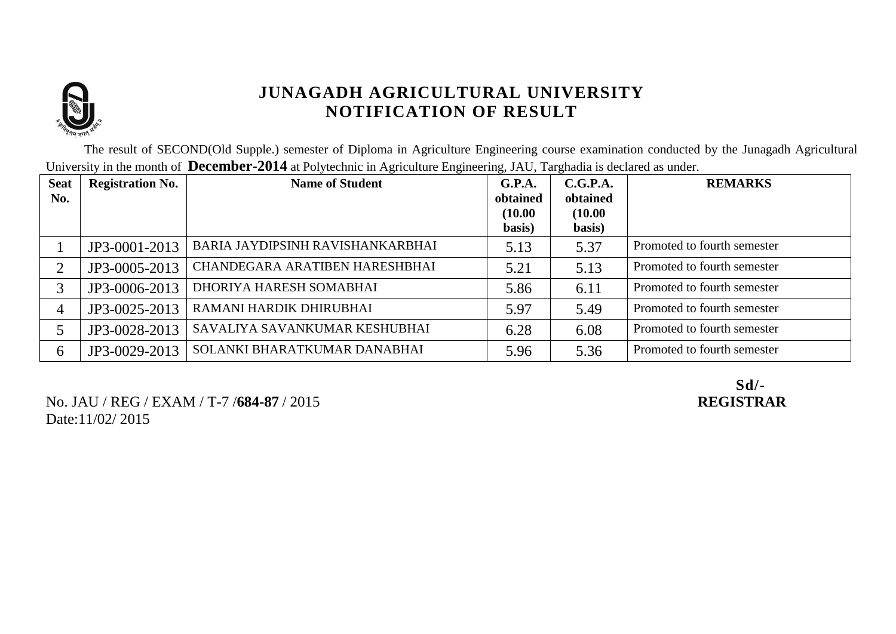# JUNAGADH AGRICULTURAL UNIVERSITY
## NOTIFICATION OF RESULT

The result of SECOND(Old Supple.) semester of Diploma in Agriculture Engineering course examination conducted by the Junagadh Agricultural University in the month of **December-2014** at Polytechnic in Agriculture Engineering, JAU, Targhadia is declared as under.

| Seat No. | Registration No. | Name of Student | G.P.A. obtained (10.00 basis) | C.G.P.A. obtained (10.00 basis) | REMARKS |
|---|---|---|---|---|---|
| 1 | JP3-0001-2013 | BARIA JAYDIPSINH RAVISHANKARBHAI | 5.13 | 5.37 | Promoted to fourth semester |
| 2 | JP3-0005-2013 | CHANDEGARA ARATIBEN HARESHBHAI | 5.21 | 5.13 | Promoted to fourth semester |
| 3 | JP3-0006-2013 | DHORIYA HARESH SOMABHAI | 5.86 | 6.11 | Promoted to fourth semester |
| 4 | JP3-0025-2013 | RAMANI HARDIK DHIRUBHAI | 5.97 | 5.49 | Promoted to fourth semester |
| 5 | JP3-0028-2013 | SAVALIYA SAVANKUMAR KESHUBHAI | 6.28 | 6.08 | Promoted to fourth semester |
| 6 | JP3-0029-2013 | SOLANKI BHARATKUMAR DANABHAI | 5.96 | 5.36 | Promoted to fourth semester |

No. JAU / REG / EXAM / T-7 /**684-87** / 2015
Date:11/02/ 2015

**Sd/-**
**REGISTRAR**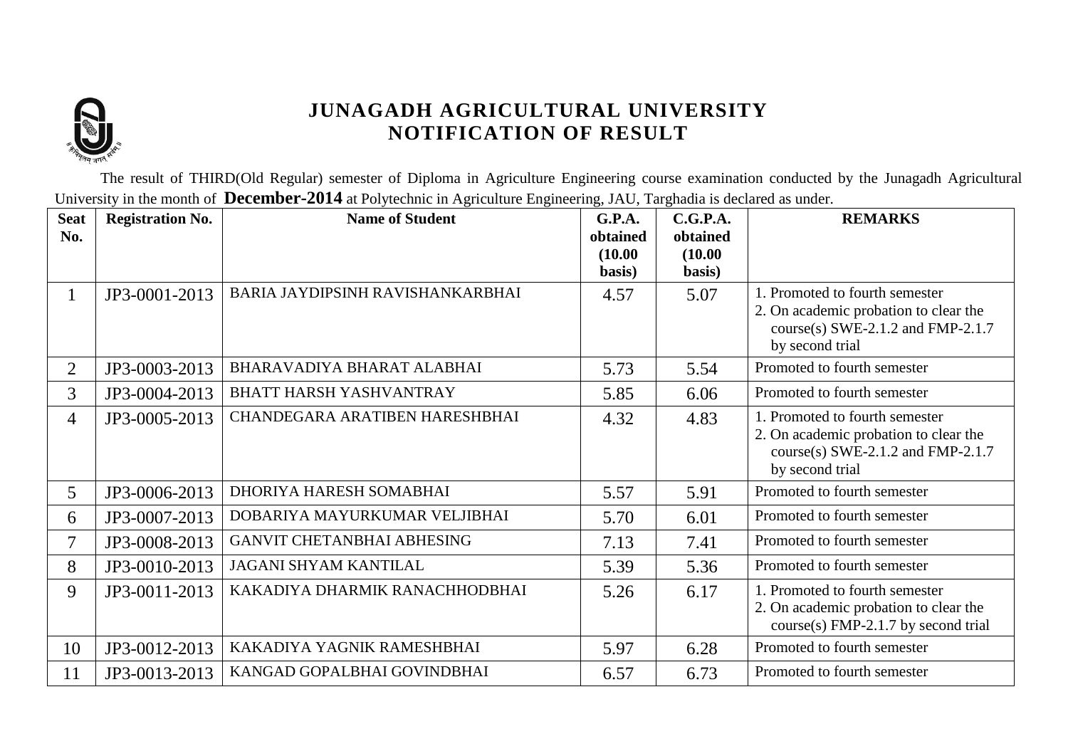# JUNAGADH AGRICULTURAL UNIVERSITY
## NOTIFICATION OF RESULT

The result of THIRD(Old Regular) semester of Diploma in Agriculture Engineering course examination conducted by the Junagadh Agricultural University in the month of **December-2014** at Polytechnic in Agriculture Engineering, JAU, Targhadia is declared as under.

| Seat No. | Registration No. | Name of Student | G.P.A. obtained (10.00 basis) | C.G.P.A. obtained (10.00 basis) | REMARKS |
|---|---|---|---|---|---|
| 1 | JP3-0001-2013 | BARIA JAYDIPSINH RAVISHANKARBHAI | 4.57 | 5.07 | 1. Promoted to fourth semester 2. On academic probation to clear the course(s) SWE-2.1.2 and FMP-2.1.7 by second trial |
| 2 | JP3-0003-2013 | BHARAVADIYA BHARAT ALABHAI | 5.73 | 5.54 | Promoted to fourth semester |
| 3 | JP3-0004-2013 | BHATT HARSH YASHVANTRAY | 5.85 | 6.06 | Promoted to fourth semester |
| 4 | JP3-0005-2013 | CHANDEGARA ARATIBEN HARESHBHAI | 4.32 | 4.83 | 1. Promoted to fourth semester 2. On academic probation to clear the course(s) SWE-2.1.2 and FMP-2.1.7 by second trial |
| 5 | JP3-0006-2013 | DHORIYA HARESH SOMABHAI | 5.57 | 5.91 | Promoted to fourth semester |
| 6 | JP3-0007-2013 | DOBARIYA MAYURKUMAR VELJIBHAI | 5.70 | 6.01 | Promoted to fourth semester |
| 7 | JP3-0008-2013 | GANVIT CHETANBHAI ABHESING | 7.13 | 7.41 | Promoted to fourth semester |
| 8 | JP3-0010-2013 | JAGANI SHYAM KANTILAL | 5.39 | 5.36 | Promoted to fourth semester |
| 9 | JP3-0011-2013 | KAKADIYA DHARMIK RANACHHODBHAI | 5.26 | 6.17 | 1. Promoted to fourth semester 2. On academic probation to clear the course(s) FMP-2.1.7 by second trial |
| 10 | JP3-0012-2013 | KAKADIYA YAGNIK RAMESHBHAI | 5.97 | 6.28 | Promoted to fourth semester |
| 11 | JP3-0013-2013 | KANGAD GOPALBHAI GOVINDBHAI | 6.57 | 6.73 | Promoted to fourth semester |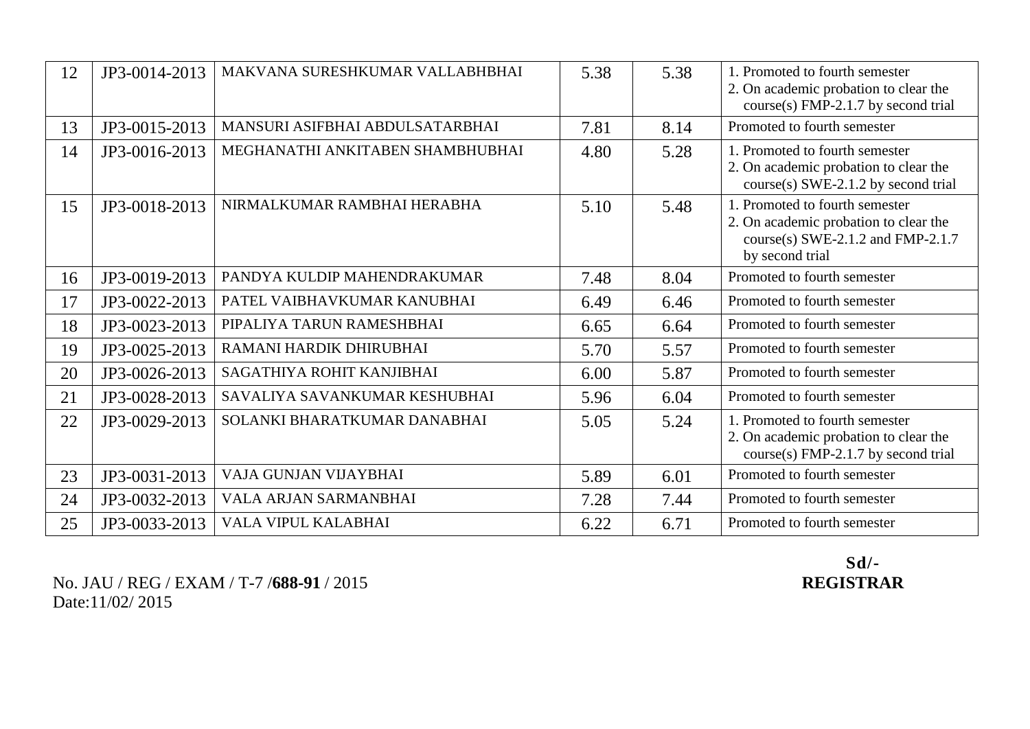| 12 | JP3-0014-2013 | MAKVANA SURESHKUMAR VALLABHBHAI | 5.38 | 5.38 | 1. Promoted to fourth semester<br>2. On academic probation to clear the course(s) FMP-2.1.7 by second trial |
|---|---|---|---|---|---|
| 13 | JP3-0015-2013 | MANSURI ASIFBHAI ABDULSATARBHAI | 7.81 | 8.14 | Promoted to fourth semester |
| 14 | JP3-0016-2013 | MEGHANATHI ANKITABEN SHAMBHUBHAI | 4.80 | 5.28 | 1. Promoted to fourth semester<br>2. On academic probation to clear the course(s) SWE-2.1.2 by second trial |
| 15 | JP3-0018-2013 | NIRMALKUMAR RAMBHAI HERABHA | 5.10 | 5.48 | 1. Promoted to fourth semester<br>2. On academic probation to clear the course(s) SWE-2.1.2 and FMP-2.1.7 by second trial |
| 16 | JP3-0019-2013 | PANDYA KULDIP MAHENDRAKUMAR | 7.48 | 8.04 | Promoted to fourth semester |
| 17 | JP3-0022-2013 | PATEL VAIBHAVKUMAR KANUBHAI | 6.49 | 6.46 | Promoted to fourth semester |
| 18 | JP3-0023-2013 | PIPALIYA TARUN RAMESHBHAI | 6.65 | 6.64 | Promoted to fourth semester |
| 19 | JP3-0025-2013 | RAMANI HARDIK DHIRUBHAI | 5.70 | 5.57 | Promoted to fourth semester |
| 20 | JP3-0026-2013 | SAGATHIYA ROHIT KANJIBHAI | 6.00 | 5.87 | Promoted to fourth semester |
| 21 | JP3-0028-2013 | SAVALIYA SAVANKUMAR KESHUBHAI | 5.96 | 6.04 | Promoted to fourth semester |
| 22 | JP3-0029-2013 | SOLANKI BHARATKUMAR DANABHAI | 5.05 | 5.24 | 1. Promoted to fourth semester<br>2. On academic probation to clear the course(s) FMP-2.1.7 by second trial |
| 23 | JP3-0031-2013 | VAJA GUNJAN VIJAYBHAI | 5.89 | 6.01 | Promoted to fourth semester |
| 24 | JP3-0032-2013 | VALA ARJAN SARMANBHAI | 7.28 | 7.44 | Promoted to fourth semester |
| 25 | JP3-0033-2013 | VALA VIPUL KALABHAI | 6.22 | 6.71 | Promoted to fourth semester |

**Sd/-**
**REGISTRAR**

No. JAU / REG / EXAM / T-7 /**688-91** / 2015
Date:11/02/ 2015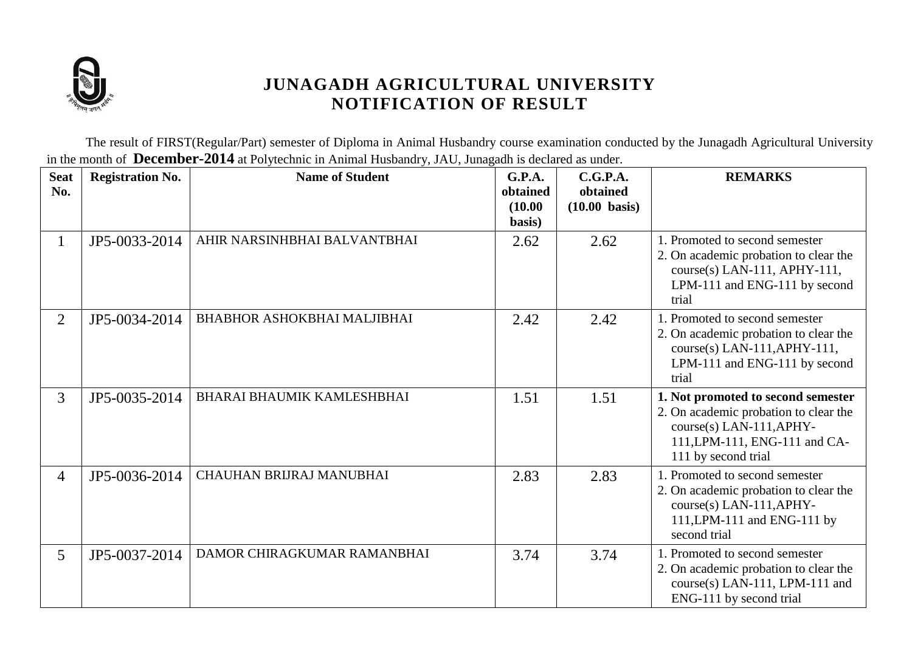# JUNAGADH AGRICULTURAL UNIVERSITY
## NOTIFICATION OF RESULT

The result of FIRST(Regular/Part) semester of Diploma in Animal Husbandry course examination conducted by the Junagadh Agricultural University in the month of **December-2014** at Polytechnic in Animal Husbandry, JAU, Junagadh is declared as under.

| Seat No. | Registration No. | Name of Student | G.P.A. obtained (10.00 basis) | C.G.P.A. obtained (10.00 basis) | REMARKS |
|---|---|---|---|---|---|
| 1 | JP5-0033-2014 | AHIR NARSINHBHAI BALVANTBHAI | 2.62 | 2.62 | 1. Promoted to second semester<br>2. On academic probation to clear the course(s) LAN-111, APHY-111, LPM-111 and ENG-111 by second trial |
| 2 | JP5-0034-2014 | BHABHOR ASHOKBHAI MALJIBHAI | 2.42 | 2.42 | 1. Promoted to second semester<br>2. On academic probation to clear the course(s) LAN-111,APHY-111, LPM-111 and ENG-111 by second trial |
| 3 | JP5-0035-2014 | BHARAI BHAUMIK KAMLESHBHAI | 1.51 | 1.51 | **1. Not promoted to second semester**<br>2. On academic probation to clear the course(s) LAN-111,APHY-111,LPM-111, ENG-111 and CA-111 by second trial |
| 4 | JP5-0036-2014 | CHAUHAN BRIJRAJ MANUBHAI | 2.83 | 2.83 | 1. Promoted to second semester<br>2. On academic probation to clear the course(s) LAN-111,APHY-111,LPM-111 and ENG-111 by second trial |
| 5 | JP5-0037-2014 | DAMOR CHIRAGKUMAR RAMANBHAI | 3.74 | 3.74 | 1. Promoted to second semester<br>2. On academic probation to clear the course(s) LAN-111, LPM-111 and ENG-111 by second trial |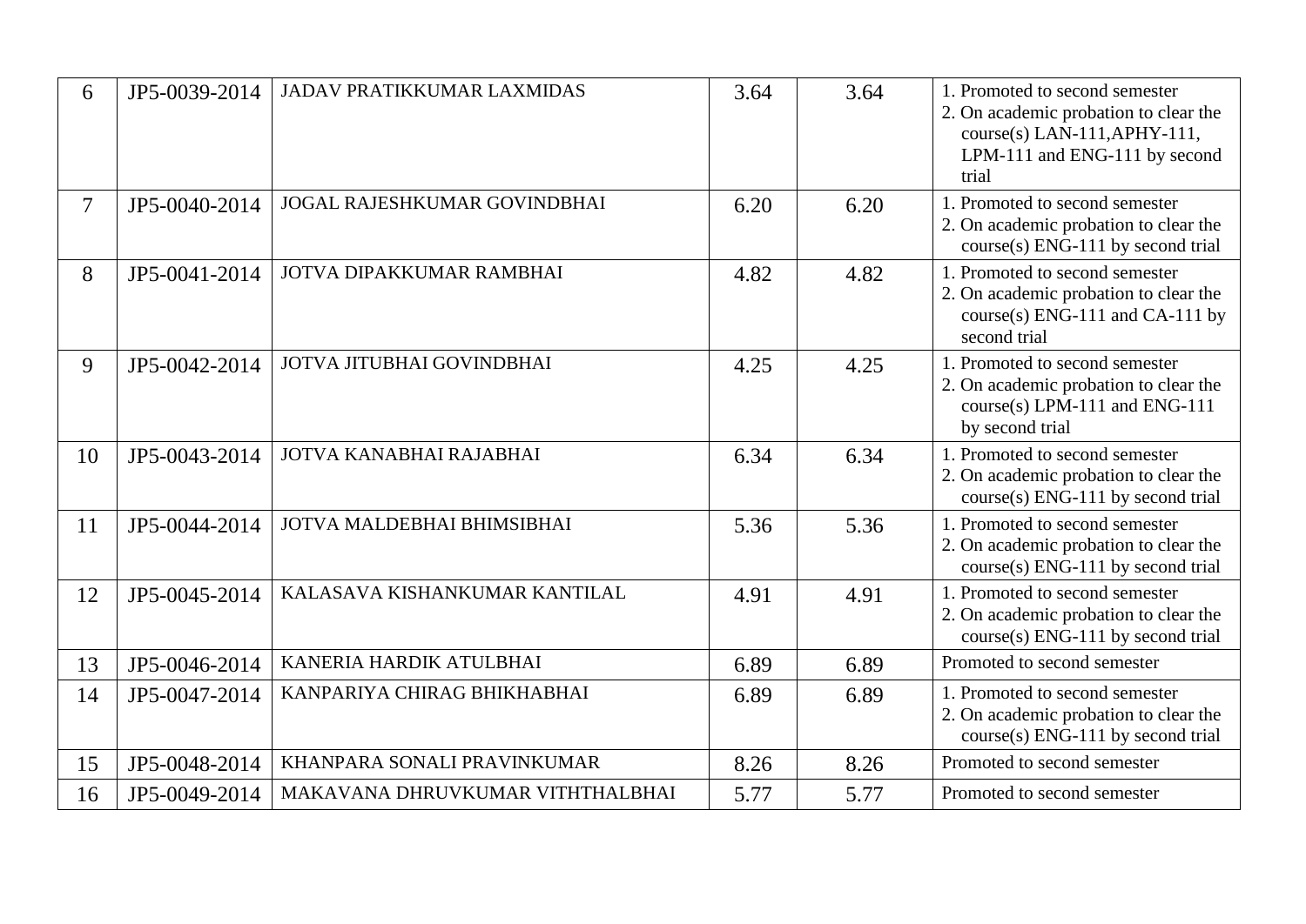| 6 | JP5-0039-2014 | JADAV PRATIKKUMAR LAXMIDAS | 3.64 | 3.64 | 1. Promoted to second semester<br>2. On academic probation to clear the course(s) LAN-111,APHY-111, LPM-111 and ENG-111 by second trial |
|---|---|---|---|---|---|
| 7 | JP5-0040-2014 | JOGAL RAJESHKUMAR GOVINDBHAI | 6.20 | 6.20 | 1. Promoted to second semester<br>2. On academic probation to clear the course(s) ENG-111 by second trial |
| 8 | JP5-0041-2014 | JOTVA DIPAKKUMAR RAMBHAI | 4.82 | 4.82 | 1. Promoted to second semester<br>2. On academic probation to clear the course(s) ENG-111 and CA-111 by second trial |
| 9 | JP5-0042-2014 | JOTVA JITUBHAI GOVINDBHAI | 4.25 | 4.25 | 1. Promoted to second semester<br>2. On academic probation to clear the course(s) LPM-111 and ENG-111 by second trial |
| 10 | JP5-0043-2014 | JOTVA KANABHAI RAJABHAI | 6.34 | 6.34 | 1. Promoted to second semester<br>2. On academic probation to clear the course(s) ENG-111 by second trial |
| 11 | JP5-0044-2014 | JOTVA MALDEBHAI BHIMSIBHAI | 5.36 | 5.36 | 1. Promoted to second semester<br>2. On academic probation to clear the course(s) ENG-111 by second trial |
| 12 | JP5-0045-2014 | KALASAVA KISHANKUMAR KANTILAL | 4.91 | 4.91 | 1. Promoted to second semester<br>2. On academic probation to clear the course(s) ENG-111 by second trial |
| 13 | JP5-0046-2014 | KANERIA HARDIK ATULBHAI | 6.89 | 6.89 | Promoted to second semester |
| 14 | JP5-0047-2014 | KANPARIYA CHIRAG BHIKHABHAI | 6.89 | 6.89 | 1. Promoted to second semester<br>2. On academic probation to clear the course(s) ENG-111 by second trial |
| 15 | JP5-0048-2014 | KHANPARA SONALI PRAVINKUMAR | 8.26 | 8.26 | Promoted to second semester |
| 16 | JP5-0049-2014 | MAKAVANA DHRUVKUMAR VITHTHALBHAI | 5.77 | 5.77 | Promoted to second semester |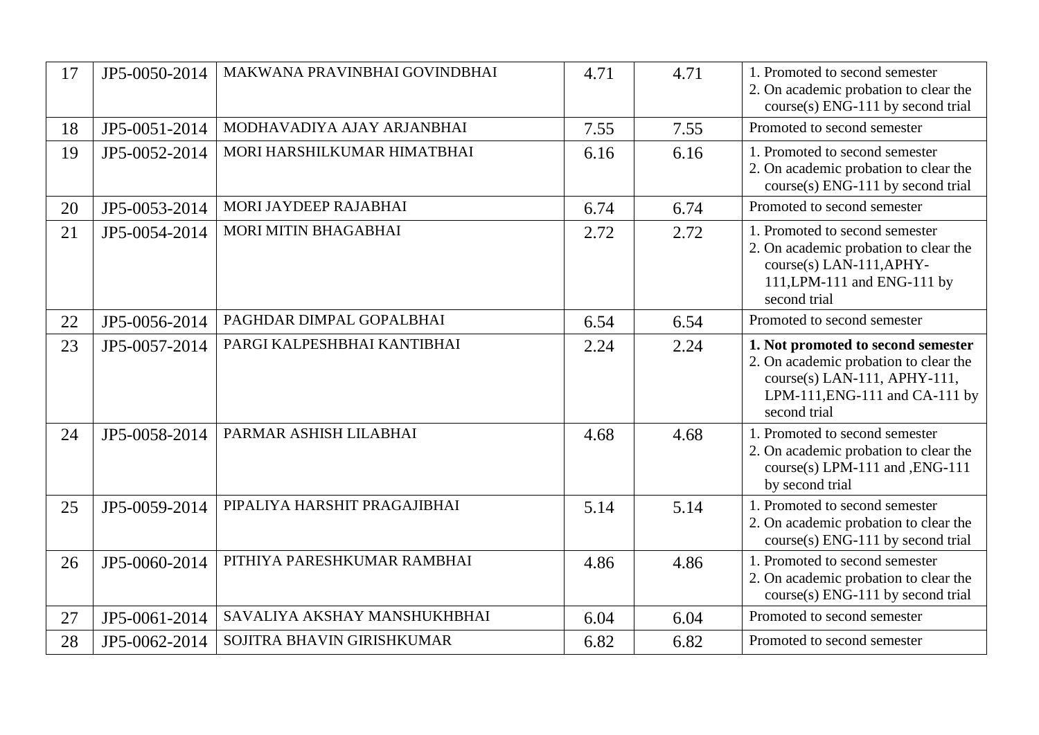| 17 | JP5-0050-2014 | MAKWANA PRAVINBHAI GOVINDBHAI | 4.71 | 4.71 | 1. Promoted to second semester<br>2. On academic probation to clear the course(s) ENG-111 by second trial |
|---|---|---|---|---|---|
| 18 | JP5-0051-2014 | MODHAVADIYA AJAY ARJANBHAI | 7.55 | 7.55 | Promoted to second semester |
| 19 | JP5-0052-2014 | MORI HARSHILKUMAR HIMATBHAI | 6.16 | 6.16 | 1. Promoted to second semester<br>2. On academic probation to clear the course(s) ENG-111 by second trial |
| 20 | JP5-0053-2014 | MORI JAYDEEP RAJABHAI | 6.74 | 6.74 | Promoted to second semester |
| 21 | JP5-0054-2014 | MORI MITIN BHAGABHAI | 2.72 | 2.72 | 1. Promoted to second semester<br>2. On academic probation to clear the course(s) LAN-111,APHY-111,LPM-111 and ENG-111 by second trial |
| 22 | JP5-0056-2014 | PAGHDAR DIMPAL GOPALBHAI | 6.54 | 6.54 | Promoted to second semester |
| 23 | JP5-0057-2014 | PARGI KALPESHBHAI KANTIBHAI | 2.24 | 2.24 | **1. Not promoted to second semester**<br>2. On academic probation to clear the course(s) LAN-111, APHY-111, LPM-111,ENG-111 and CA-111 by second trial |
| 24 | JP5-0058-2014 | PARMAR ASHISH LILABHAI | 4.68 | 4.68 | 1. Promoted to second semester<br>2. On academic probation to clear the course(s) LPM-111 and ,ENG-111 by second trial |
| 25 | JP5-0059-2014 | PIPALIYA HARSHIT PRAGAJIBHAI | 5.14 | 5.14 | 1. Promoted to second semester<br>2. On academic probation to clear the course(s) ENG-111 by second trial |
| 26 | JP5-0060-2014 | PITHIYA PARESHKUMAR RAMBHAI | 4.86 | 4.86 | 1. Promoted to second semester<br>2. On academic probation to clear the course(s) ENG-111 by second trial |
| 27 | JP5-0061-2014 | SAVALIYA AKSHAY MANSHUKHBHAI | 6.04 | 6.04 | Promoted to second semester |
| 28 | JP5-0062-2014 | SOJITRA BHAVIN GIRISHKUMAR | 6.82 | 6.82 | Promoted to second semester |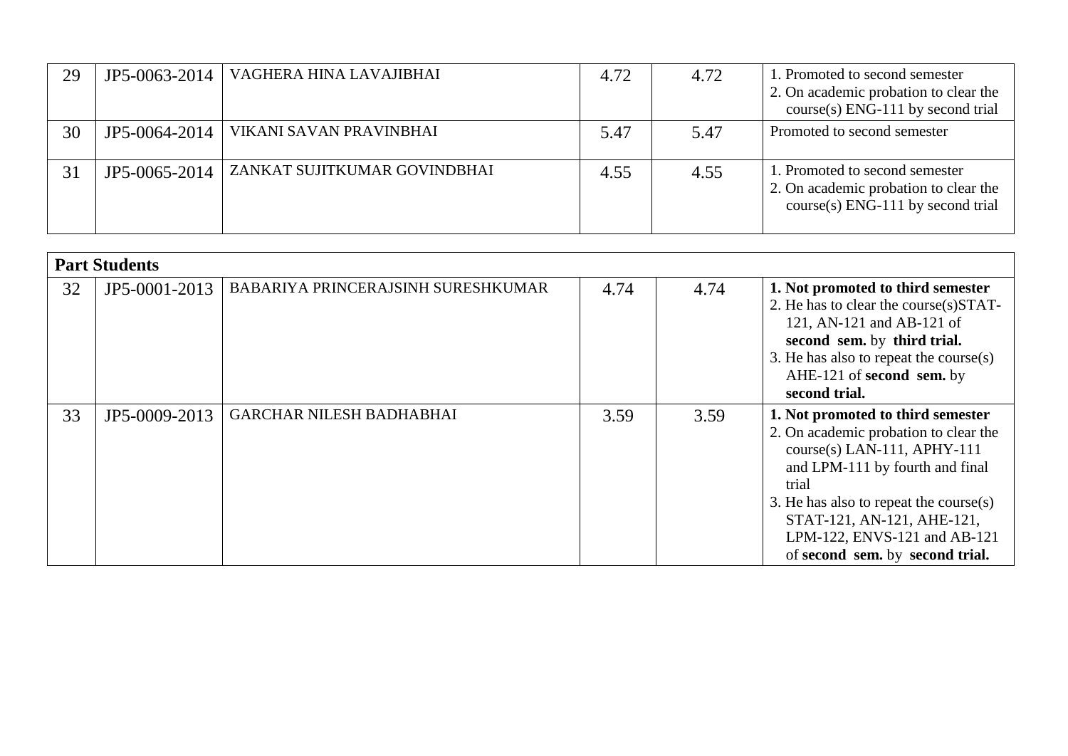| | | | | | |
|---|---|---|---|---|---|
| 29 | JP5-0063-2014 | VAGHERA HINA LAVAJIBHAI | 4.72 | 4.72 | 1. Promoted to second semester<br>2. On academic probation to clear the course(s) ENG-111 by second trial |
| 30 | JP5-0064-2014 | VIKANI SAVAN PRAVINBHAI | 5.47 | 5.47 | Promoted to second semester |
| 31 | JP5-0065-2014 | ZANKAT SUJITKUMAR GOVINDBHAI | 4.55 | 4.55 | 1. Promoted to second semester<br>2. On academic probation to clear the course(s) ENG-111 by second trial |

| **Part Students** | | | | | |
|---|---|---|---|---|---|
| 32 | JP5-0001-2013 | BABARIYA PRINCERAJSINH SURESHKUMAR | 4.74 | 4.74 | **1. Not promoted to third semester**<br>2. He has to clear the course(s)STAT-121, AN-121 and AB-121 of **second sem.** by **third trial.**<br>3. He has also to repeat the course(s) AHE-121 of **second sem.** by **second trial.** |
| 33 | JP5-0009-2013 | GARCHAR NILESH BADHABHAI | 3.59 | 3.59 | **1. Not promoted to third semester**<br>2. On academic probation to clear the course(s) LAN-111, APHY-111 and LPM-111 by fourth and final trial<br>3. He has also to repeat the course(s) STAT-121, AN-121, AHE-121, LPM-122, ENVS-121 and AB-121 of **second sem.** by **second trial.** |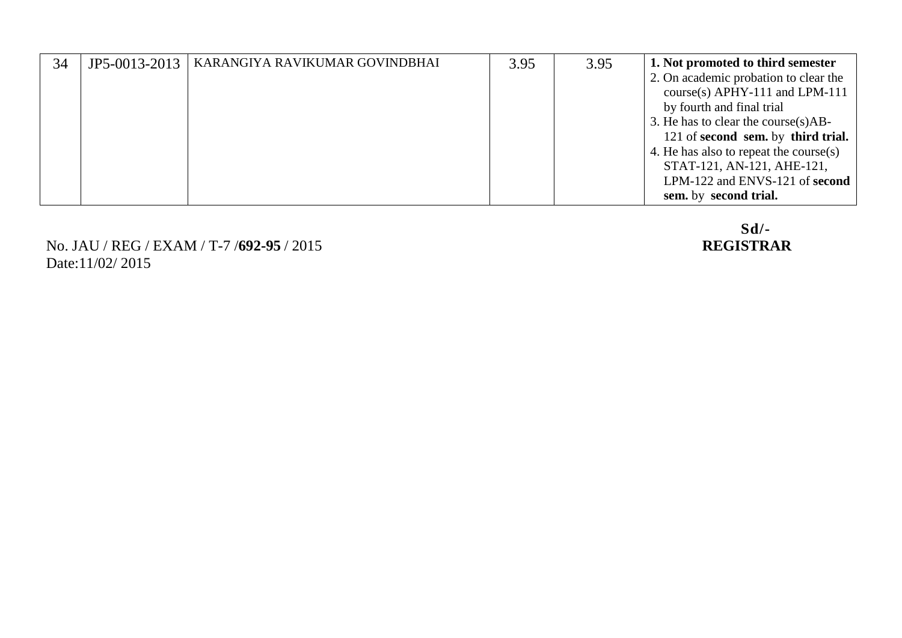| 34 | JP5-0013-2013 | KARANGIYA RAVIKUMAR GOVINDBHAI | 3.95 | 3.95 | **1. Not promoted to third semester**<br>2. On academic probation to clear the course(s) APHY-111 and LPM-111 by fourth and final trial<br>3. He has to clear the course(s)AB-121 of **second sem.** by **third trial.**<br>4. He has also to repeat the course(s) STAT-121, AN-121, AHE-121, LPM-122 and ENVS-121 of **second sem.** by **second trial.** |
|---|---|---|---|---|---|

No. JAU / REG / EXAM / T-7 /**692-95** / 2015
Date:11/02/ 2015

**Sd/-**
**REGISTRAR**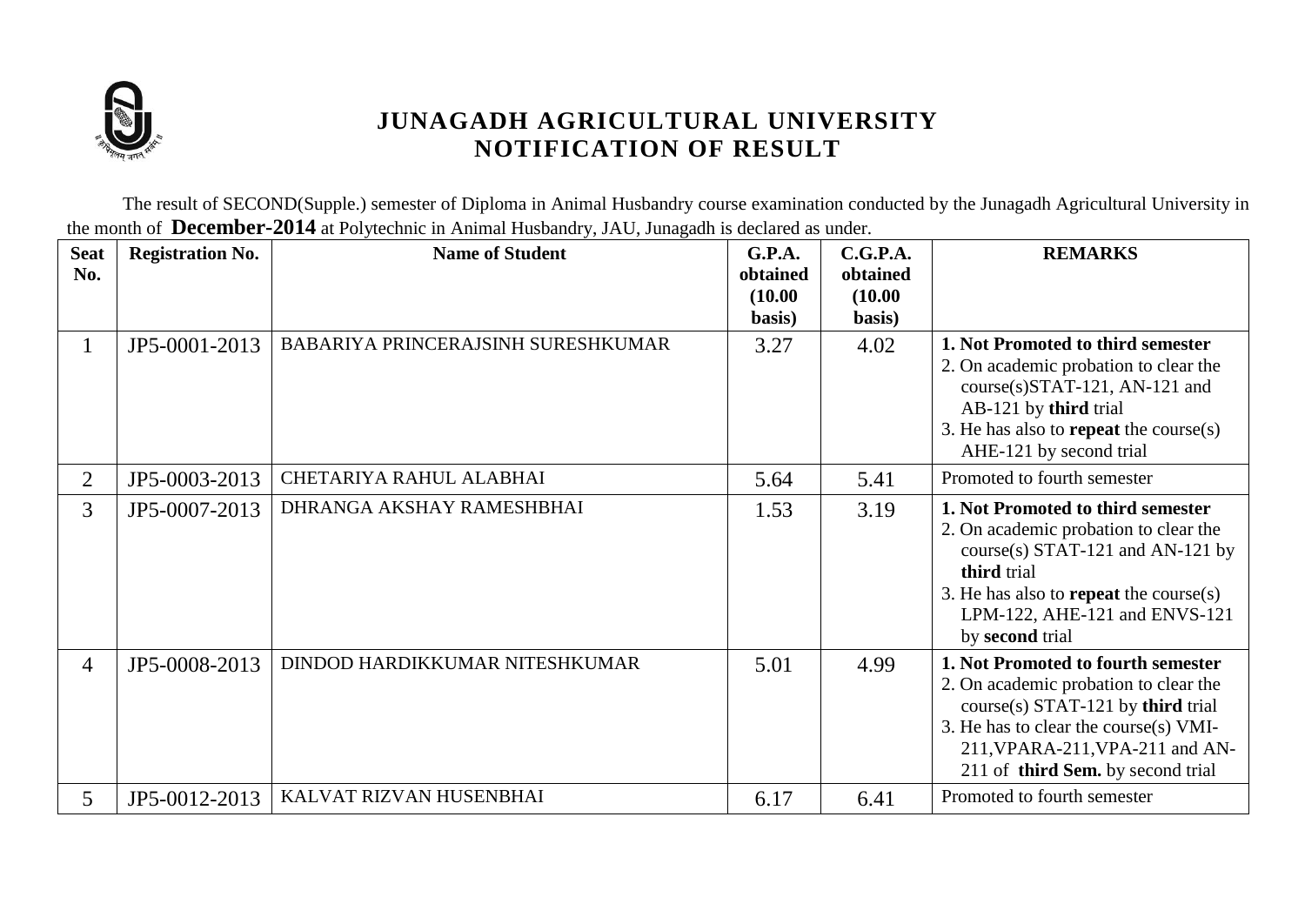# JUNAGADH AGRICULTURAL UNIVERSITY
## NOTIFICATION OF RESULT

The result of SECOND(Supple.) semester of Diploma in Animal Husbandry course examination conducted by the Junagadh Agricultural University in the month of **December-2014** at Polytechnic in Animal Husbandry, JAU, Junagadh is declared as under.

| Seat No. | Registration No. | Name of Student | G.P.A. obtained (10.00 basis) | C.G.P.A. obtained (10.00 basis) | REMARKS |
|---|---|---|---|---|---|
| 1 | JP5-0001-2013 | BABARIYA PRINCERAJSINH SURESHKUMAR | 3.27 | 4.02 | **1. Not Promoted to third semester** 2. On academic probation to clear the course(s)STAT-121, AN-121 and AB-121 by **third** trial 3. He has also to **repeat** the course(s) AHE-121 by second trial |
| 2 | JP5-0003-2013 | CHETARIYA RAHUL ALABHAI | 5.64 | 5.41 | Promoted to fourth semester |
| 3 | JP5-0007-2013 | DHRANGA AKSHAY RAMESHBHAI | 1.53 | 3.19 | **1. Not Promoted to third semester** 2. On academic probation to clear the course(s) STAT-121 and AN-121 by **third** trial 3. He has also to **repeat** the course(s) LPM-122, AHE-121 and ENVS-121 by **second** trial |
| 4 | JP5-0008-2013 | DINDOD HARDIKKUMAR NITESHKUMAR | 5.01 | 4.99 | **1. Not Promoted to fourth semester** 2. On academic probation to clear the course(s) STAT-121 by **third** trial 3. He has to clear the course(s) VMI-211,VPARA-211,VPA-211 and AN-211 of **third Sem.** by second trial |
| 5 | JP5-0012-2013 | KALVAT RIZVAN HUSENBHAI | 6.17 | 6.41 | Promoted to fourth semester |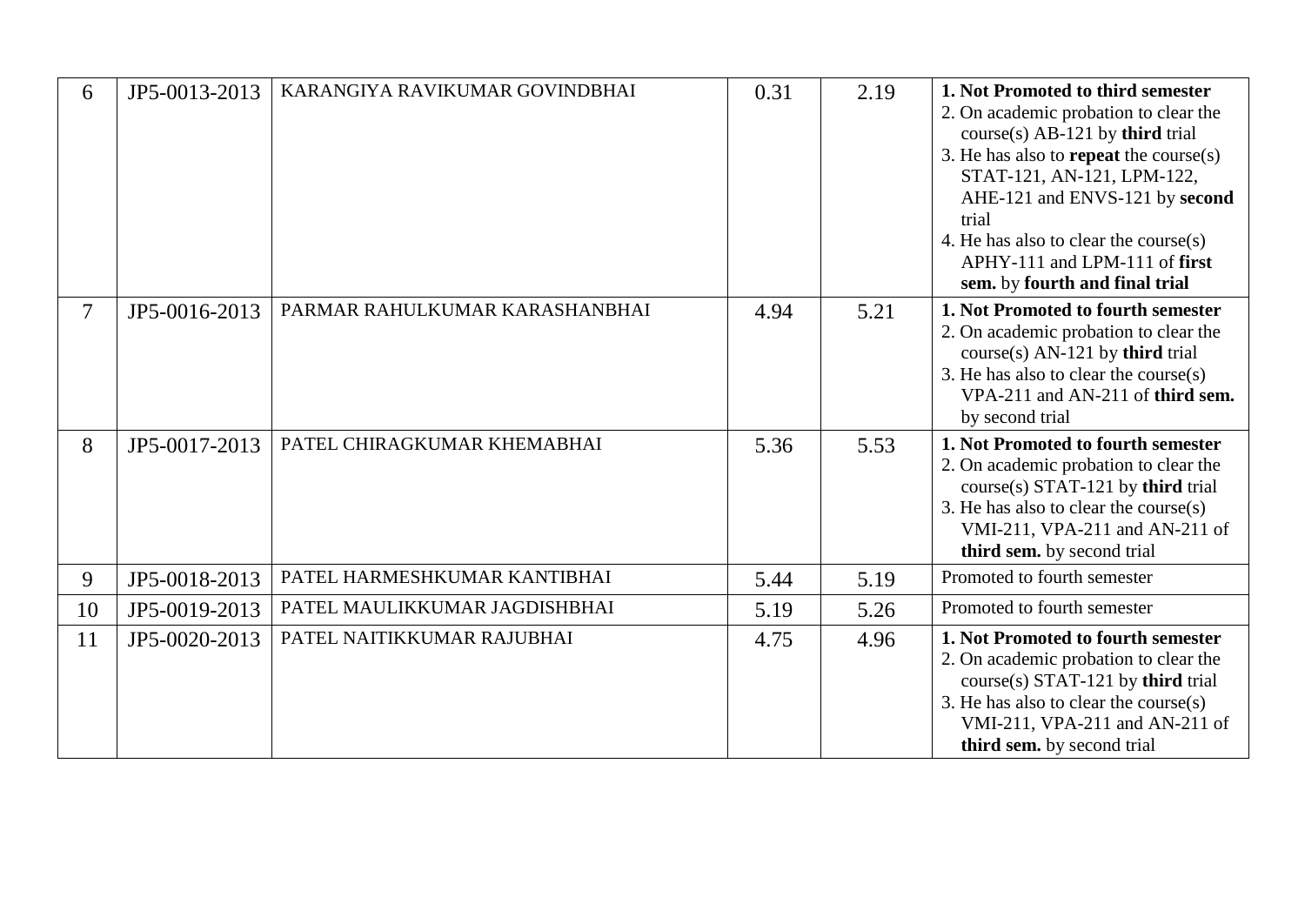| 6 | JP5-0013-2013 | KARANGIYA RAVIKUMAR GOVINDBHAI | 0.31 | 2.19 | **1. Not Promoted to third semester**<br>2. On academic probation to clear the course(s) AB-121 by **third** trial<br>3. He has also to **repeat** the course(s) STAT-121, AN-121, LPM-122, AHE-121 and ENVS-121 by **second** trial<br>4. He has also to clear the course(s) APHY-111 and LPM-111 of **first sem.** by **fourth and final trial** |
|---|---|---|---|---|---|
| 7 | JP5-0016-2013 | PARMAR RAHULKUMAR KARASHANBHAI | 4.94 | 5.21 | **1. Not Promoted to fourth semester**<br>2. On academic probation to clear the course(s) AN-121 by **third** trial<br>3. He has also to clear the course(s) VPA-211 and AN-211 of **third sem.** by second trial |
| 8 | JP5-0017-2013 | PATEL CHIRAGKUMAR KHEMABHAI | 5.36 | 5.53 | **1. Not Promoted to fourth semester**<br>2. On academic probation to clear the course(s) STAT-121 by **third** trial<br>3. He has also to clear the course(s) VMI-211, VPA-211 and AN-211 of **third sem.** by second trial |
| 9 | JP5-0018-2013 | PATEL HARMESHKUMAR KANTIBHAI | 5.44 | 5.19 | Promoted to fourth semester |
| 10 | JP5-0019-2013 | PATEL MAULIKKUMAR JAGDISHBHAI | 5.19 | 5.26 | Promoted to fourth semester |
| 11 | JP5-0020-2013 | PATEL NAITIKKUMAR RAJUBHAI | 4.75 | 4.96 | **1. Not Promoted to fourth semester**<br>2. On academic probation to clear the course(s) STAT-121 by **third** trial<br>3. He has also to clear the course(s) VMI-211, VPA-211 and AN-211 of **third sem.** by second trial |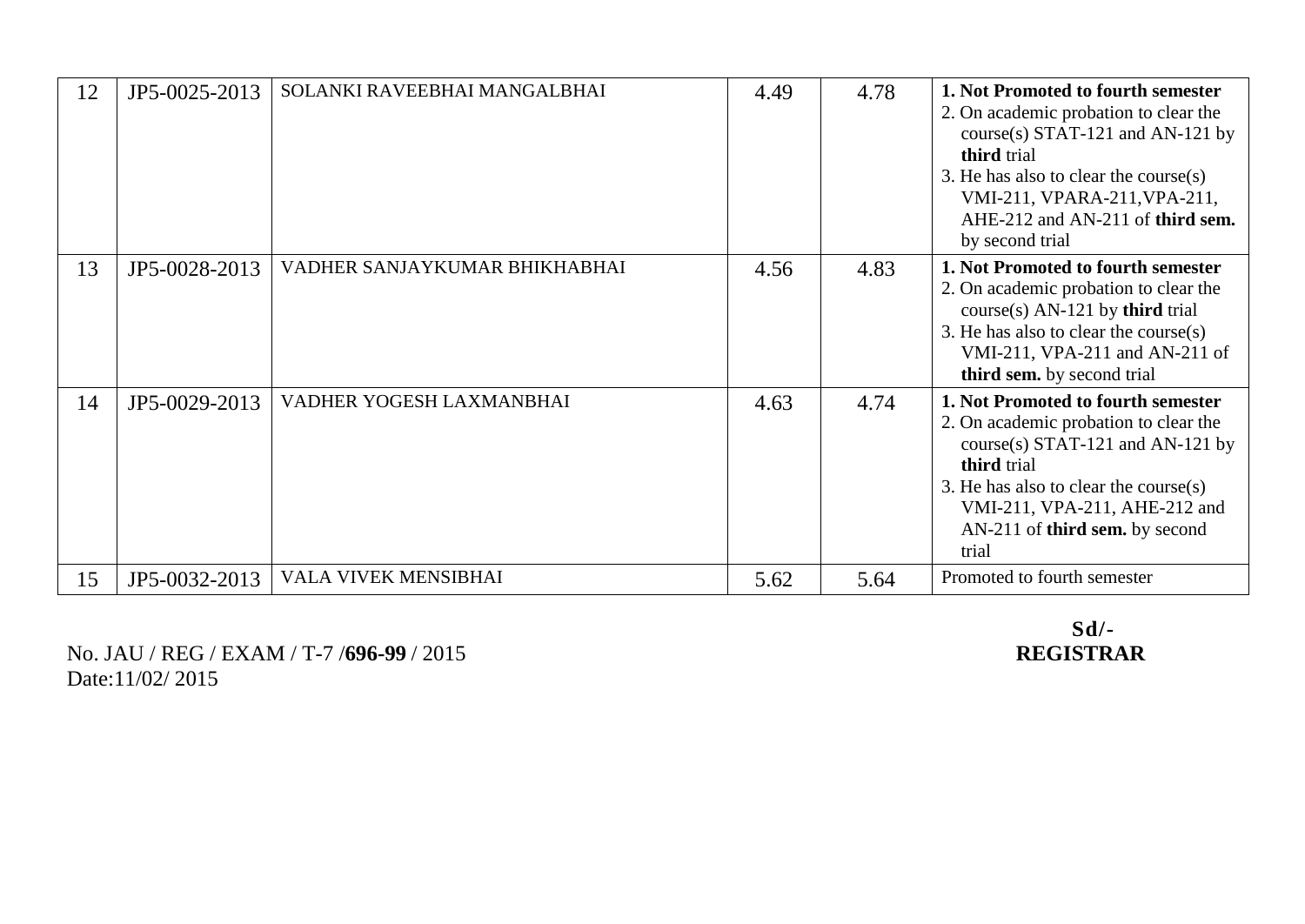| 12 | JP5-0025-2013 | SOLANKI RAVEEBHAI MANGALBHAI | 4.49 | 4.78 | **1. Not Promoted to fourth semester**<br>2. On academic probation to clear the course(s) STAT-121 and AN-121 by **third** trial<br>3. He has also to clear the course(s) VMI-211, VPARA-211,VPA-211, AHE-212 and AN-211 of **third sem.** by second trial |
|---|---|---|---|---|---|
| 13 | JP5-0028-2013 | VADHER SANJAYKUMAR BHIKHABHAI | 4.56 | 4.83 | **1. Not Promoted to fourth semester**<br>2. On academic probation to clear the course(s) AN-121 by **third** trial<br>3. He has also to clear the course(s) VMI-211, VPA-211 and AN-211 of **third sem.** by second trial |
| 14 | JP5-0029-2013 | VADHER YOGESH LAXMANBHAI | 4.63 | 4.74 | **1. Not Promoted to fourth semester**<br>2. On academic probation to clear the course(s) STAT-121 and AN-121 by **third** trial<br>3. He has also to clear the course(s) VMI-211, VPA-211, AHE-212 and AN-211 of **third sem.** by second trial |
| 15 | JP5-0032-2013 | VALA VIVEK MENSIBHAI | 5.62 | 5.64 | Promoted to fourth semester |

No. JAU / REG / EXAM / T-7 /**696-99** / 2015
Date:11/02/ 2015

**Sd/-**
**REGISTRAR**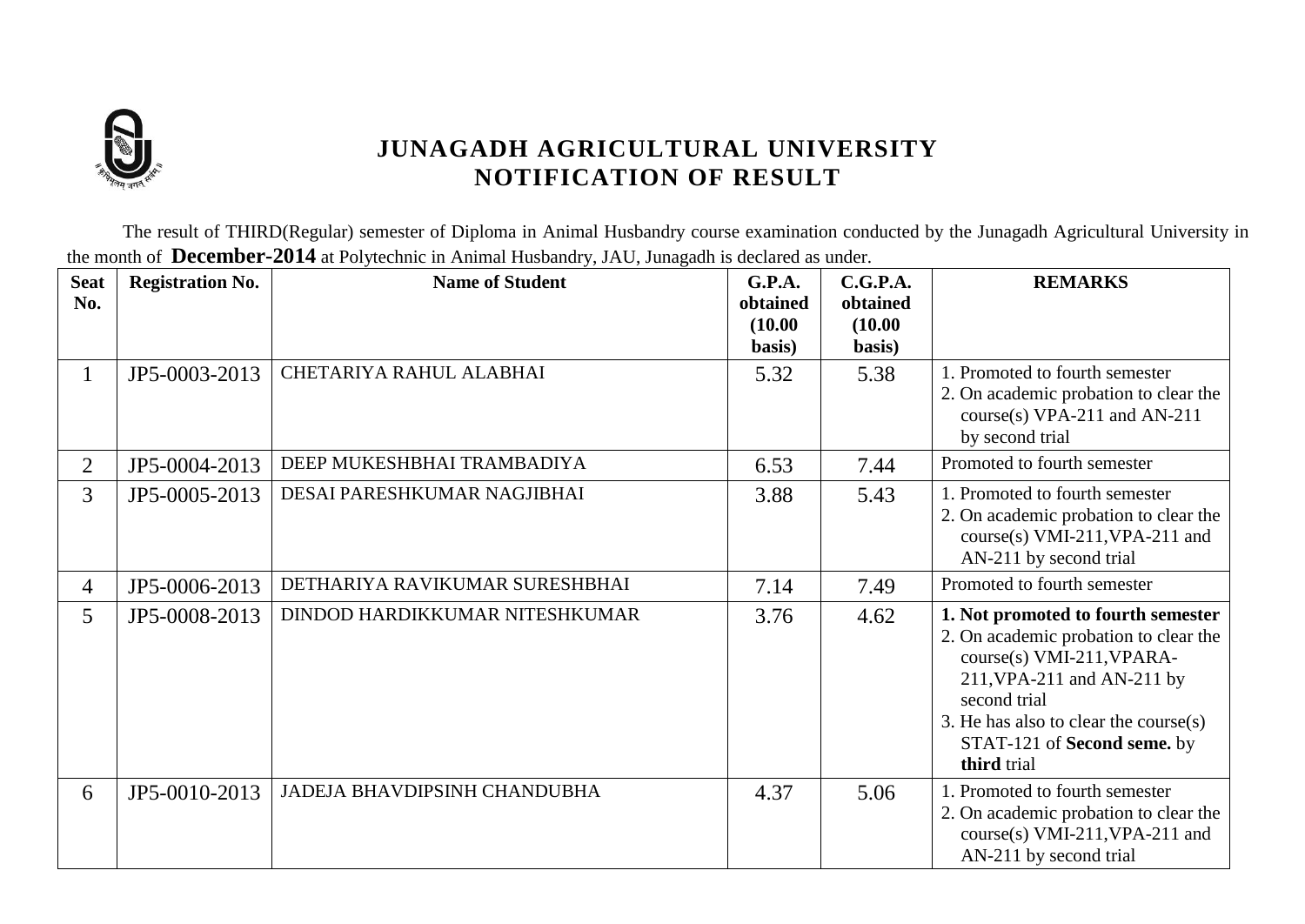# JUNAGADH AGRICULTURAL UNIVERSITY
## NOTIFICATION OF RESULT

The result of THIRD(Regular) semester of Diploma in Animal Husbandry course examination conducted by the Junagadh Agricultural University in the month of **December-2014** at Polytechnic in Animal Husbandry, JAU, Junagadh is declared as under.

| Seat No. | Registration No. | Name of Student | G.P.A. obtained (10.00 basis) | C.G.P.A. obtained (10.00 basis) | REMARKS |
|---|---|---|---|---|---|
| 1 | JP5-0003-2013 | CHETARIYA RAHUL ALABHAI | 5.32 | 5.38 | 1. Promoted to fourth semester<br>2. On academic probation to clear the course(s) VPA-211 and AN-211 by second trial |
| 2 | JP5-0004-2013 | DEEP MUKESHBHAI TRAMBADIYA | 6.53 | 7.44 | Promoted to fourth semester |
| 3 | JP5-0005-2013 | DESAI PARESHKUMAR NAGJIBHAI | 3.88 | 5.43 | 1. Promoted to fourth semester<br>2. On academic probation to clear the course(s) VMI-211,VPA-211 and AN-211 by second trial |
| 4 | JP5-0006-2013 | DETHARIYA RAVIKUMAR SURESHBHAI | 7.14 | 7.49 | Promoted to fourth semester |
| 5 | JP5-0008-2013 | DINDOD HARDIKKUMAR NITESHKUMAR | 3.76 | 4.62 | **1. Not promoted to fourth semester**<br>2. On academic probation to clear the course(s) VMI-211,VPARA-211,VPA-211 and AN-211 by second trial<br>3. He has also to clear the course(s) STAT-121 of **Second seme.** by **third** trial |
| 6 | JP5-0010-2013 | JADEJA BHAVDIPSINH CHANDUBHA | 4.37 | 5.06 | 1. Promoted to fourth semester<br>2. On academic probation to clear the course(s) VMI-211,VPA-211 and AN-211 by second trial |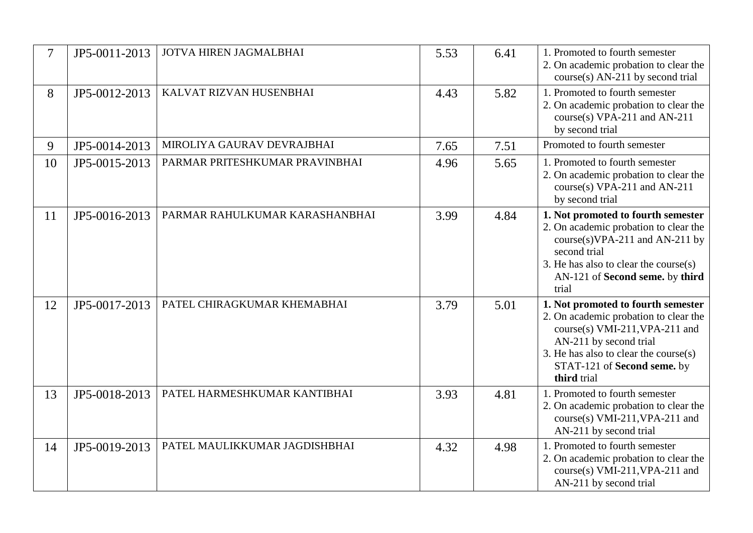| 7 | JP5-0011-2013 | JOTVA HIREN JAGMALBHAI | 5.53 | 6.41 | 1. Promoted to fourth semester<br>2. On academic probation to clear the course(s) AN-211 by second trial |
|---|---|---|---|---|---|
| 8 | JP5-0012-2013 | KALVAT RIZVAN HUSENBHAI | 4.43 | 5.82 | 1. Promoted to fourth semester<br>2. On academic probation to clear the course(s) VPA-211 and AN-211 by second trial |
| 9 | JP5-0014-2013 | MIROLIYA GAURAV DEVRAJBHAI | 7.65 | 7.51 | Promoted to fourth semester |
| 10 | JP5-0015-2013 | PARMAR PRITESHKUMAR PRAVINBHAI | 4.96 | 5.65 | 1. Promoted to fourth semester<br>2. On academic probation to clear the course(s) VPA-211 and AN-211 by second trial |
| 11 | JP5-0016-2013 | PARMAR RAHULKUMAR KARASHANBHAI | 3.99 | 4.84 | **1. Not promoted to fourth semester**<br>2. On academic probation to clear the course(s)VPA-211 and AN-211 by second trial<br>3. He has also to clear the course(s) AN-121 of **Second seme.** by **third** trial |
| 12 | JP5-0017-2013 | PATEL CHIRAGKUMAR KHEMABHAI | 3.79 | 5.01 | **1. Not promoted to fourth semester**<br>2. On academic probation to clear the course(s) VMI-211,VPA-211 and AN-211 by second trial<br>3. He has also to clear the course(s) STAT-121 of **Second seme.** by **third** trial |
| 13 | JP5-0018-2013 | PATEL HARMESHKUMAR KANTIBHAI | 3.93 | 4.81 | 1. Promoted to fourth semester<br>2. On academic probation to clear the course(s) VMI-211,VPA-211 and AN-211 by second trial |
| 14 | JP5-0019-2013 | PATEL MAULIKKUMAR JAGDISHBHAI | 4.32 | 4.98 | 1. Promoted to fourth semester<br>2. On academic probation to clear the course(s) VMI-211,VPA-211 and AN-211 by second trial |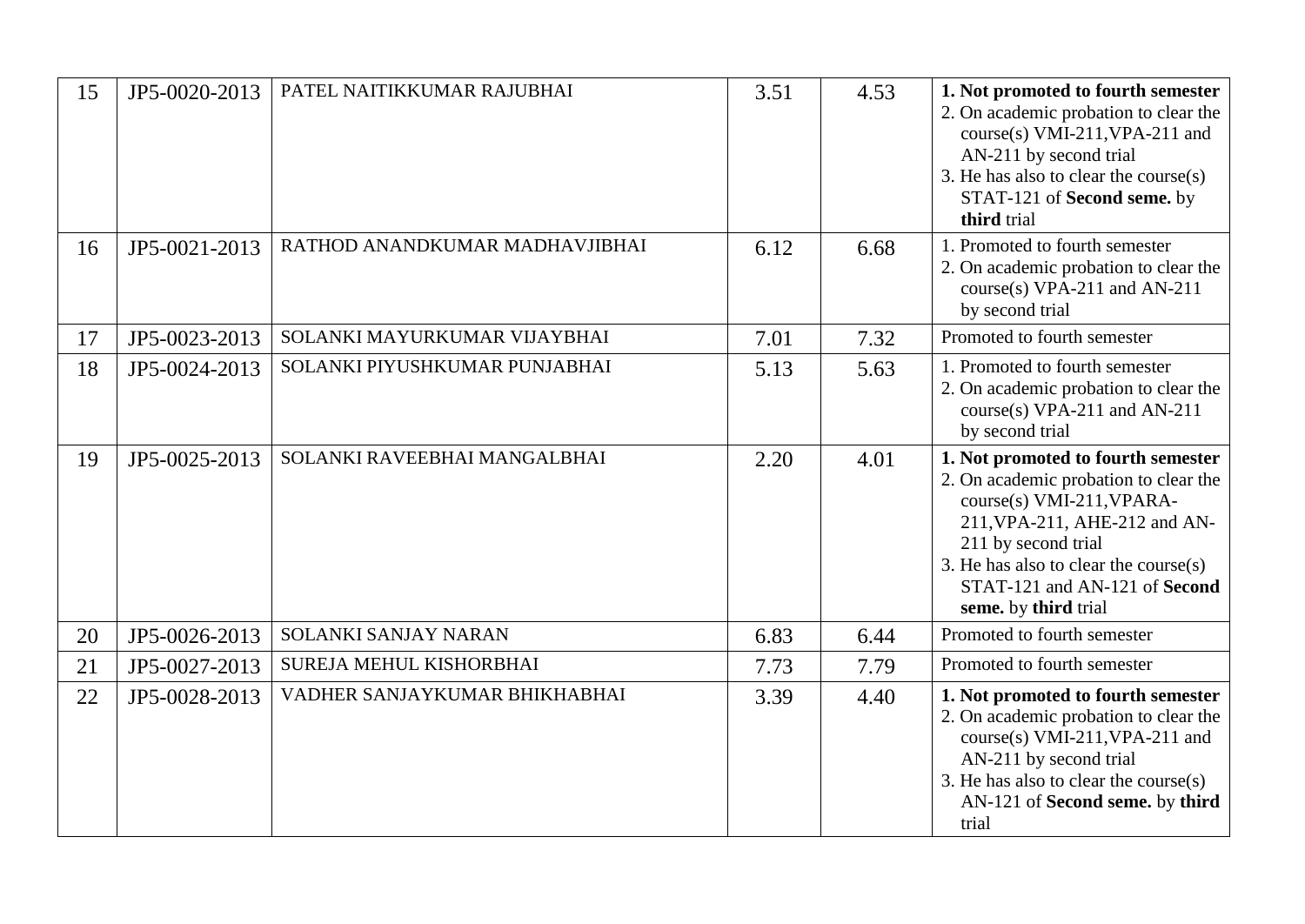| 15 | JP5-0020-2013 | PATEL NAITIKKUMAR RAJUBHAI | 3.51 | 4.53 | **1. Not promoted to fourth semester**<br>2. On academic probation to clear the course(s) VMI-211,VPA-211 and AN-211 by second trial<br>3. He has also to clear the course(s) STAT-121 of **Second seme.** by **third** trial |
|---|---|---|---|---|---|
| 16 | JP5-0021-2013 | RATHOD ANANDKUMAR MADHAVJIBHAI | 6.12 | 6.68 | 1. Promoted to fourth semester<br>2. On academic probation to clear the course(s) VPA-211 and AN-211 by second trial |
| 17 | JP5-0023-2013 | SOLANKI MAYURKUMAR VIJAYBHAI | 7.01 | 7.32 | Promoted to fourth semester |
| 18 | JP5-0024-2013 | SOLANKI PIYUSHKUMAR PUNJABHAI | 5.13 | 5.63 | 1. Promoted to fourth semester<br>2. On academic probation to clear the course(s) VPA-211 and AN-211 by second trial |
| 19 | JP5-0025-2013 | SOLANKI RAVEEBHAI MANGALBHAI | 2.20 | 4.01 | **1. Not promoted to fourth semester**<br>2. On academic probation to clear the course(s) VMI-211,VPARA-211,VPA-211, AHE-212 and AN-211 by second trial<br>3. He has also to clear the course(s) STAT-121 and AN-121 of **Second seme.** by **third** trial |
| 20 | JP5-0026-2013 | SOLANKI SANJAY NARAN | 6.83 | 6.44 | Promoted to fourth semester |
| 21 | JP5-0027-2013 | SUREJA MEHUL KISHORBHAI | 7.73 | 7.79 | Promoted to fourth semester |
| 22 | JP5-0028-2013 | VADHER SANJAYKUMAR BHIKHABHAI | 3.39 | 4.40 | **1. Not promoted to fourth semester**<br>2. On academic probation to clear the course(s) VMI-211,VPA-211 and AN-211 by second trial<br>3. He has also to clear the course(s) AN-121 of **Second seme.** by **third** trial |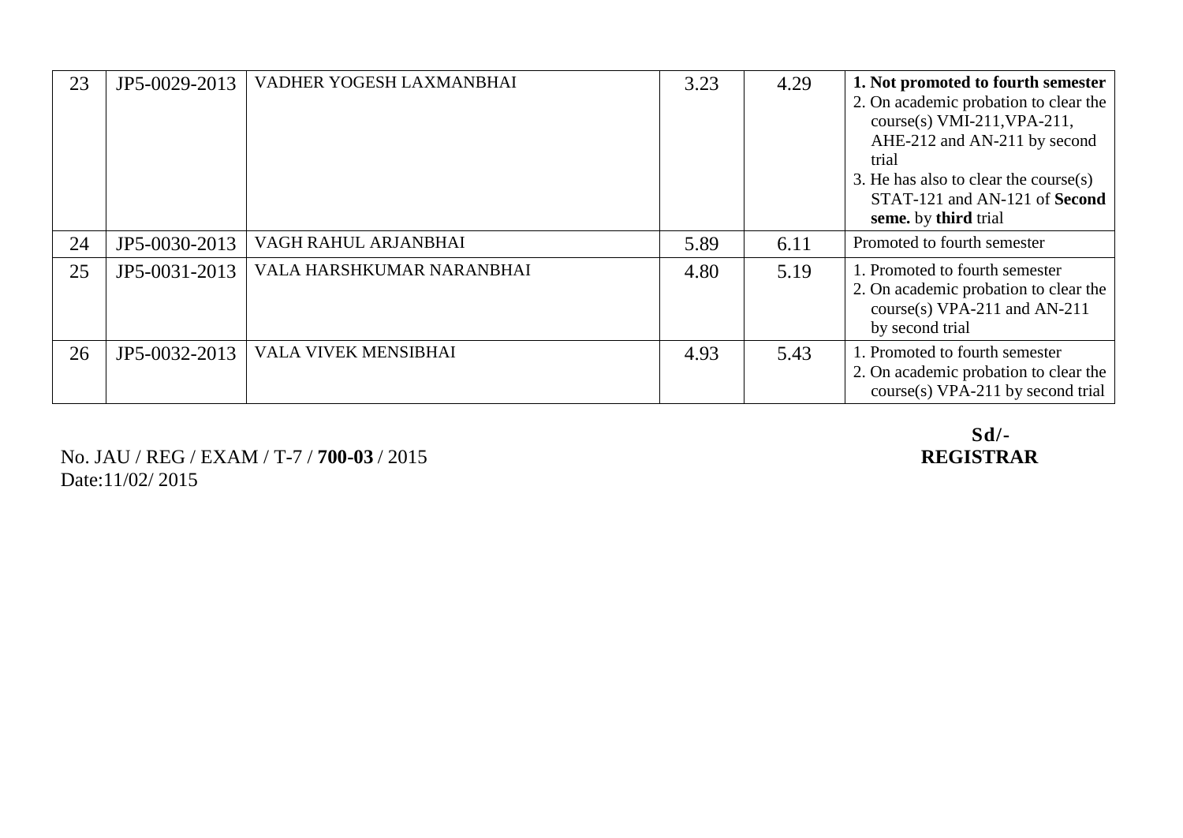| | | | | | |
|---|---|---|---|---|---|
| 23 | JP5-0029-2013 | VADHER YOGESH LAXMANBHAI | 3.23 | 4.29 | **1. Not promoted to fourth semester**<br>2. On academic probation to clear the course(s) VMI-211,VPA-211, AHE-212 and AN-211 by second trial<br>3. He has also to clear the course(s) STAT-121 and AN-121 of **Second seme.** by **third** trial |
| 24 | JP5-0030-2013 | VAGH RAHUL ARJANBHAI | 5.89 | 6.11 | Promoted to fourth semester |
| 25 | JP5-0031-2013 | VALA HARSHKUMAR NARANBHAI | 4.80 | 5.19 | 1. Promoted to fourth semester<br>2. On academic probation to clear the course(s) VPA-211 and AN-211 by second trial |
| 26 | JP5-0032-2013 | VALA VIVEK MENSIBHAI | 4.93 | 5.43 | 1. Promoted to fourth semester<br>2. On academic probation to clear the course(s) VPA-211 by second trial |

**Sd/-**
**REGISTRAR**

No. JAU / REG / EXAM / T-7 / **700-03** / 2015
Date:11/02/ 2015